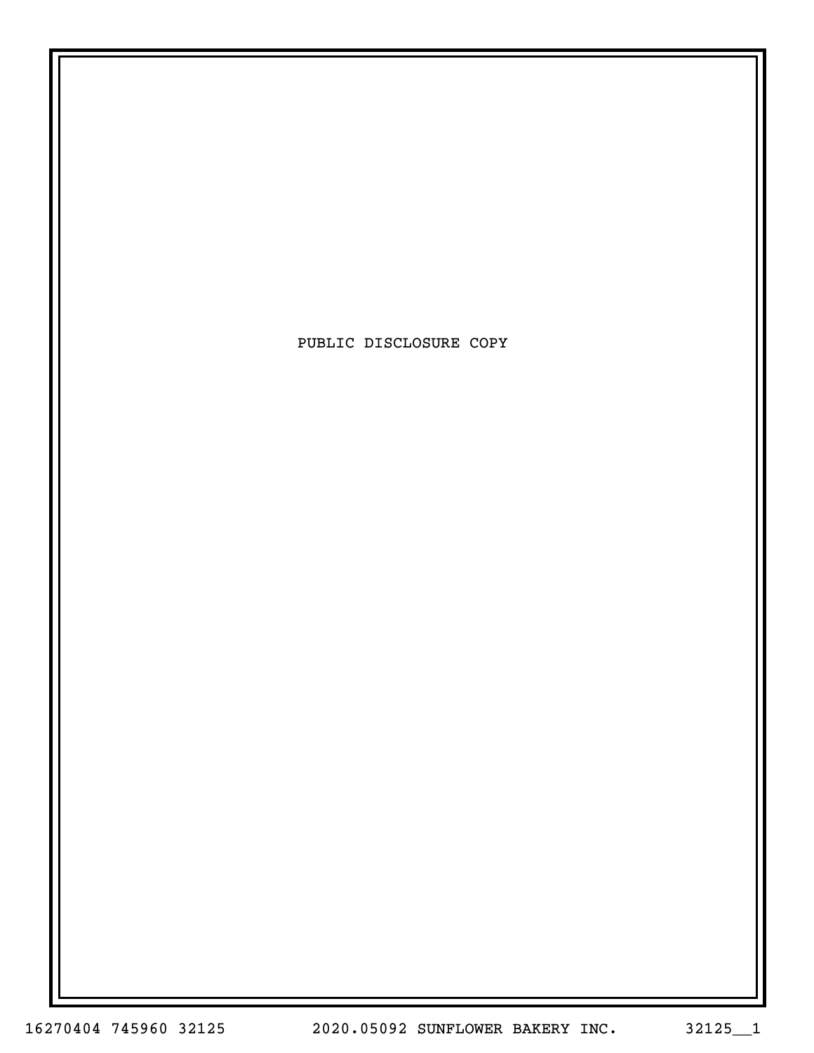PUBLIC DISCLOSURE COPY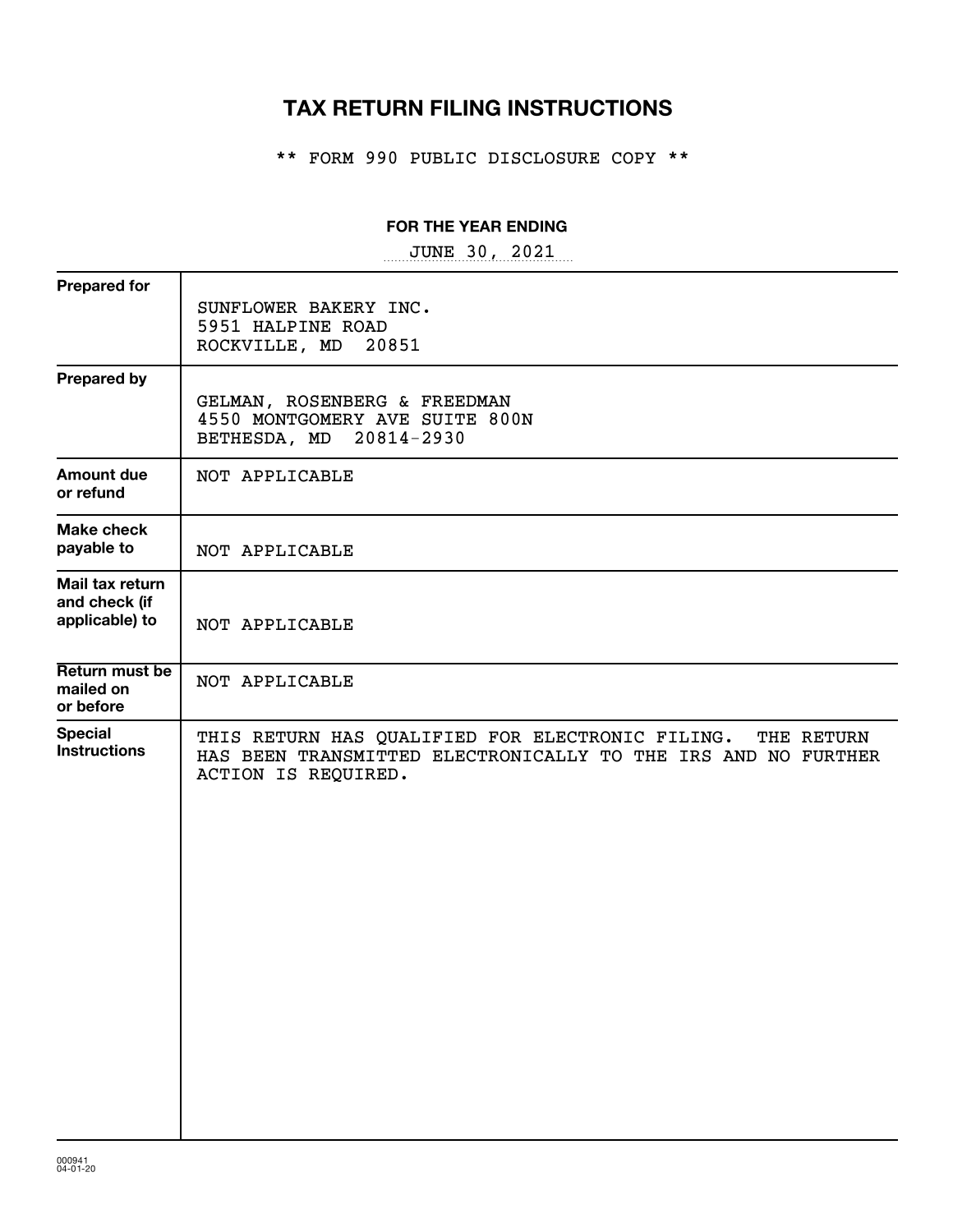# TAX RETURN FILING INSTRUCTIONS

** FORM 990 PUBLIC DISCLOSURE COPY **

**FOR THE YEAR ENDING**

JUNE 30, 2021

| | |
|---|---|
| **Prepared for** | SUNFLOWER BAKERY INC.<br>5951 HALPINE ROAD<br>ROCKVILLE, MD 20851 |
| **Prepared by** | GELMAN, ROSENBERG & FREEDMAN<br>4550 MONTGOMERY AVE SUITE 800N<br>BETHESDA, MD 20814-2930 |
| **Amount due or refund** | NOT APPLICABLE |
| **Make check payable to** | NOT APPLICABLE |
| **Mail tax return and check (if applicable) to** | NOT APPLICABLE |
| **Return must be mailed on or before** | NOT APPLICABLE |
| **Special Instructions** | THIS RETURN HAS QUALIFIED FOR ELECTRONIC FILING. THE RETURN HAS BEEN TRANSMITTED ELECTRONICALLY TO THE IRS AND NO FURTHER ACTION IS REQUIRED. |

000941
04-01-20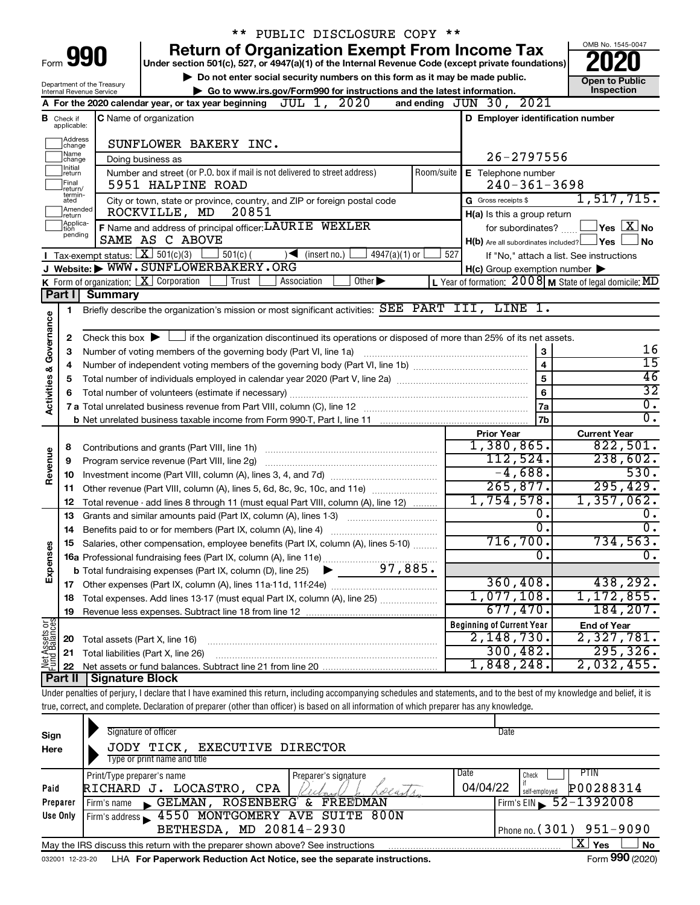\*\* PUBLIC DISCLOSURE COPY \*\*

# Form 990 — Return of Organization Exempt From Income Tax

Under section 501(c), 527, or 4947(a)(1) of the Internal Revenue Code (except private foundations)

▶ Do not enter social security numbers on this form as it may be made public.

▶ Go to www.irs.gov/Form990 for instructions and the latest information.

Department of the Treasury, Internal Revenue Service

OMB No. 1545-0047 — **2020** — Open to Public Inspection

**A** For the 2020 calendar year, or tax year beginning JUL 1, 2020 and ending JUN 30, 2021

**B** Check if applicable: Address change, Name change, Initial return, Final return/terminated, Amended return, Application pending

**C** Name of organization: SUNFLOWER BAKERY INC.

Doing business as

Number and street (or P.O. box if mail is not delivered to street address): 5951 HALPINE ROAD — Room/suite

City or town, state or province, country, and ZIP or foreign postal code: ROCKVILLE, MD 20851

**D** Employer identification number: 26-2797556

**E** Telephone number: 240-361-3698

**G** Gross receipts $ 1,517,715.

**F** Name and address of principal officer: LAURIE WEXLER, SAME AS C ABOVE

**H(a)** Is this a group return for subordinates? ☐ Yes ☒ No

**H(b)** Are all subordinates included? ☐ Yes ☐ No — If "No," attach a list. See instructions

**H(c)** Group exemption number ▶

**I** Tax-exempt status: ☒ 501(c)(3) ☐ 501(c) ( ) ◀ (insert no.) ☐ 4947(a)(1) or ☐ 527

**J** Website: ▶ WWW.SUNFLOWERBAKERY.ORG

**K** Form of organization: ☒ Corporation ☐ Trust ☐ Association ☐ Other ▶

**L** Year of formation: 2008 **M** State of legal domicile: MD

## Part I — Summary

### Activities & Governance

1. Briefly describe the organization's mission or most significant activities: SEE PART III, LINE 1.
2. Check this box ▶ ☐ if the organization discontinued its operations or disposed of more than 25% of its net assets.

| Line | Description | | Value |
|---|---|---|---|
| 3 | Number of voting members of the governing body (Part VI, line 1a) | 3 | 16 |
| 4 | Number of independent voting members of the governing body (Part VI, line 1b) | 4 | 15 |
| 5 | Total number of individuals employed in calendar year 2020 (Part V, line 2a) | 5 | 46 |
| 6 | Total number of volunteers (estimate if necessary) | 6 | 32 |
| 7a | Total unrelated business revenue from Part VIII, column (C), line 12 | 7a | 0. |
| 7b | Net unrelated business taxable income from Form 990-T, Part I, line 11 | 7b | 0. |

### Revenue / Expenses

| Line | Description | Prior Year | Current Year |
|---|---|---|---|
| 8 | Contributions and grants (Part VIII, line 1h) | 1,380,865. | 822,501. |
| 9 | Program service revenue (Part VIII, line 2g) | 112,524. | 238,602. |
| 10 | Investment income (Part VIII, column (A), lines 3, 4, and 7d) | -4,688. | 530. |
| 11 | Other revenue (Part VIII, column (A), lines 5, 6d, 8c, 9c, 10c, and 11e) | 265,877. | 295,429. |
| 12 | Total revenue - add lines 8 through 11 (must equal Part VIII, column (A), line 12) | 1,754,578. | 1,357,062. |
| 13 | Grants and similar amounts paid (Part IX, column (A), lines 1-3) | 0. | 0. |
| 14 | Benefits paid to or for members (Part IX, column (A), line 4) | 0. | 0. |
| 15 | Salaries, other compensation, employee benefits (Part IX, column (A), lines 5-10) | 716,700. | 734,563. |
| 16a | Professional fundraising fees (Part IX, column (A), line 11e) | 0. | 0. |
| 16b | Total fundraising expenses (Part IX, column (D), line 25) ▶ 97,885. | | |
| 17 | Other expenses (Part IX, column (A), lines 11a-11d, 11f-24e) | 360,408. | 438,292. |
| 18 | Total expenses. Add lines 13-17 (must equal Part IX, column (A), line 25) | 1,077,108. | 1,172,855. |
| 19 | Revenue less expenses. Subtract line 18 from line 12 | 677,470. | 184,207. |

### Net Assets or Fund Balances

| Line | Description | Beginning of Current Year | End of Year |
|---|---|---|---|
| 20 | Total assets (Part X, line 16) | 2,148,730. | 2,327,781. |
| 21 | Total liabilities (Part X, line 26) | 300,482. | 295,326. |
| 22 | Net assets or fund balances. Subtract line 21 from line 20 | 1,848,248. | 2,032,455. |

## Part II — Signature Block

Under penalties of perjury, I declare that I have examined this return, including accompanying schedules and statements, and to the best of my knowledge and belief, it is true, correct, and complete. Declaration of preparer (other than officer) is based on all information of which preparer has any knowledge.

**Sign Here**

Signature of officer — Date

JODY TICK, EXECUTIVE DIRECTOR

Type or print name and title

**Paid Preparer Use Only**

| Print/Type preparer's name | Preparer's signature | Date | Check ☐ if self-employed | PTIN |
|---|---|---|---|---|
| RICHARD J. LOCASTRO, CPA | Richard J. Locastro | 04/04/22 | | P00288314 |

Firm's name ▶ GELMAN, ROSENBERG & FREEDMAN — Firm's EIN ▶ 52-1392008

Firm's address ▶ 4550 MONTGOMERY AVE SUITE 800N, BETHESDA, MD 20814-2930 — Phone no. (301) 951-9090

May the IRS discuss this return with the preparer shown above? See instructions ☒ Yes ☐ No

032001 12-23-20 LHA For Paperwork Reduction Act Notice, see the separate instructions. Form **990** (2020)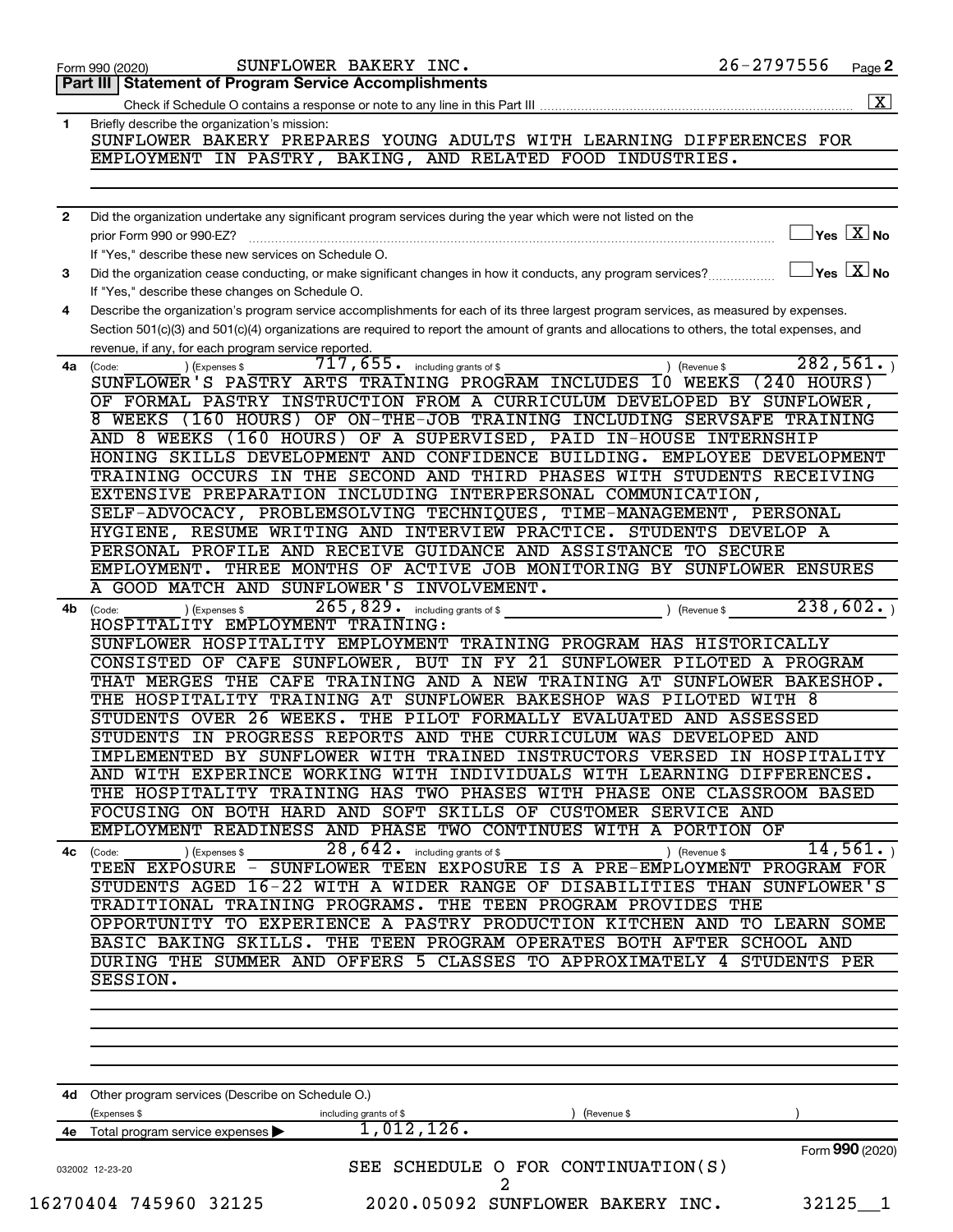Form 990 (2020) SUNFLOWER BAKERY INC. 26-2797556 Page **2**

## Part III Statement of Program Service Accomplishments

Check if Schedule O contains a response or note to any line in this Part III ..... [X]

**1** Briefly describe the organization's mission:

SUNFLOWER BAKERY PREPARES YOUNG ADULTS WITH LEARNING DIFFERENCES FOR EMPLOYMENT IN PASTRY, BAKING, AND RELATED FOOD INDUSTRIES.

**2** Did the organization undertake any significant program services during the year which were not listed on the prior Form 990 or 990-EZ? ..... [ ] Yes [X] No

If "Yes," describe these new services on Schedule O.

**3** Did the organization cease conducting, or make significant changes in how it conducts, any program services? ..... [ ] Yes [X] No

If "Yes," describe these changes on Schedule O.

**4** Describe the organization's program service accomplishments for each of its three largest program services, as measured by expenses. Section 501(c)(3) and 501(c)(4) organizations are required to report the amount of grants and allocations to others, the total expenses, and revenue, if any, for each program service reported.

**4a** (Code: ) (Expenses $ 717,655. including grants of $ ) (Revenue $ 282,561. )

SUNFLOWER'S PASTRY ARTS TRAINING PROGRAM INCLUDES 10 WEEKS (240 HOURS) OF FORMAL PASTRY INSTRUCTION FROM A CURRICULUM DEVELOPED BY SUNFLOWER, 8 WEEKS (160 HOURS) OF ON-THE-JOB TRAINING INCLUDING SERVSAFE TRAINING AND 8 WEEKS (160 HOURS) OF A SUPERVISED, PAID IN-HOUSE INTERNSHIP HONING SKILLS DEVELOPMENT AND CONFIDENCE BUILDING. EMPLOYEE DEVELOPMENT TRAINING OCCURS IN THE SECOND AND THIRD PHASES WITH STUDENTS RECEIVING EXTENSIVE PREPARATION INCLUDING INTERPERSONAL COMMUNICATION, SELF-ADVOCACY, PROBLEMSOLVING TECHNIQUES, TIME-MANAGEMENT, PERSONAL HYGIENE, RESUME WRITING AND INTERVIEW PRACTICE. STUDENTS DEVELOP A PERSONAL PROFILE AND RECEIVE GUIDANCE AND ASSISTANCE TO SECURE EMPLOYMENT. THREE MONTHS OF ACTIVE JOB MONITORING BY SUNFLOWER ENSURES A GOOD MATCH AND SUNFLOWER'S INVOLVEMENT.

**4b** (Code: ) (Expenses $ 265,829. including grants of $ ) (Revenue $ 238,602. )

HOSPITALITY EMPLOYMENT TRAINING:
SUNFLOWER HOSPITALITY EMPLOYMENT TRAINING PROGRAM HAS HISTORICALLY CONSISTED OF CAFE SUNFLOWER, BUT IN FY 21 SUNFLOWER PILOTED A PROGRAM THAT MERGES THE CAFE TRAINING AND A NEW TRAINING AT SUNFLOWER BAKESHOP. THE HOSPITALITY TRAINING AT SUNFLOWER BAKESHOP WAS PILOTED WITH 8 STUDENTS OVER 26 WEEKS. THE PILOT FORMALLY EVALUATED AND ASSESSED STUDENTS IN PROGRESS REPORTS AND THE CURRICULUM WAS DEVELOPED AND IMPLEMENTED BY SUNFLOWER WITH TRAINED INSTRUCTORS VERSED IN HOSPITALITY AND WITH EXPERINCE WORKING WITH INDIVIDUALS WITH LEARNING DIFFERENCES. THE HOSPITALITY TRAINING HAS TWO PHASES WITH PHASE ONE CLASSROOM BASED FOCUSING ON BOTH HARD AND SOFT SKILLS OF CUSTOMER SERVICE AND EMPLOYMENT READINESS AND PHASE TWO CONTINUES WITH A PORTION OF

**4c** (Code: ) (Expenses $ 28,642. including grants of $ ) (Revenue $ 14,561. )

TEEN EXPOSURE - SUNFLOWER TEEN EXPOSURE IS A PRE-EMPLOYMENT PROGRAM FOR STUDENTS AGED 16-22 WITH A WIDER RANGE OF DISABILITIES THAN SUNFLOWER'S TRADITIONAL TRAINING PROGRAMS. THE TEEN PROGRAM PROVIDES THE OPPORTUNITY TO EXPERIENCE A PASTRY PRODUCTION KITCHEN AND TO LEARN SOME BASIC BAKING SKILLS. THE TEEN PROGRAM OPERATES BOTH AFTER SCHOOL AND DURING THE SUMMER AND OFFERS 5 CLASSES TO APPROXIMATELY 4 STUDENTS PER SESSION.

**4d** Other program services (Describe on Schedule O.)
(Expenses $ including grants of $ ) (Revenue $ )

**4e** Total program service expenses ▶ 1,012,126.

SEE SCHEDULE O FOR CONTINUATION(S)

Form **990** (2020)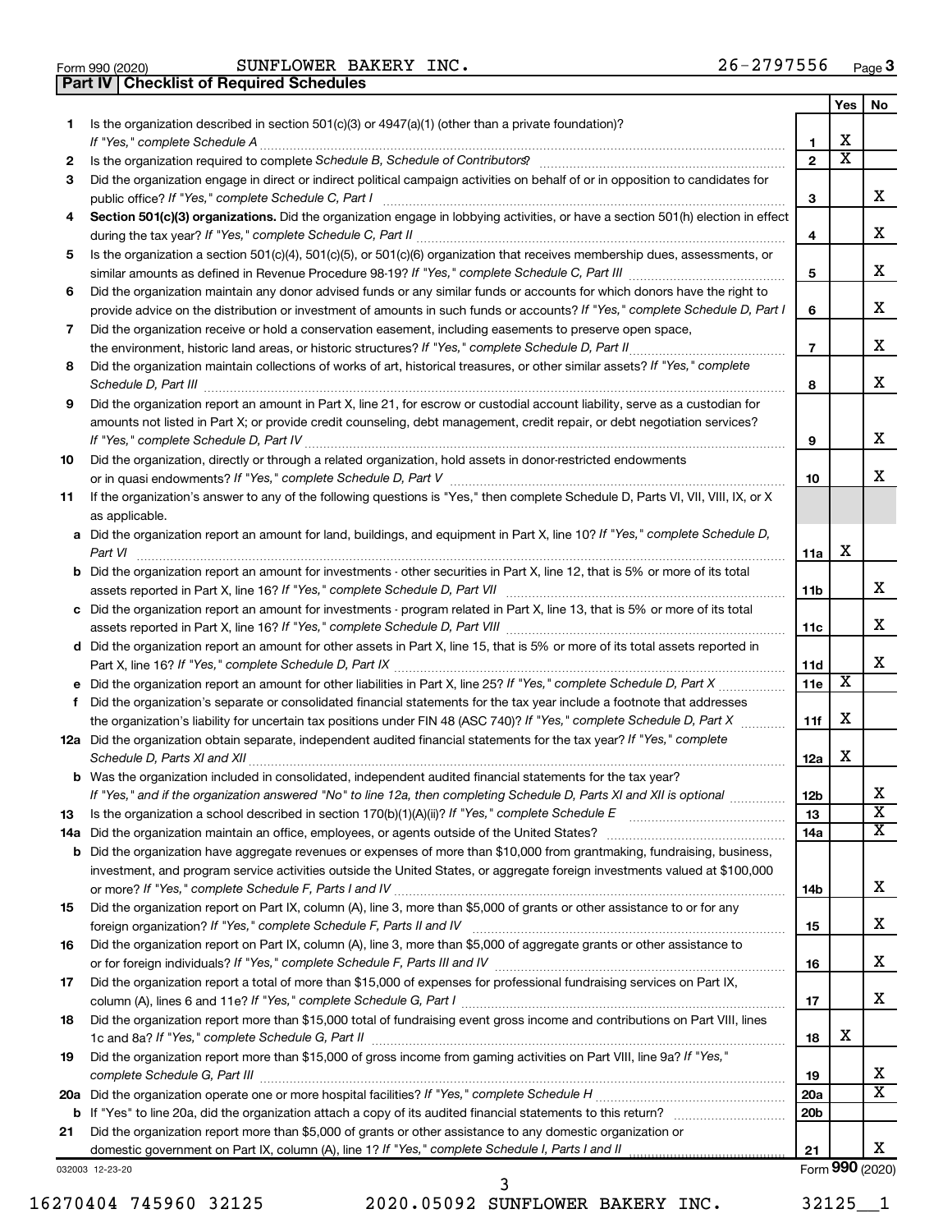Form 990 (2020) SUNFLOWER BAKERY INC. 26-2797556 Page 3

**Part IV | Checklist of Required Schedules**

| | | | Yes | No |
|---|---|---|---|---|
| 1 | Is the organization described in section 501(c)(3) or 4947(a)(1) (other than a private foundation)? *If "Yes," complete Schedule A* | 1 | X | |
| 2 | Is the organization required to complete *Schedule B, Schedule of Contributors*? | 2 | X | |
| 3 | Did the organization engage in direct or indirect political campaign activities on behalf of or in opposition to candidates for public office? *If "Yes," complete Schedule C, Part I* | 3 | | X |
| 4 | **Section 501(c)(3) organizations.** Did the organization engage in lobbying activities, or have a section 501(h) election in effect during the tax year? *If "Yes," complete Schedule C, Part II* | 4 | | X |
| 5 | Is the organization a section 501(c)(4), 501(c)(5), or 501(c)(6) organization that receives membership dues, assessments, or similar amounts as defined in Revenue Procedure 98-19? *If "Yes," complete Schedule C, Part III* | 5 | | X |
| 6 | Did the organization maintain any donor advised funds or any similar funds or accounts for which donors have the right to provide advice on the distribution or investment of amounts in such funds or accounts? *If "Yes," complete Schedule D, Part I* | 6 | | X |
| 7 | Did the organization receive or hold a conservation easement, including easements to preserve open space, the environment, historic land areas, or historic structures? *If "Yes," complete Schedule D, Part II* | 7 | | X |
| 8 | Did the organization maintain collections of works of art, historical treasures, or other similar assets? *If "Yes," complete Schedule D, Part III* | 8 | | X |
| 9 | Did the organization report an amount in Part X, line 21, for escrow or custodial account liability, serve as a custodian for amounts not listed in Part X; or provide credit counseling, debt management, credit repair, or debt negotiation services? *If "Yes," complete Schedule D, Part IV* | 9 | | X |
| 10 | Did the organization, directly or through a related organization, hold assets in donor-restricted endowments or in quasi endowments? *If "Yes," complete Schedule D, Part V* | 10 | | X |
| 11 | If the organization's answer to any of the following questions is "Yes," then complete Schedule D, Parts VI, VII, VIII, IX, or X as applicable. | | | |
| a | Did the organization report an amount for land, buildings, and equipment in Part X, line 10? *If "Yes," complete Schedule D, Part VI* | 11a | X | |
| b | Did the organization report an amount for investments - other securities in Part X, line 12, that is 5% or more of its total assets reported in Part X, line 16? *If "Yes," complete Schedule D, Part VII* | 11b | | X |
| c | Did the organization report an amount for investments - program related in Part X, line 13, that is 5% or more of its total assets reported in Part X, line 16? *If "Yes," complete Schedule D, Part VIII* | 11c | | X |
| d | Did the organization report an amount for other assets in Part X, line 15, that is 5% or more of its total assets reported in Part X, line 16? *If "Yes," complete Schedule D, Part IX* | 11d | | X |
| e | Did the organization report an amount for other liabilities in Part X, line 25? *If "Yes," complete Schedule D, Part X* | 11e | X | |
| f | Did the organization's separate or consolidated financial statements for the tax year include a footnote that addresses the organization's liability for uncertain tax positions under FIN 48 (ASC 740)? *If "Yes," complete Schedule D, Part X* | 11f | X | |
| 12a | Did the organization obtain separate, independent audited financial statements for the tax year? *If "Yes," complete Schedule D, Parts XI and XII* | 12a | X | |
| b | Was the organization included in consolidated, independent audited financial statements for the tax year? *If "Yes," and if the organization answered "No" to line 12a, then completing Schedule D, Parts XI and XII is optional* | 12b | | X |
| 13 | Is the organization a school described in section 170(b)(1)(A)(ii)? *If "Yes," complete Schedule E* | 13 | | X |
| 14a | Did the organization maintain an office, employees, or agents outside of the United States? | 14a | | X |
| b | Did the organization have aggregate revenues or expenses of more than $10,000 from grantmaking, fundraising, business, investment, and program service activities outside the United States, or aggregate foreign investments valued at $100,000 or more? *If "Yes," complete Schedule F, Parts I and IV* | 14b | | X |
| 15 | Did the organization report on Part IX, column (A), line 3, more than $5,000 of grants or other assistance to or for any foreign organization? *If "Yes," complete Schedule F, Parts II and IV* | 15 | | X |
| 16 | Did the organization report on Part IX, column (A), line 3, more than $5,000 of aggregate grants or other assistance to or for foreign individuals? *If "Yes," complete Schedule F, Parts III and IV* | 16 | | X |
| 17 | Did the organization report a total of more than $15,000 of expenses for professional fundraising services on Part IX, column (A), lines 6 and 11e? *If "Yes," complete Schedule G, Part I* | 17 | | X |
| 18 | Did the organization report more than $15,000 total of fundraising event gross income and contributions on Part VIII, lines 1c and 8a? *If "Yes," complete Schedule G, Part II* | 18 | X | |
| 19 | Did the organization report more than $15,000 of gross income from gaming activities on Part VIII, line 9a? *If "Yes," complete Schedule G, Part III* | 19 | | X |
| 20a | Did the organization operate one or more hospital facilities? *If "Yes," complete Schedule H* | 20a | | X |
| b | If "Yes" to line 20a, did the organization attach a copy of its audited financial statements to this return? | 20b | | |
| 21 | Did the organization report more than $5,000 of grants or other assistance to any domestic organization or domestic government on Part IX, column (A), line 1? *If "Yes," complete Schedule I, Parts I and II* | 21 | | X |

032003 12-23-20 Form **990** (2020)

16270404 745960 32125 2020.05092 SUNFLOWER BAKERY INC. 32125__1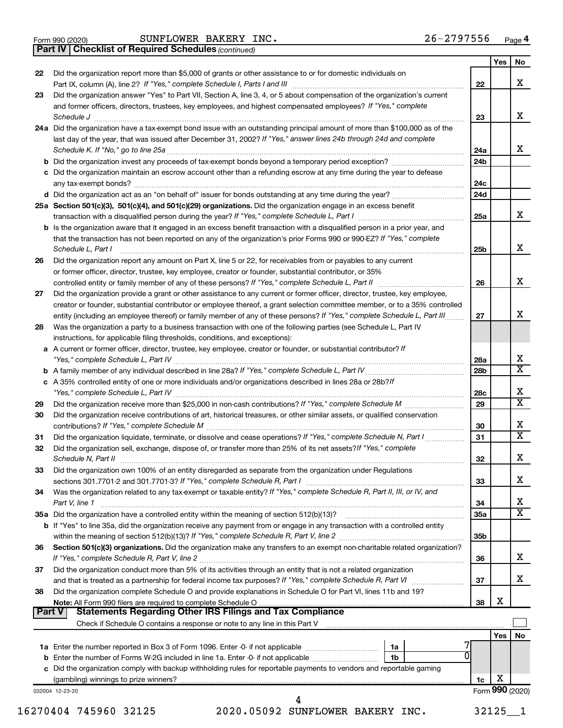Form 990 (2020) SUNFLOWER BAKERY INC. 26-2797556 Page 4

**Part IV | Checklist of Required Schedules** *(continued)*

| | | | Yes | No |
|---|---|---|---|---|
| 22 | Did the organization report more than $5,000 of grants or other assistance to or for domestic individuals on Part IX, column (A), line 2? *If "Yes," complete Schedule I, Parts I and III* | 22 | | X |
| 23 | Did the organization answer "Yes" to Part VII, Section A, line 3, 4, or 5 about compensation of the organization's current and former officers, directors, trustees, key employees, and highest compensated employees? *If "Yes," complete Schedule J* | 23 | | X |
| 24a | Did the organization have a tax-exempt bond issue with an outstanding principal amount of more than $100,000 as of the last day of the year, that was issued after December 31, 2002? *If "Yes," answer lines 24b through 24d and complete Schedule K. If "No," go to line 25a* | 24a | | X |
| b | Did the organization invest any proceeds of tax-exempt bonds beyond a temporary period exception? | 24b | | |
| c | Did the organization maintain an escrow account other than a refunding escrow at any time during the year to defease any tax-exempt bonds? | 24c | | |
| d | Did the organization act as an "on behalf of" issuer for bonds outstanding at any time during the year? | 24d | | |
| 25a | **Section 501(c)(3), 501(c)(4), and 501(c)(29) organizations.** Did the organization engage in an excess benefit transaction with a disqualified person during the year? *If "Yes," complete Schedule L, Part I* | 25a | | X |
| b | Is the organization aware that it engaged in an excess benefit transaction with a disqualified person in a prior year, and that the transaction has not been reported on any of the organization's prior Forms 990 or 990-EZ? *If "Yes," complete Schedule L, Part I* | 25b | | X |
| 26 | Did the organization report any amount on Part X, line 5 or 22, for receivables from or payables to any current or former officer, director, trustee, key employee, creator or founder, substantial contributor, or 35% controlled entity or family member of any of these persons? *If "Yes," complete Schedule L, Part II* | 26 | | X |
| 27 | Did the organization provide a grant or other assistance to any current or former officer, director, trustee, key employee, creator or founder, substantial contributor or employee thereof, a grant selection committee member, or to a 35% controlled entity (including an employee thereof) or family member of any of these persons? *If "Yes," complete Schedule L, Part III* | 27 | | X |
| 28 | Was the organization a party to a business transaction with one of the following parties (see Schedule L, Part IV instructions, for applicable filing thresholds, conditions, and exceptions): | | | |
| a | A current or former officer, director, trustee, key employee, creator or founder, or substantial contributor? *If "Yes," complete Schedule L, Part IV* | 28a | | X |
| b | A family member of any individual described in line 28a? *If "Yes," complete Schedule L, Part IV* | 28b | | X |
| c | A 35% controlled entity of one or more individuals and/or organizations described in lines 28a or 28b? *If "Yes," complete Schedule L, Part IV* | 28c | | X |
| 29 | Did the organization receive more than $25,000 in non-cash contributions? *If "Yes," complete Schedule M* | 29 | | X |
| 30 | Did the organization receive contributions of art, historical treasures, or other similar assets, or qualified conservation contributions? *If "Yes," complete Schedule M* | 30 | | X |
| 31 | Did the organization liquidate, terminate, or dissolve and cease operations? *If "Yes," complete Schedule N, Part I* | 31 | | X |
| 32 | Did the organization sell, exchange, dispose of, or transfer more than 25% of its net assets? *If "Yes," complete Schedule N, Part II* | 32 | | X |
| 33 | Did the organization own 100% of an entity disregarded as separate from the organization under Regulations sections 301.7701-2 and 301.7701-3? *If "Yes," complete Schedule R, Part I* | 33 | | X |
| 34 | Was the organization related to any tax-exempt or taxable entity? *If "Yes," complete Schedule R, Part II, III, or IV, and Part V, line 1* | 34 | | X |
| 35a | Did the organization have a controlled entity within the meaning of section 512(b)(13)? | 35a | | X |
| b | If "Yes" to line 35a, did the organization receive any payment from or engage in any transaction with a controlled entity within the meaning of section 512(b)(13)? *If "Yes," complete Schedule R, Part V, line 2* | 35b | | |
| 36 | **Section 501(c)(3) organizations.** Did the organization make any transfers to an exempt non-charitable related organization? *If "Yes," complete Schedule R, Part V, line 2* | 36 | | X |
| 37 | Did the organization conduct more than 5% of its activities through an entity that is not a related organization and that is treated as a partnership for federal income tax purposes? *If "Yes," complete Schedule R, Part VI* | 37 | | X |
| 38 | Did the organization complete Schedule O and provide explanations in Schedule O for Part VI, lines 11b and 19? **Note:** All Form 990 filers are required to complete Schedule O | 38 | X | |

**Part V | Statements Regarding Other IRS Filings and Tax Compliance**

Check if Schedule O contains a response or note to any line in this Part V ☐

| | | | | | Yes | No |
|---|---|---|---|---|---|---|
| 1a | Enter the number reported in Box 3 of Form 1096. Enter -0- if not applicable | 1a | 7 | | | |
| b | Enter the number of Forms W-2G included in line 1a. Enter -0- if not applicable | 1b | 0 | | | |
| c | Did the organization comply with backup withholding rules for reportable payments to vendors and reportable gaming (gambling) winnings to prize winners? | | | 1c | X | |

032004 12-23-20 Form **990** (2020)

16270404 745960 32125 2020.05092 SUNFLOWER BAKERY INC. 32125__1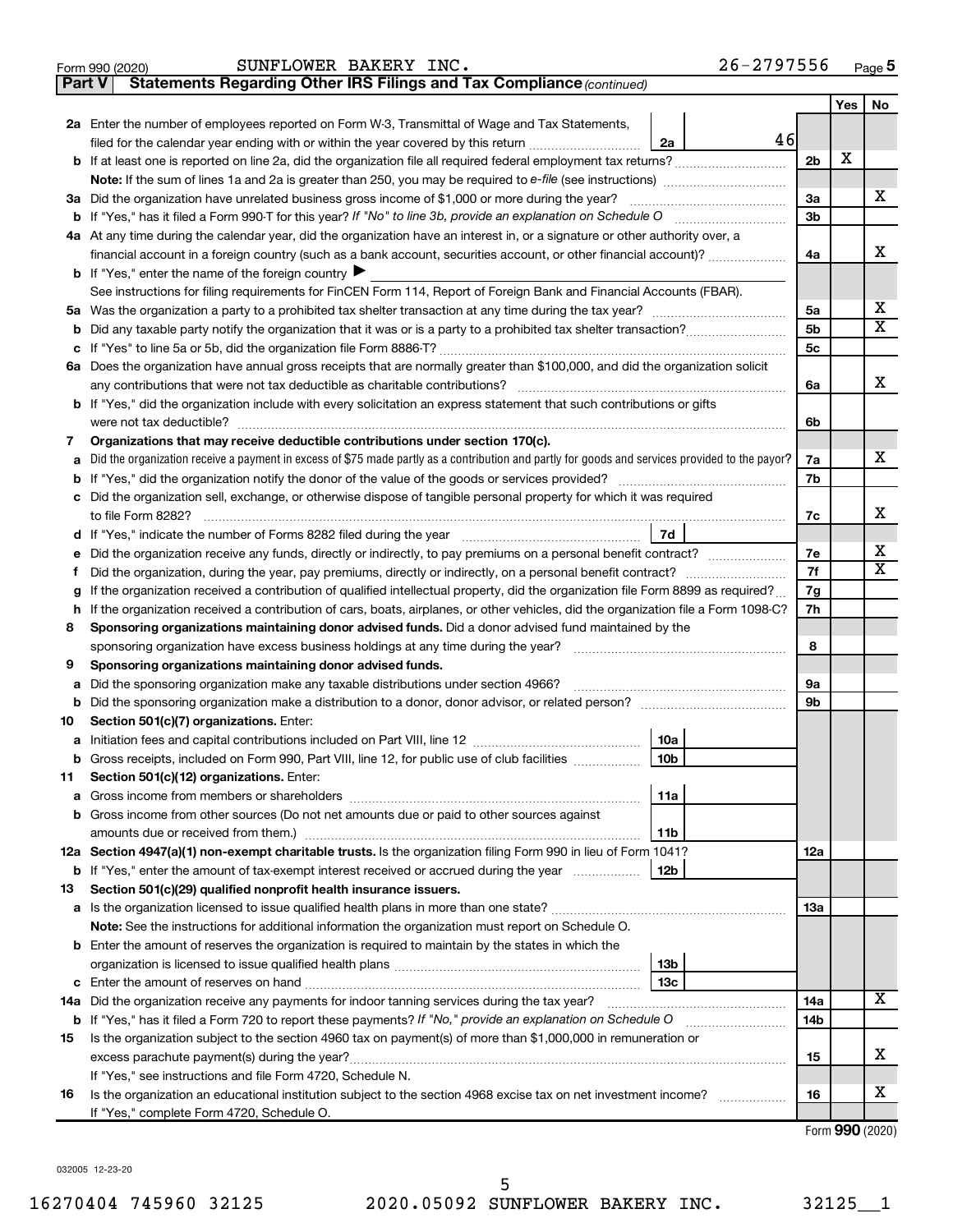Form 990 (2020) SUNFLOWER BAKERY INC. 26-2797556 Page 5

**Part V Statements Regarding Other IRS Filings and Tax Compliance** *(continued)*

| | | | | | Yes | No |
|---|---|---|---|---|---|---|
| **2a** | Enter the number of employees reported on Form W-3, Transmittal of Wage and Tax Statements, filed for the calendar year ending with or within the year covered by this return | 2a | 46 | | | |
| **b** | If at least one is reported on line 2a, did the organization file all required federal employment tax returns? | | | 2b | X | |
| | **Note:** If the sum of lines 1a and 2a is greater than 250, you may be required to *e-file* (see instructions) | | | | | |
| **3a** | Did the organization have unrelated business gross income of $1,000 or more during the year? | | | 3a | | X |
| **b** | If "Yes," has it filed a Form 990-T for this year? *If "No" to line 3b, provide an explanation on Schedule O* | | | 3b | | |
| **4a** | At any time during the calendar year, did the organization have an interest in, or a signature or other authority over, a financial account in a foreign country (such as a bank account, securities account, or other financial account)? | | | 4a | | X |
| **b** | If "Yes," enter the name of the foreign country ▶ | | | | | |
| | See instructions for filing requirements for FinCEN Form 114, Report of Foreign Bank and Financial Accounts (FBAR). | | | | | |
| **5a** | Was the organization a party to a prohibited tax shelter transaction at any time during the tax year? | | | 5a | | X |
| **b** | Did any taxable party notify the organization that it was or is a party to a prohibited tax shelter transaction? | | | 5b | | X |
| **c** | If "Yes" to line 5a or 5b, did the organization file Form 8886-T? | | | 5c | | |
| **6a** | Does the organization have annual gross receipts that are normally greater than $100,000, and did the organization solicit any contributions that were not tax deductible as charitable contributions? | | | 6a | | X |
| **b** | If "Yes," did the organization include with every solicitation an express statement that such contributions or gifts were not tax deductible? | | | 6b | | |
| **7** | **Organizations that may receive deductible contributions under section 170(c).** | | | | | |
| **a** | Did the organization receive a payment in excess of $75 made partly as a contribution and partly for goods and services provided to the payor? | | | 7a | | X |
| **b** | If "Yes," did the organization notify the donor of the value of the goods or services provided? | | | 7b | | |
| **c** | Did the organization sell, exchange, or otherwise dispose of tangible personal property for which it was required to file Form 8282? | | | 7c | | X |
| **d** | If "Yes," indicate the number of Forms 8282 filed during the year | 7d | | | | |
| **e** | Did the organization receive any funds, directly or indirectly, to pay premiums on a personal benefit contract? | | | 7e | | X |
| **f** | Did the organization, during the year, pay premiums, directly or indirectly, on a personal benefit contract? | | | 7f | | X |
| **g** | If the organization received a contribution of qualified intellectual property, did the organization file Form 8899 as required? | | | 7g | | |
| **h** | If the organization received a contribution of cars, boats, airplanes, or other vehicles, did the organization file a Form 1098-C? | | | 7h | | |
| **8** | **Sponsoring organizations maintaining donor advised funds.** Did a donor advised fund maintained by the sponsoring organization have excess business holdings at any time during the year? | | | 8 | | |
| **9** | **Sponsoring organizations maintaining donor advised funds.** | | | | | |
| **a** | Did the sponsoring organization make any taxable distributions under section 4966? | | | 9a | | |
| **b** | Did the sponsoring organization make a distribution to a donor, donor advisor, or related person? | | | 9b | | |
| **10** | **Section 501(c)(7) organizations.** Enter: | | | | | |
| **a** | Initiation fees and capital contributions included on Part VIII, line 12 | 10a | | | | |
| **b** | Gross receipts, included on Form 990, Part VIII, line 12, for public use of club facilities | 10b | | | | |
| **11** | **Section 501(c)(12) organizations.** Enter: | | | | | |
| **a** | Gross income from members or shareholders | 11a | | | | |
| **b** | Gross income from other sources (Do not net amounts due or paid to other sources against amounts due or received from them.) | 11b | | | | |
| **12a** | **Section 4947(a)(1) non-exempt charitable trusts.** Is the organization filing Form 990 in lieu of Form 1041? | | | 12a | | |
| **b** | If "Yes," enter the amount of tax-exempt interest received or accrued during the year | 12b | | | | |
| **13** | **Section 501(c)(29) qualified nonprofit health insurance issuers.** | | | | | |
| **a** | Is the organization licensed to issue qualified health plans in more than one state? | | | 13a | | |
| | **Note:** See the instructions for additional information the organization must report on Schedule O. | | | | | |
| **b** | Enter the amount of reserves the organization is required to maintain by the states in which the organization is licensed to issue qualified health plans | 13b | | | | |
| **c** | Enter the amount of reserves on hand | 13c | | | | |
| **14a** | Did the organization receive any payments for indoor tanning services during the tax year? | | | 14a | | X |
| **b** | If "Yes," has it filed a Form 720 to report these payments? *If "No," provide an explanation on Schedule O* | | | 14b | | |
| **15** | Is the organization subject to the section 4960 tax on payment(s) of more than $1,000,000 in remuneration or excess parachute payment(s) during the year? | | | 15 | | X |
| | If "Yes," see instructions and file Form 4720, Schedule N. | | | | | |
| **16** | Is the organization an educational institution subject to the section 4968 excise tax on net investment income? | | | 16 | | X |
| | If "Yes," complete Form 4720, Schedule O. | | | | | |

Form **990** (2020)

032005 12-23-20

16270404 745960 32125 2020.05092 SUNFLOWER BAKERY INC. 32125__1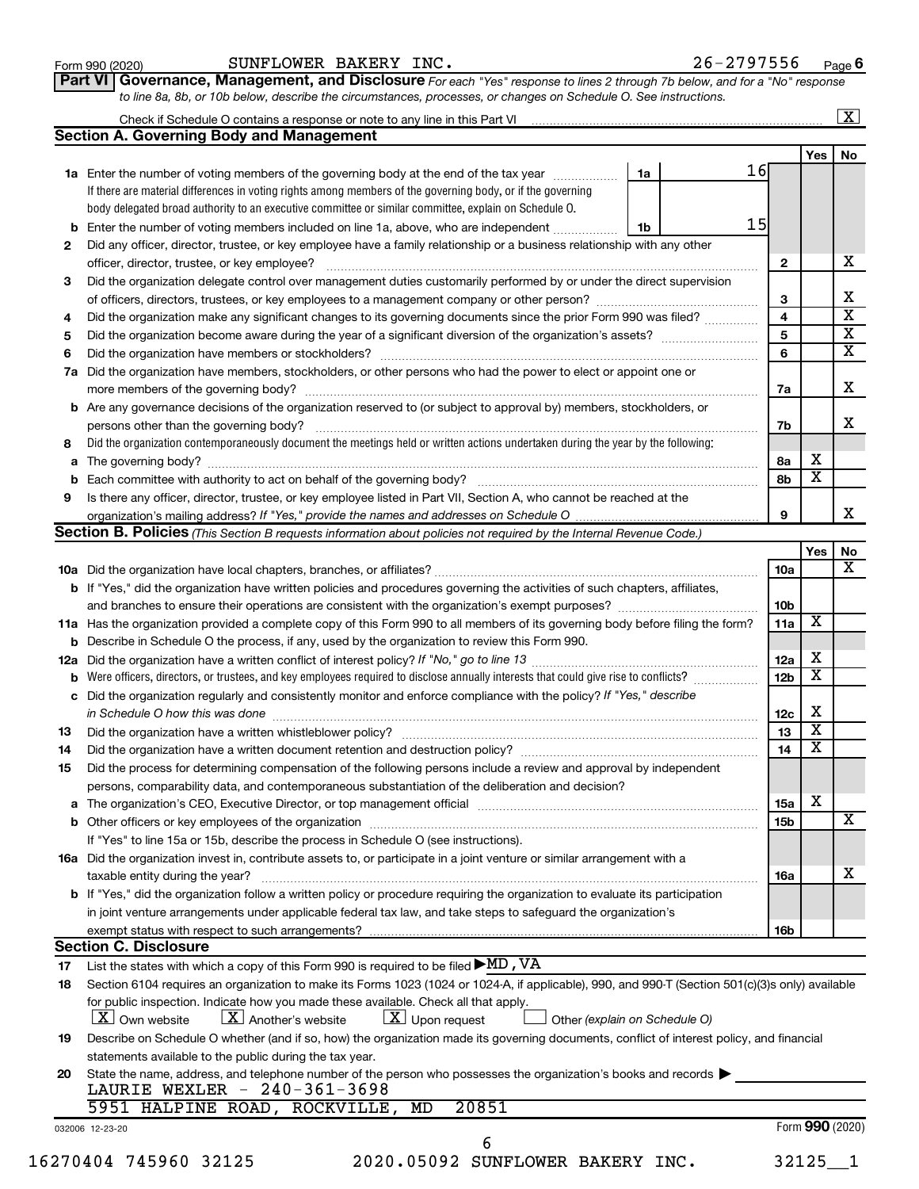Form 990 (2020) SUNFLOWER BAKERY INC. 26-2797556 Page 6

**Part VI Governance, Management, and Disclosure** *For each "Yes" response to lines 2 through 7b below, and for a "No" response to line 8a, 8b, or 10b below, describe the circumstances, processes, or changes on Schedule O. See instructions.*

Check if Schedule O contains a response or note to any line in this Part VI .......... [X]

## Section A. Governing Body and Management

| | | | | Yes | No |
|---|---|---|---|---|---|
| **1a** | Enter the number of voting members of the governing body at the end of the tax year ..... If there are material differences in voting rights among members of the governing body, or if the governing body delegated broad authority to an executive committee or similar committee, explain on Schedule O. | 1a: 16 | | | |
| **b** | Enter the number of voting members included on line 1a, above, who are independent ..... | 1b: 15 | | | |
| **2** | Did any officer, director, trustee, or key employee have a family relationship or a business relationship with any other officer, director, trustee, or key employee? | | 2 | | X |
| **3** | Did the organization delegate control over management duties customarily performed by or under the direct supervision of officers, directors, trustees, or key employees to a management company or other person? | | 3 | | X |
| **4** | Did the organization make any significant changes to its governing documents since the prior Form 990 was filed? | | 4 | | X |
| **5** | Did the organization become aware during the year of a significant diversion of the organization's assets? | | 5 | | X |
| **6** | Did the organization have members or stockholders? | | 6 | | X |
| **7a** | Did the organization have members, stockholders, or other persons who had the power to elect or appoint one or more members of the governing body? | | 7a | | X |
| **b** | Are any governance decisions of the organization reserved to (or subject to approval by) members, stockholders, or persons other than the governing body? | | 7b | | X |
| **8** | Did the organization contemporaneously document the meetings held or written actions undertaken during the year by the following: | | | | |
| **a** | The governing body? | | 8a | X | |
| **b** | Each committee with authority to act on behalf of the governing body? | | 8b | X | |
| **9** | Is there any officer, director, trustee, or key employee listed in Part VII, Section A, who cannot be reached at the organization's mailing address? *If "Yes," provide the names and addresses on Schedule O* | | 9 | | X |

## Section B. Policies *(This Section B requests information about policies not required by the Internal Revenue Code.)*

| | | | Yes | No |
|---|---|---|---|---|
| **10a** | Did the organization have local chapters, branches, or affiliates? | 10a | | X |
| **b** | If "Yes," did the organization have written policies and procedures governing the activities of such chapters, affiliates, and branches to ensure their operations are consistent with the organization's exempt purposes? | 10b | | |
| **11a** | Has the organization provided a complete copy of this Form 990 to all members of its governing body before filing the form? | 11a | X | |
| **b** | Describe in Schedule O the process, if any, used by the organization to review this Form 990. | | | |
| **12a** | Did the organization have a written conflict of interest policy? *If "No," go to line 13* | 12a | X | |
| **b** | Were officers, directors, or trustees, and key employees required to disclose annually interests that could give rise to conflicts? | 12b | X | |
| **c** | Did the organization regularly and consistently monitor and enforce compliance with the policy? *If "Yes," describe in Schedule O how this was done* | 12c | X | |
| **13** | Did the organization have a written whistleblower policy? | 13 | X | |
| **14** | Did the organization have a written document retention and destruction policy? | 14 | X | |
| **15** | Did the process for determining compensation of the following persons include a review and approval by independent persons, comparability data, and contemporaneous substantiation of the deliberation and decision? | | | |
| **a** | The organization's CEO, Executive Director, or top management official | 15a | X | |
| **b** | Other officers or key employees of the organization | 15b | | X |
| | If "Yes" to line 15a or 15b, describe the process in Schedule O (see instructions). | | | |
| **16a** | Did the organization invest in, contribute assets to, or participate in a joint venture or similar arrangement with a taxable entity during the year? | 16a | | X |
| **b** | If "Yes," did the organization follow a written policy or procedure requiring the organization to evaluate its participation in joint venture arrangements under applicable federal tax law, and take steps to safeguard the organization's exempt status with respect to such arrangements? | 16b | | |

## Section C. Disclosure

**17** List the states with which a copy of this Form 990 is required to be filed ▶ MD, VA

**18** Section 6104 requires an organization to make its Forms 1023 (1024 or 1024-A, if applicable), 990, and 990-T (Section 501(c)(3)s only) available for public inspection. Indicate how you made these available. Check all that apply.

[X] Own website  [X] Another's website  [X] Upon request  [ ] Other *(explain on Schedule O)*

**19** Describe on Schedule O whether (and if so, how) the organization made its governing documents, conflict of interest policy, and financial statements available to the public during the tax year.

**20** State the name, address, and telephone number of the person who possesses the organization's books and records ▶

LAURIE WEXLER - 240-361-3698
5951 HALPINE ROAD, ROCKVILLE, MD 20851

032006 12-23-20 Form **990** (2020)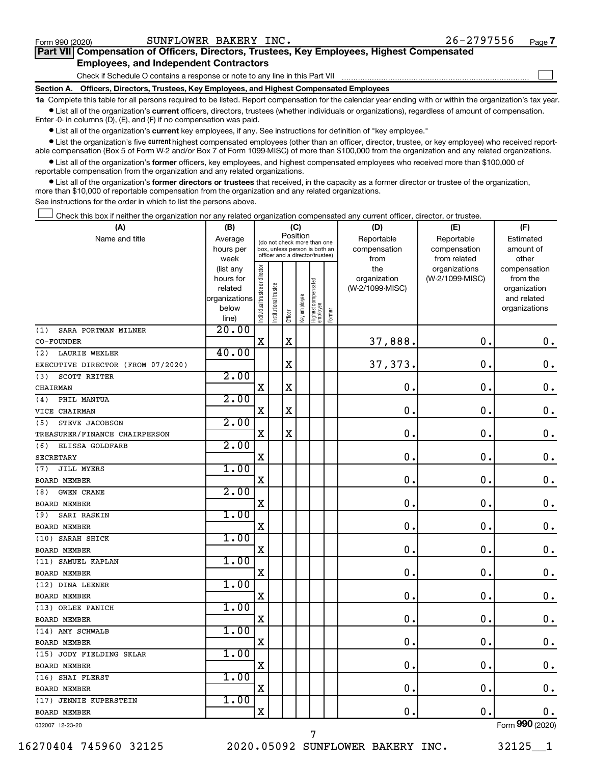Form 990 (2020) SUNFLOWER BAKERY INC. 26-2797556 Page 7

## Part VII Compensation of Officers, Directors, Trustees, Key Employees, Highest Compensated Employees, and Independent Contractors

Check if Schedule O contains a response or note to any line in this Part VII ☐

### Section A. Officers, Directors, Trustees, Key Employees, and Highest Compensated Employees

**1a** Complete this table for all persons required to be listed. Report compensation for the calendar year ending with or within the organization's tax year.

- List all of the organization's **current** officers, directors, trustees (whether individuals or organizations), regardless of amount of compensation. Enter -0- in columns (D), (E), and (F) if no compensation was paid.
- List all of the organization's **current** key employees, if any. See instructions for definition of "key employee."
- List the organization's five **current** highest compensated employees (other than an officer, director, trustee, or key employee) who received reportable compensation (Box 5 of Form W-2 and/or Box 7 of Form 1099-MISC) of more than $100,000 from the organization and any related organizations.
- List all of the organization's **former** officers, key employees, and highest compensated employees who received more than $100,000 of reportable compensation from the organization and any related organizations.
- List all of the organization's **former directors or trustees** that received, in the capacity as a former director or trustee of the organization, more than $10,000 of reportable compensation from the organization and any related organizations.

See instructions for the order in which to list the persons above.

☐ Check this box if neither the organization nor any related organization compensated any current officer, director, or trustee.

| (A) Name and title | (B) Average hours per week (list any hours for related organizations below line) | (C) Position (do not check more than one box, unless person is both an officer and a director/trustee) | | | | | | (D) Reportable compensation from the organization (W-2/1099-MISC) | (E) Reportable compensation from related organizations (W-2/1099-MISC) | (F) Estimated amount of other compensation from the organization and related organizations |
|---|---|---|---|---|---|---|---|---|---|---|
| | | Individual trustee or director | Institutional trustee | Officer | Key employee | Highest compensated employee | Former | | | |
| (1) SARA PORTMAN MILNER<br>CO-FOUNDER | 20.00 | X | | X | | | | 37,888. | 0. | 0. |
| (2) LAURIE WEXLER<br>EXECUTIVE DIRECTOR (FROM 07/2020) | 40.00 | | | X | | | | 37,373. | 0. | 0. |
| (3) SCOTT REITER<br>CHAIRMAN | 2.00 | X | | X | | | | 0. | 0. | 0. |
| (4) PHIL MANTUA<br>VICE CHAIRMAN | 2.00 | X | | X | | | | 0. | 0. | 0. |
| (5) STEVE JACOBSON<br>TREASURER/FINANCE CHAIRPERSON | 2.00 | X | | X | | | | 0. | 0. | 0. |
| (6) ELISSA GOLDFARB<br>SECRETARY | 2.00 | X | | | | | | 0. | 0. | 0. |
| (7) JILL MYERS<br>BOARD MEMBER | 1.00 | X | | | | | | 0. | 0. | 0. |
| (8) GWEN CRANE<br>BOARD MEMBER | 2.00 | X | | | | | | 0. | 0. | 0. |
| (9) SARI RASKIN<br>BOARD MEMBER | 1.00 | X | | | | | | 0. | 0. | 0. |
| (10) SARAH SHICK<br>BOARD MEMBER | 1.00 | X | | | | | | 0. | 0. | 0. |
| (11) SAMUEL KAPLAN<br>BOARD MEMBER | 1.00 | X | | | | | | 0. | 0. | 0. |
| (12) DINA LEENER<br>BOARD MEMBER | 1.00 | X | | | | | | 0. | 0. | 0. |
| (13) ORLEE PANICH<br>BOARD MEMBER | 1.00 | X | | | | | | 0. | 0. | 0. |
| (14) AMY SCHWALB<br>BOARD MEMBER | 1.00 | X | | | | | | 0. | 0. | 0. |
| (15) JODY FIELDING SKLAR<br>BOARD MEMBER | 1.00 | X | | | | | | 0. | 0. | 0. |
| (16) SHAI FLERST<br>BOARD MEMBER | 1.00 | X | | | | | | 0. | 0. | 0. |
| (17) JENNIE KUPERSTEIN<br>BOARD MEMBER | 1.00 | X | | | | | | 0. | 0. | 0. |

032007 12-23-20 Form 990 (2020)

16270404 745960 32125 2020.05092 SUNFLOWER BAKERY INC. 32125__1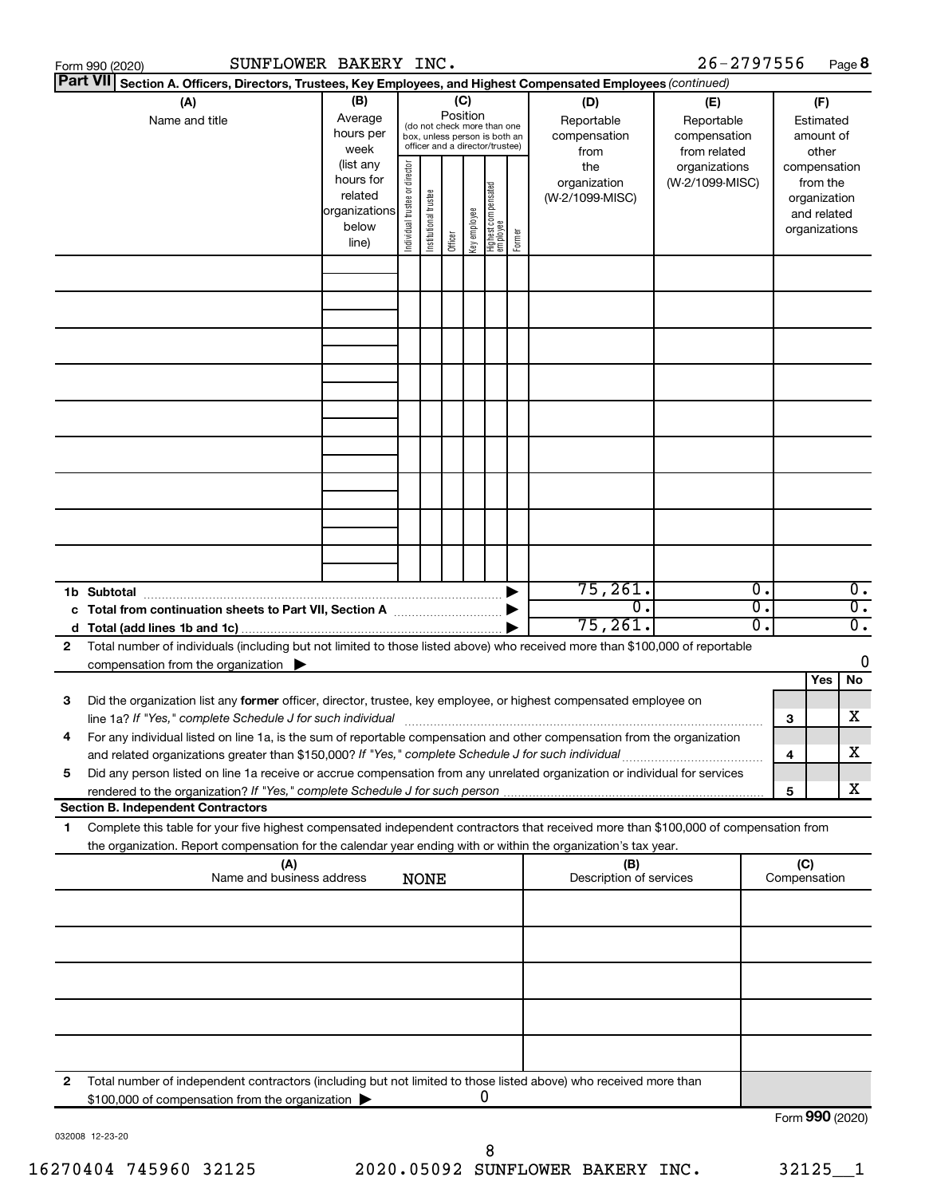Form 990 (2020) SUNFLOWER BAKERY INC. 26-2797556 Page **8**

**Part VII** **Section A. Officers, Directors, Trustees, Key Employees, and Highest Compensated Employees** *(continued)*

| (A) Name and title | (B) Average hours per week (list any hours for related organizations below line) | (C) Position (do not check more than one box, unless person is both an officer and a director/trustee) Individual trustee or director | Institutional trustee | Officer | Key employee | Highest compensated employee | Former | (D) Reportable compensation from the organization (W-2/1099-MISC) | (E) Reportable compensation from related organizations (W-2/1099-MISC) | (F) Estimated amount of other compensation from the organization and related organizations |
|---|---|---|---|---|---|---|---|---|---|---|
| | | | | | | | | | | |
| | | | | | | | | | | |
| | | | | | | | | | | |
| | | | | | | | | | | |
| | | | | | | | | | | |
| | | | | | | | | | | |
| | | | | | | | | | | |
| | | | | | | | | | | |
| | | | | | | | | | | |
| **1b Subtotal** | | | | | | | | 75,261. | 0. | 0. |
| **c Total from continuation sheets to Part VII, Section A** | | | | | | | | 0. | 0. | 0. |
| **d Total (add lines 1b and 1c)** | | | | | | | | 75,261. | 0. | 0. |

**2** Total number of individuals (including but not limited to those listed above) who received more than $100,000 of reportable compensation from the organization ▶ 0

| | | Yes | No |
|---|---|---|---|
| **3** Did the organization list any **former** officer, director, trustee, key employee, or highest compensated employee on line 1a? *If "Yes," complete Schedule J for such individual* | 3 | | X |
| **4** For any individual listed on line 1a, is the sum of reportable compensation and other compensation from the organization and related organizations greater than $150,000? *If "Yes," complete Schedule J for such individual* | 4 | | X |
| **5** Did any person listed on line 1a receive or accrue compensation from any unrelated organization or individual for services rendered to the organization? *If "Yes," complete Schedule J for such person* | 5 | | X |

**Section B. Independent Contractors**

**1** Complete this table for your five highest compensated independent contractors that received more than $100,000 of compensation from the organization. Report compensation for the calendar year ending with or within the organization's tax year.

| (A) Name and business address NONE | (B) Description of services | (C) Compensation |
|---|---|---|
| | | |
| | | |
| | | |
| | | |
| | | |

**2** Total number of independent contractors (including but not limited to those listed above) who received more than $100,000 of compensation from the organization ▶ 0

Form **990** (2020)

032008 12-23-20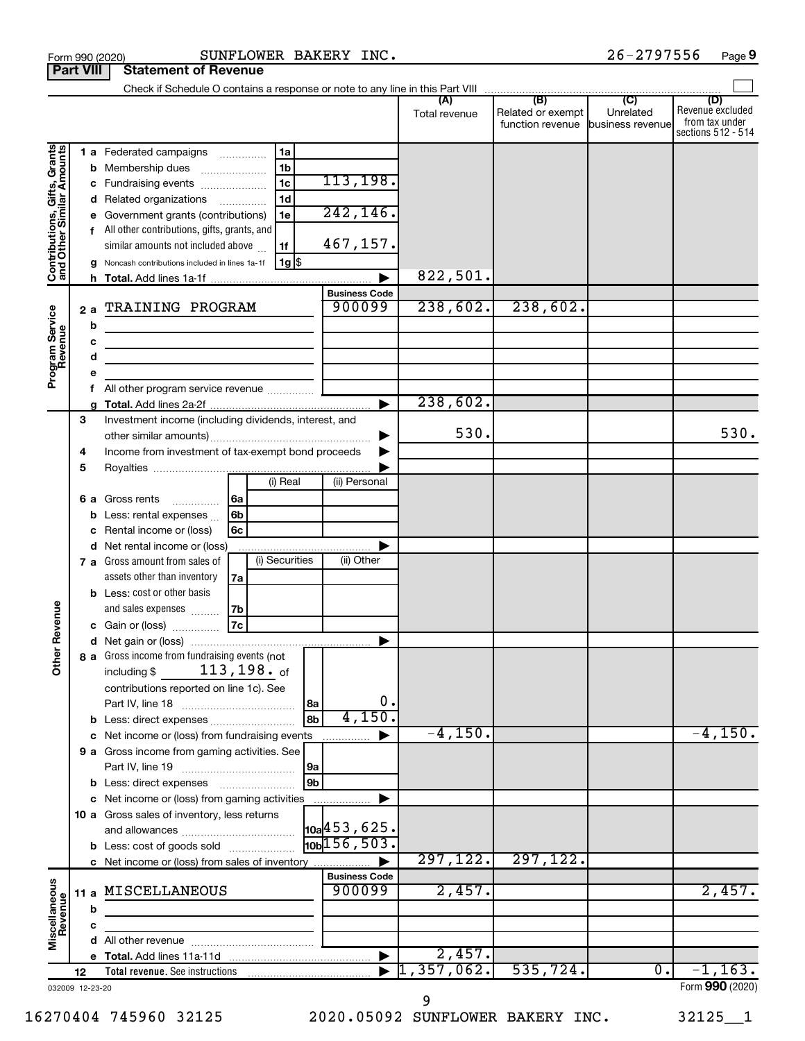Form 990 (2020) SUNFLOWER BAKERY INC. 26-2797556 Page 9

## Part VIII Statement of Revenue

Check if Schedule O contains a response or note to any line in this Part VIII

| | | | (A) Total revenue | (B) Related or exempt function revenue | (C) Unrelated business revenue | (D) Revenue excluded from tax under sections 512 - 514 |
|---|---|---|---|---|---|---|
| **Contributions, Gifts, Grants and Other Similar Amounts** | | | | | | |
| 1 a | Federated campaigns | 1a | | | | | 
| b | Membership dues | 1b | | | | |
| c | Fundraising events | 1c 113,198. | | | | |
| d | Related organizations | 1d | | | | |
| e | Government grants (contributions) | 1e 242,146. | | | | |
| f | All other contributions, gifts, grants, and similar amounts not included above | 1f 467,157. | | | | |
| g | Noncash contributions included in lines 1a-1f | 1g $ | | | | |
| h | Total. Add lines 1a-1f | | 822,501. | | | |
| **Program Service Revenue** | | Business Code | | | | |
| 2 a | TRAINING PROGRAM | 900099 | 238,602. | 238,602. | | |
| b | | | | | | |
| c | | | | | | |
| d | | | | | | |
| e | | | | | | |
| f | All other program service revenue | | | | | |
| g | Total. Add lines 2a-2f | | 238,602. | | | |
| 3 | Investment income (including dividends, interest, and other similar amounts) | | 530. | | | 530. |
| 4 | Income from investment of tax-exempt bond proceeds | | | | | |
| 5 | Royalties | | | | | |

| | | (i) Real | (ii) Personal |
|---|---|---|---|
| 6 a | Gross rents | 6a | | |
| b | Less: rental expenses | 6b | | |
| c | Rental income or (loss) | 6c | | |
| d | Net rental income or (loss) | | | |

| | | (i) Securities | (ii) Other |
|---|---|---|---|
| 7 a | Gross amount from sales of assets other than inventory | 7a | | |
| b | Less: cost or other basis and sales expenses | 7b | | |
| c | Gain or (loss) | 7c | | |
| d | Net gain or (loss) | | | |

| | | | (A) Total revenue | (B) Related or exempt function revenue | (C) Unrelated business revenue | (D) Revenue excluded from tax under sections 512 - 514 |
|---|---|---|---|---|---|---|
| 8 a | Gross income from fundraising events (not including $ 113,198. of contributions reported on line 1c). See Part IV, line 18 | 8a 0. | | | | |
| b | Less: direct expenses | 8b 4,150. | | | | |
| c | Net income or (loss) from fundraising events | | -4,150. | | | -4,150. |
| 9 a | Gross income from gaming activities. See Part IV, line 19 | 9a | | | | |
| b | Less: direct expenses | 9b | | | | |
| c | Net income or (loss) from gaming activities | | | | | |
| 10 a | Gross sales of inventory, less returns and allowances | 10a 453,625. | | | | |
| b | Less: cost of goods sold | 10b 156,503. | | | | |
| c | Net income or (loss) from sales of inventory | | 297,122. | 297,122. | | |
| **Miscellaneous Revenue** | | Business Code | | | | |
| 11 a | MISCELLANEOUS | 900099 | 2,457. | | | 2,457. |
| b | | | | | | |
| c | | | | | | |
| d | All other revenue | | | | | |
| e | Total. Add lines 11a-11d | | 2,457. | | | |
| 12 | Total revenue. See instructions | | 1,357,062. | 535,724. | 0. | -1,163. |

032009 12-23-20 Form 990 (2020)

16270404 745960 32125 2020.05092 SUNFLOWER BAKERY INC. 32125__1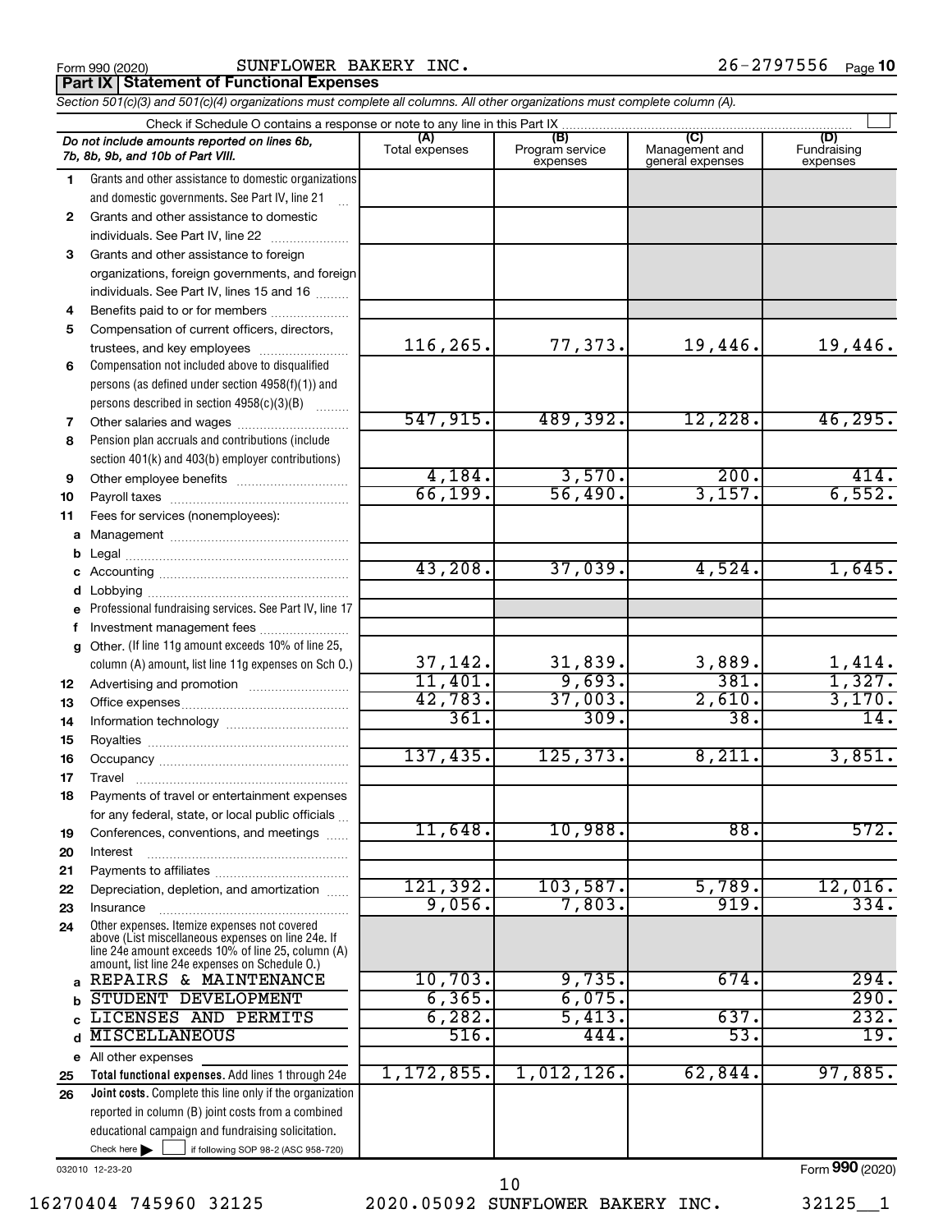Form 990 (2020) SUNFLOWER BAKERY INC. 26-2797556 Page 10

**Part IX | Statement of Functional Expenses**

*Section 501(c)(3) and 501(c)(4) organizations must complete all columns. All other organizations must complete column (A).*

Check if Schedule O contains a response or note to any line in this Part IX

| | *Do not include amounts reported on lines 6b, 7b, 8b, 9b, and 10b of Part VIII.* | (A) Total expenses | (B) Program service expenses | (C) Management and general expenses | (D) Fundraising expenses |
|---|---|---|---|---|---|
| 1 | Grants and other assistance to domestic organizations and domestic governments. See Part IV, line 21 | | | | |
| 2 | Grants and other assistance to domestic individuals. See Part IV, line 22 | | | | |
| 3 | Grants and other assistance to foreign organizations, foreign governments, and foreign individuals. See Part IV, lines 15 and 16 | | | | |
| 4 | Benefits paid to or for members | | | | |
| 5 | Compensation of current officers, directors, trustees, and key employees | 116,265. | 77,373. | 19,446. | 19,446. |
| 6 | Compensation not included above to disqualified persons (as defined under section 4958(f)(1)) and persons described in section 4958(c)(3)(B) | | | | |
| 7 | Other salaries and wages | 547,915. | 489,392. | 12,228. | 46,295. |
| 8 | Pension plan accruals and contributions (include section 401(k) and 403(b) employer contributions) | | | | |
| 9 | Other employee benefits | 4,184. | 3,570. | 200. | 414. |
| 10 | Payroll taxes | 66,199. | 56,490. | 3,157. | 6,552. |
| 11 | Fees for services (nonemployees): | | | | |
| a | Management | | | | |
| b | Legal | | | | |
| c | Accounting | 43,208. | 37,039. | 4,524. | 1,645. |
| d | Lobbying | | | | |
| e | Professional fundraising services. See Part IV, line 17 | | | | |
| f | Investment management fees | | | | |
| g | Other. (If line 11g amount exceeds 10% of line 25, column (A) amount, list line 11g expenses on Sch O.) | 37,142. | 31,839. | 3,889. | 1,414. |
| 12 | Advertising and promotion | 11,401. | 9,693. | 381. | 1,327. |
| 13 | Office expenses | 42,783. | 37,003. | 2,610. | 3,170. |
| 14 | Information technology | 361. | 309. | 38. | 14. |
| 15 | Royalties | | | | |
| 16 | Occupancy | 137,435. | 125,373. | 8,211. | 3,851. |
| 17 | Travel | | | | |
| 18 | Payments of travel or entertainment expenses for any federal, state, or local public officials | | | | |
| 19 | Conferences, conventions, and meetings | 11,648. | 10,988. | 88. | 572. |
| 20 | Interest | | | | |
| 21 | Payments to affiliates | | | | |
| 22 | Depreciation, depletion, and amortization | 121,392. | 103,587. | 5,789. | 12,016. |
| 23 | Insurance | 9,056. | 7,803. | 919. | 334. |
| 24 | Other expenses. Itemize expenses not covered above (List miscellaneous expenses on line 24e. If line 24e amount exceeds 10% of line 25, column (A) amount, list line 24e expenses on Schedule O.) | | | | |
| a | REPAIRS & MAINTENANCE | 10,703. | 9,735. | 674. | 294. |
| b | STUDENT DEVELOPMENT | 6,365. | 6,075. | | 290. |
| c | LICENSES AND PERMITS | 6,282. | 5,413. | 637. | 232. |
| d | MISCELLANEOUS | 516. | 444. | 53. | 19. |
| e | All other expenses | | | | |
| 25 | **Total functional expenses.** Add lines 1 through 24e | 1,172,855. | 1,012,126. | 62,844. | 97,885. |
| 26 | **Joint costs.** Complete this line only if the organization reported in column (B) joint costs from a combined educational campaign and fundraising solicitation. Check here ☐ if following SOP 98-2 (ASC 958-720) | | | | |

032010 12-23-20

Form **990** (2020)

16270404 745960 32125 2020.05092 SUNFLOWER BAKERY INC. 32125__1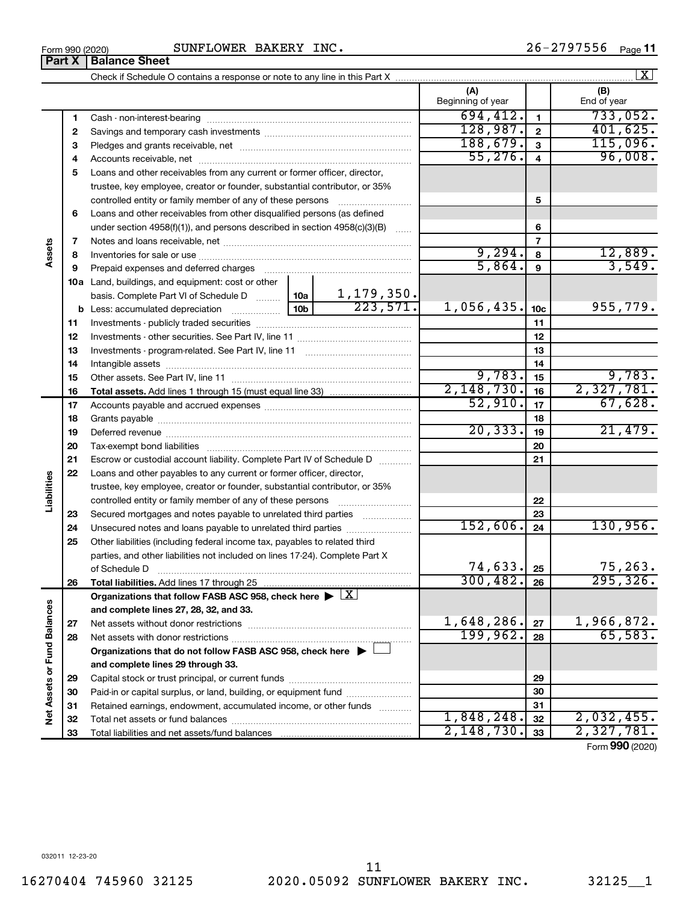Form 990 (2020) SUNFLOWER BAKERY INC. 26-2797556

## Part X Balance Sheet

Check if Schedule O contains a response or note to any line in this Part X [X]

| | | | | (A) Beginning of year | | (B) End of year |
|---|---|---|---|---|---|---|
| Assets | 1 | Cash - non-interest-bearing | | 694,412. | 1 | 733,052. |
| | 2 | Savings and temporary cash investments | | 128,987. | 2 | 401,625. |
| | 3 | Pledges and grants receivable, net | | 188,679. | 3 | 115,096. |
| | 4 | Accounts receivable, net | | 55,276. | 4 | 96,008. |
| | 5 | Loans and other receivables from any current or former officer, director, trustee, key employee, creator or founder, substantial contributor, or 35% controlled entity or family member of any of these persons | | | 5 | |
| | 6 | Loans and other receivables from other disqualified persons (as defined under section 4958(f)(1)), and persons described in section 4958(c)(3)(B) | | | 6 | |
| | 7 | Notes and loans receivable, net | | | 7 | |
| | 8 | Inventories for sale or use | | 9,294. | 8 | 12,889. |
| | 9 | Prepaid expenses and deferred charges | | 5,864. | 9 | 3,549. |
| | 10a | Land, buildings, and equipment: cost or other basis. Complete Part VI of Schedule D | 10a 1,179,350. | | | |
| | b | Less: accumulated depreciation | 10b 223,571. | 1,056,435. | 10c | 955,779. |
| | 11 | Investments - publicly traded securities | | | 11 | |
| | 12 | Investments - other securities. See Part IV, line 11 | | | 12 | |
| | 13 | Investments - program-related. See Part IV, line 11 | | | 13 | |
| | 14 | Intangible assets | | | 14 | |
| | 15 | Other assets. See Part IV, line 11 | | 9,783. | 15 | 9,783. |
| | 16 | **Total assets.** Add lines 1 through 15 (must equal line 33) | | 2,148,730. | 16 | 2,327,781. |
| Liabilities | 17 | Accounts payable and accrued expenses | | 52,910. | 17 | 67,628. |
| | 18 | Grants payable | | | 18 | |
| | 19 | Deferred revenue | | 20,333. | 19 | 21,479. |
| | 20 | Tax-exempt bond liabilities | | | 20 | |
| | 21 | Escrow or custodial account liability. Complete Part IV of Schedule D | | | 21 | |
| | 22 | Loans and other payables to any current or former officer, director, trustee, key employee, creator or founder, substantial contributor, or 35% controlled entity or family member of any of these persons | | | 22 | |
| | 23 | Secured mortgages and notes payable to unrelated third parties | | | 23 | |
| | 24 | Unsecured notes and loans payable to unrelated third parties | | 152,606. | 24 | 130,956. |
| | 25 | Other liabilities (including federal income tax, payables to related third parties, and other liabilities not included on lines 17-24). Complete Part X of Schedule D | | 74,633. | 25 | 75,263. |
| | 26 | **Total liabilities.** Add lines 17 through 25 | | 300,482. | 26 | 295,326. |
| Net Assets or Fund Balances | | **Organizations that follow FASB ASC 958, check here ▶ [X] and complete lines 27, 28, 32, and 33.** | | | | |
| | 27 | Net assets without donor restrictions | | 1,648,286. | 27 | 1,966,872. |
| | 28 | Net assets with donor restrictions | | 199,962. | 28 | 65,583. |
| | | **Organizations that do not follow FASB ASC 958, check here ▶ [ ] and complete lines 29 through 33.** | | | | |
| | 29 | Capital stock or trust principal, or current funds | | | 29 | |
| | 30 | Paid-in or capital surplus, or land, building, or equipment fund | | | 30 | |
| | 31 | Retained earnings, endowment, accumulated income, or other funds | | | 31 | |
| | 32 | Total net assets or fund balances | | 1,848,248. | 32 | 2,032,455. |
| | 33 | Total liabilities and net assets/fund balances | | 2,148,730. | 33 | 2,327,781. |

Form 990 (2020)

032011 12-23-20

16270404 745960 32125 2020.05092 SUNFLOWER BAKERY INC. 32125__1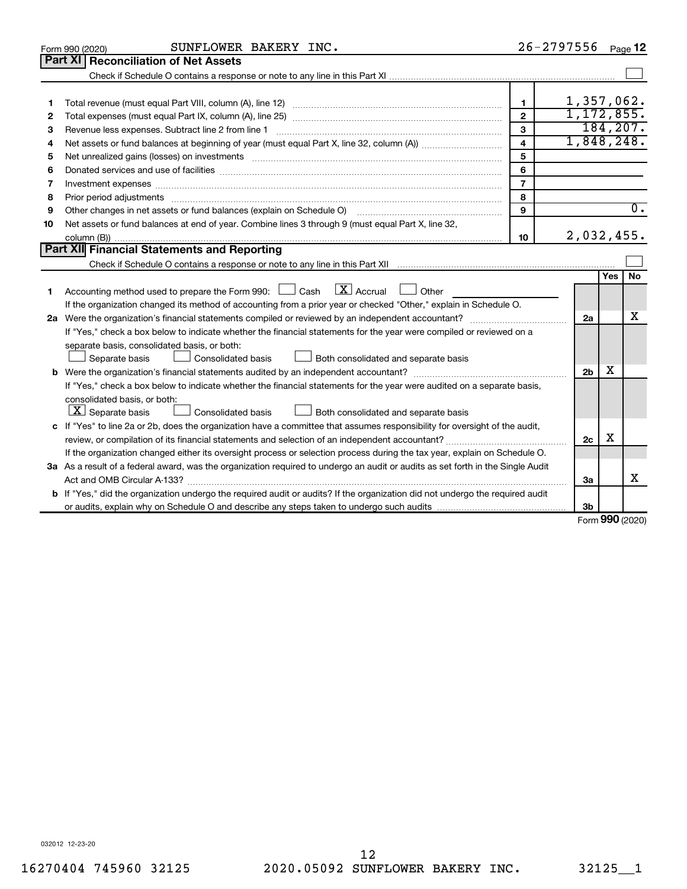Form 990 (2020) SUNFLOWER BAKERY INC. 26-2797556 Page 12

## Part XI Reconciliation of Net Assets

Check if Schedule O contains a response or note to any line in this Part XI ☐

| | | | |
|---|---|---|---|
| 1 | Total revenue (must equal Part VIII, column (A), line 12) | 1 | 1,357,062. |
| 2 | Total expenses (must equal Part IX, column (A), line 25) | 2 | 1,172,855. |
| 3 | Revenue less expenses. Subtract line 2 from line 1 | 3 | 184,207. |
| 4 | Net assets or fund balances at beginning of year (must equal Part X, line 32, column (A)) | 4 | 1,848,248. |
| 5 | Net unrealized gains (losses) on investments | 5 | |
| 6 | Donated services and use of facilities | 6 | |
| 7 | Investment expenses | 7 | |
| 8 | Prior period adjustments | 8 | |
| 9 | Other changes in net assets or fund balances (explain on Schedule O) | 9 | 0. |
| 10 | Net assets or fund balances at end of year. Combine lines 3 through 9 (must equal Part X, line 32, column (B)) | 10 | 2,032,455. |

## Part XII Financial Statements and Reporting

Check if Schedule O contains a response or note to any line in this Part XII ☐

| | | | Yes | No |
|---|---|---|---|---|
| 1 | Accounting method used to prepare the Form 990: ☐ Cash ☒ Accrual ☐ Other<br>If the organization changed its method of accounting from a prior year or checked "Other," explain in Schedule O. | | | |
| 2a | Were the organization's financial statements compiled or reviewed by an independent accountant?<br>If "Yes," check a box below to indicate whether the financial statements for the year were compiled or reviewed on a separate basis, consolidated basis, or both:<br>☐ Separate basis ☐ Consolidated basis ☐ Both consolidated and separate basis | 2a | | X |
| b | Were the organization's financial statements audited by an independent accountant?<br>If "Yes," check a box below to indicate whether the financial statements for the year were audited on a separate basis, consolidated basis, or both:<br>☒ Separate basis ☐ Consolidated basis ☐ Both consolidated and separate basis | 2b | X | |
| c | If "Yes" to line 2a or 2b, does the organization have a committee that assumes responsibility for oversight of the audit, review, or compilation of its financial statements and selection of an independent accountant?<br>If the organization changed either its oversight process or selection process during the tax year, explain on Schedule O. | 2c | X | |
| 3a | As a result of a federal award, was the organization required to undergo an audit or audits as set forth in the Single Audit Act and OMB Circular A-133? | 3a | | X |
| b | If "Yes," did the organization undergo the required audit or audits? If the organization did not undergo the required audit or audits, explain why on Schedule O and describe any steps taken to undergo such audits | 3b | | |

Form 990 (2020)

032012 12-23-20

16270404 745960 32125 2020.05092 SUNFLOWER BAKERY INC. 32125__1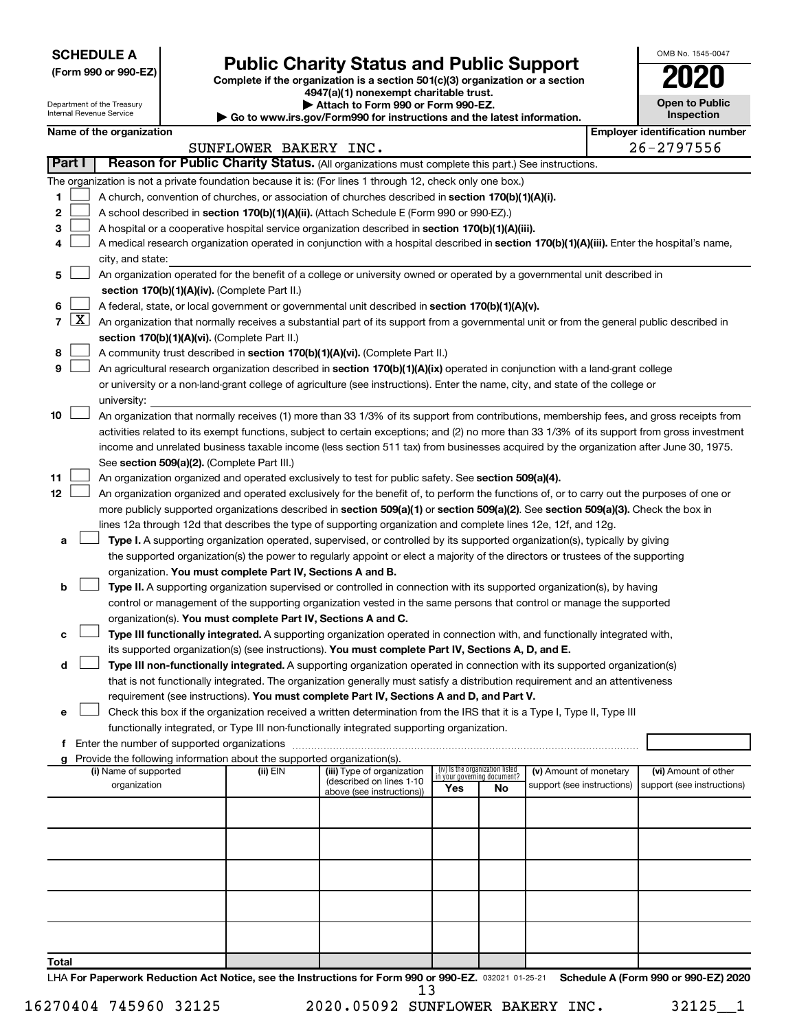**SCHEDULE A**
**(Form 990 or 990-EZ)**

Department of the Treasury
Internal Revenue Service

# Public Charity Status and Public Support

**Complete if the organization is a section 501(c)(3) organization or a section 4947(a)(1) nonexempt charitable trust.**
**▶ Attach to Form 990 or Form 990-EZ.**
**▶ Go to www.irs.gov/Form990 for instructions and the latest information.**

OMB No. 1545-0047
**2020**
**Open to Public Inspection**

**Name of the organization:** SUNFLOWER BAKERY INC.
**Employer identification number:** 26-2797556

**Part I** **Reason for Public Charity Status.** (All organizations must complete this part.) See instructions.

The organization is not a private foundation because it is: (For lines 1 through 12, check only one box.)

1 ☐ A church, convention of churches, or association of churches described in **section 170(b)(1)(A)(i).**

2 ☐ A school described in **section 170(b)(1)(A)(ii).** (Attach Schedule E (Form 990 or 990-EZ).)

3 ☐ A hospital or a cooperative hospital service organization described in **section 170(b)(1)(A)(iii).**

4 ☐ A medical research organization operated in conjunction with a hospital described in **section 170(b)(1)(A)(iii).** Enter the hospital's name, city, and state:

5 ☐ An organization operated for the benefit of a college or university owned or operated by a governmental unit described in **section 170(b)(1)(A)(iv).** (Complete Part II.)

6 ☐ A federal, state, or local government or governmental unit described in **section 170(b)(1)(A)(v).**

7 ☒ An organization that normally receives a substantial part of its support from a governmental unit or from the general public described in **section 170(b)(1)(A)(vi).** (Complete Part II.)

8 ☐ A community trust described in **section 170(b)(1)(A)(vi).** (Complete Part II.)

9 ☐ An agricultural research organization described in **section 170(b)(1)(A)(ix)** operated in conjunction with a land-grant college or university or a non-land-grant college of agriculture (see instructions). Enter the name, city, and state of the college or university:

10 ☐ An organization that normally receives (1) more than 33 1/3% of its support from contributions, membership fees, and gross receipts from activities related to its exempt functions, subject to certain exceptions; and (2) no more than 33 1/3% of its support from gross investment income and unrelated business taxable income (less section 511 tax) from businesses acquired by the organization after June 30, 1975. See **section 509(a)(2).** (Complete Part III.)

11 ☐ An organization organized and operated exclusively to test for public safety. See **section 509(a)(4).**

12 ☐ An organization organized and operated exclusively for the benefit of, to perform the functions of, or to carry out the purposes of one or more publicly supported organizations described in **section 509(a)(1)** or **section 509(a)(2)**. See **section 509(a)(3).** Check the box in lines 12a through 12d that describes the type of supporting organization and complete lines 12e, 12f, and 12g.

a ☐ **Type I.** A supporting organization operated, supervised, or controlled by its supported organization(s), typically by giving the supported organization(s) the power to regularly appoint or elect a majority of the directors or trustees of the supporting organization. **You must complete Part IV, Sections A and B.**

b ☐ **Type II.** A supporting organization supervised or controlled in connection with its supported organization(s), by having control or management of the supporting organization vested in the same persons that control or manage the supported organization(s). **You must complete Part IV, Sections A and C.**

c ☐ **Type III functionally integrated.** A supporting organization operated in connection with, and functionally integrated with, its supported organization(s) (see instructions). **You must complete Part IV, Sections A, D, and E.**

d ☐ **Type III non-functionally integrated.** A supporting organization operated in connection with its supported organization(s) that is not functionally integrated. The organization generally must satisfy a distribution requirement and an attentiveness requirement (see instructions). **You must complete Part IV, Sections A and D, and Part V.**

e ☐ Check this box if the organization received a written determination from the IRS that it is a Type I, Type II, Type III functionally integrated, or Type III non-functionally integrated supporting organization.

f Enter the number of supported organizations

g Provide the following information about the supported organization(s).

| (i) Name of supported organization | (ii) EIN | (iii) Type of organization (described on lines 1-10 above (see instructions)) | (iv) Is the organization listed in your governing document? Yes | No | (v) Amount of monetary support (see instructions) | (vi) Amount of other support (see instructions) |
|---|---|---|---|---|---|---|
| | | | | | | |
| | | | | | | |
| | | | | | | |
| | | | | | | |
| | | | | | | |
| **Total** | | | | | | |

LHA **For Paperwork Reduction Act Notice, see the Instructions for Form 990 or 990-EZ.** 032021 01-25-21 **Schedule A (Form 990 or 990-EZ) 2020**

16270404 745960 32125 2020.05092 SUNFLOWER BAKERY INC. 32125__1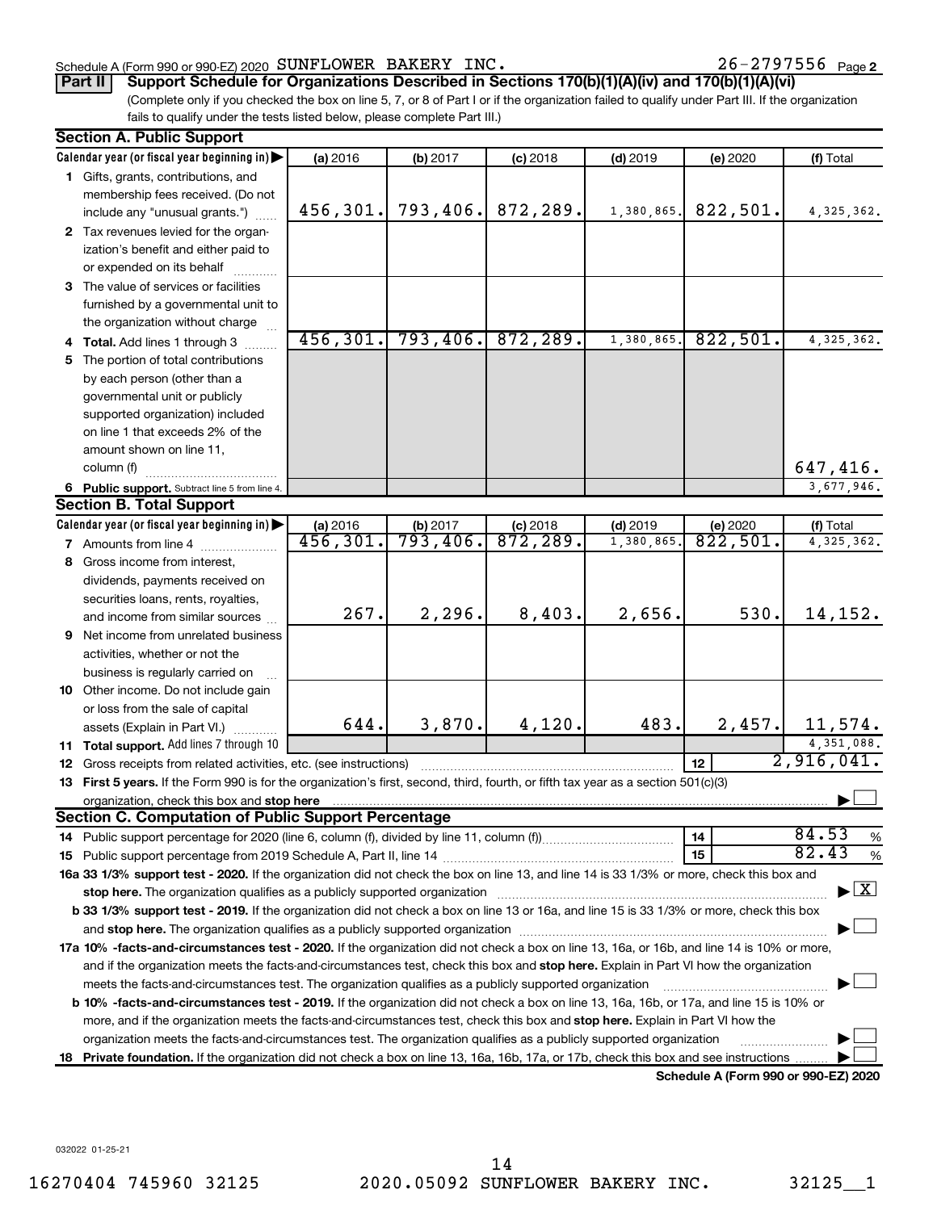Schedule A (Form 990 or 990-EZ) 2020 SUNFLOWER BAKERY INC. 26-2797556 Page 2

**Part II** **Support Schedule for Organizations Described in Sections 170(b)(1)(A)(iv) and 170(b)(1)(A)(vi)**

(Complete only if you checked the box on line 5, 7, or 8 of Part I or if the organization failed to qualify under Part III. If the organization fails to qualify under the tests listed below, please complete Part III.)

**Section A. Public Support**

| Calendar year (or fiscal year beginning in) | (a) 2016 | (b) 2017 | (c) 2018 | (d) 2019 | (e) 2020 | (f) Total |
|---|---|---|---|---|---|---|
| 1 Gifts, grants, contributions, and membership fees received. (Do not include any "unusual grants.") | 456,301. | 793,406. | 872,289. | 1,380,865. | 822,501. | 4,325,362. |
| 2 Tax revenues levied for the organization's benefit and either paid to or expended on its behalf | | | | | | |
| 3 The value of services or facilities furnished by a governmental unit to the organization without charge | | | | | | |
| 4 **Total.** Add lines 1 through 3 | 456,301. | 793,406. | 872,289. | 1,380,865. | 822,501. | 4,325,362. |
| 5 The portion of total contributions by each person (other than a governmental unit or publicly supported organization) included on line 1 that exceeds 2% of the amount shown on line 11, column (f) | | | | | | 647,416. |
| 6 **Public support.** Subtract line 5 from line 4. | | | | | | 3,677,946. |

**Section B. Total Support**

| Calendar year (or fiscal year beginning in) | (a) 2016 | (b) 2017 | (c) 2018 | (d) 2019 | (e) 2020 | (f) Total |
|---|---|---|---|---|---|---|
| 7 Amounts from line 4 | 456,301. | 793,406. | 872,289. | 1,380,865. | 822,501. | 4,325,362. |
| 8 Gross income from interest, dividends, payments received on securities loans, rents, royalties, and income from similar sources | 267. | 2,296. | 8,403. | 2,656. | 530. | 14,152. |
| 9 Net income from unrelated business activities, whether or not the business is regularly carried on | | | | | | |
| 10 Other income. Do not include gain or loss from the sale of capital assets (Explain in Part VI.) | 644. | 3,870. | 4,120. | 483. | 2,457. | 11,574. |
| 11 **Total support.** Add lines 7 through 10 | | | | | | 4,351,088. |

12 Gross receipts from related activities, etc. (see instructions) — 12 — 2,916,041.

13 **First 5 years.** If the Form 990 is for the organization's first, second, third, fourth, or fifth tax year as a section 501(c)(3) organization, check this box and **stop here** ☐

**Section C. Computation of Public Support Percentage**

14 Public support percentage for 2020 (line 6, column (f), divided by line 11, column (f)) — 14 — 84.53 %

15 Public support percentage from 2019 Schedule A, Part II, line 14 — 15 — 82.43 %

**16a 33 1/3% support test - 2020.** If the organization did not check the box on line 13, and line 14 is 33 1/3% or more, check this box and **stop here.** The organization qualifies as a publicly supported organization ☒

**b 33 1/3% support test - 2019.** If the organization did not check a box on line 13 or 16a, and line 15 is 33 1/3% or more, check this box and **stop here.** The organization qualifies as a publicly supported organization ☐

**17a 10% -facts-and-circumstances test - 2020.** If the organization did not check a box on line 13, 16a, or 16b, and line 14 is 10% or more, and if the organization meets the facts-and-circumstances test, check this box and **stop here.** Explain in Part VI how the organization meets the facts-and-circumstances test. The organization qualifies as a publicly supported organization ☐

**b 10% -facts-and-circumstances test - 2019.** If the organization did not check a box on line 13, 16a, 16b, or 17a, and line 15 is 10% or more, and if the organization meets the facts-and-circumstances test, check this box and **stop here.** Explain in Part VI how the organization meets the facts-and-circumstances test. The organization qualifies as a publicly supported organization ☐

**18 Private foundation.** If the organization did not check a box on line 13, 16a, 16b, 17a, or 17b, check this box and see instructions ☐

**Schedule A (Form 990 or 990-EZ) 2020**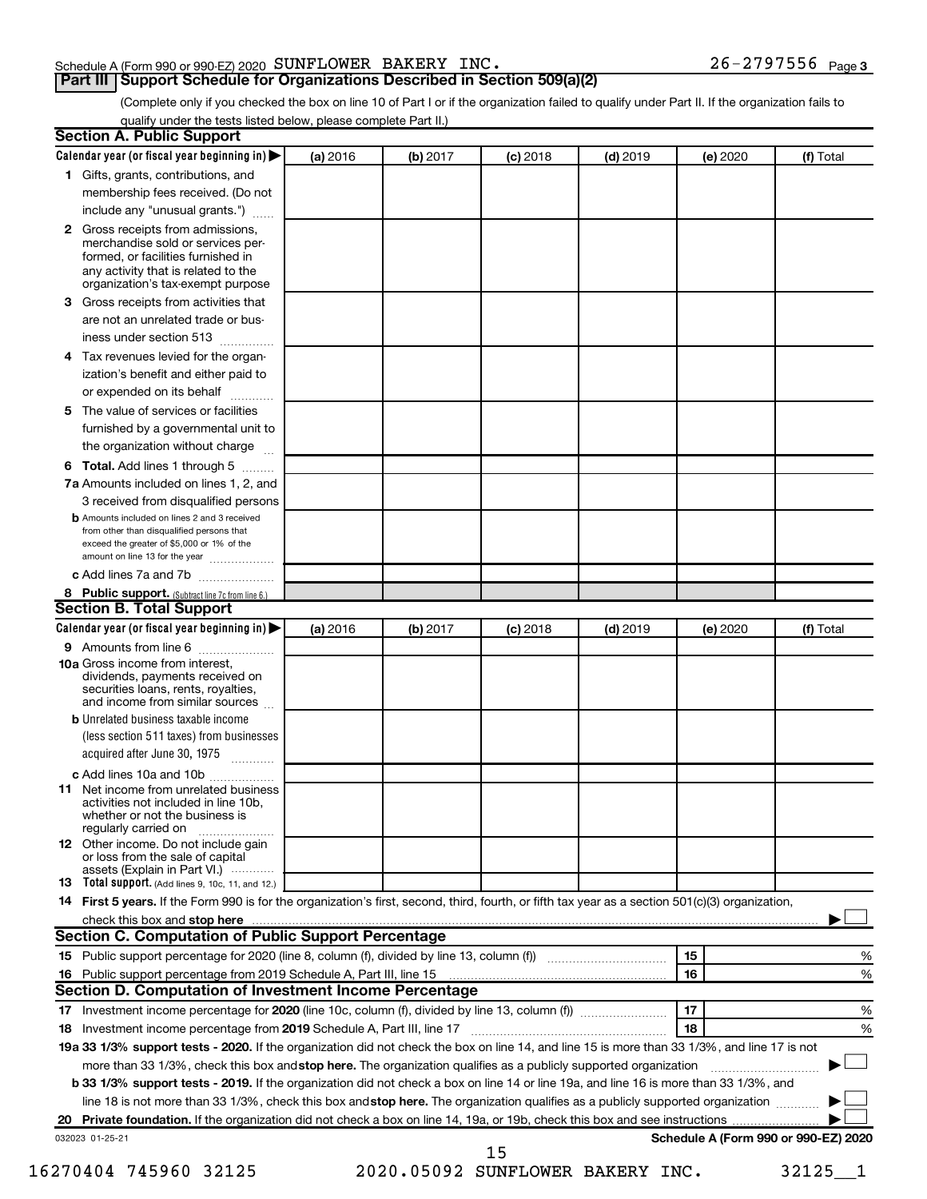Schedule A (Form 990 or 990-EZ) 2020 SUNFLOWER BAKERY INC. 26-2797556 Page 3

## Part III Support Schedule for Organizations Described in Section 509(a)(2)

(Complete only if you checked the box on line 10 of Part I or if the organization failed to qualify under Part II. If the organization fails to qualify under the tests listed below, please complete Part II.)

### Section A. Public Support

| Calendar year (or fiscal year beginning in) ▶ | (a) 2016 | (b) 2017 | (c) 2018 | (d) 2019 | (e) 2020 | (f) Total |
|---|---|---|---|---|---|---|
| 1 Gifts, grants, contributions, and membership fees received. (Do not include any "unusual grants.") | | | | | | |
| 2 Gross receipts from admissions, merchandise sold or services performed, or facilities furnished in any activity that is related to the organization's tax-exempt purpose | | | | | | |
| 3 Gross receipts from activities that are not an unrelated trade or business under section 513 | | | | | | |
| 4 Tax revenues levied for the organization's benefit and either paid to or expended on its behalf | | | | | | |
| 5 The value of services or facilities furnished by a governmental unit to the organization without charge | | | | | | |
| 6 **Total.** Add lines 1 through 5 | | | | | | |
| 7a Amounts included on lines 1, 2, and 3 received from disqualified persons | | | | | | |
| b Amounts included on lines 2 and 3 received from other than disqualified persons that exceed the greater of $5,000 or 1% of the amount on line 13 for the year | | | | | | |
| c Add lines 7a and 7b | | | | | | |
| 8 **Public support.** (Subtract line 7c from line 6.) | | | | | | |

### Section B. Total Support

| Calendar year (or fiscal year beginning in) ▶ | (a) 2016 | (b) 2017 | (c) 2018 | (d) 2019 | (e) 2020 | (f) Total |
|---|---|---|---|---|---|---|
| 9 Amounts from line 6 | | | | | | |
| 10a Gross income from interest, dividends, payments received on securities loans, rents, royalties, and income from similar sources | | | | | | |
| b Unrelated business taxable income (less section 511 taxes) from businesses acquired after June 30, 1975 | | | | | | |
| c Add lines 10a and 10b | | | | | | |
| 11 Net income from unrelated business activities not included in line 10b, whether or not the business is regularly carried on | | | | | | |
| 12 Other income. Do not include gain or loss from the sale of capital assets (Explain in Part VI.) | | | | | | |
| 13 **Total support.** (Add lines 9, 10c, 11, and 12.) | | | | | | |

14 **First 5 years.** If the Form 990 is for the organization's first, second, third, fourth, or fifth tax year as a section 501(c)(3) organization, check this box and **stop here** ▶ ☐

### Section C. Computation of Public Support Percentage

| | | | |
|---|---|---|---|
| 15 | Public support percentage for 2020 (line 8, column (f), divided by line 13, column (f)) | 15 | % |
| 16 | Public support percentage from 2019 Schedule A, Part III, line 15 | 16 | % |

### Section D. Computation of Investment Income Percentage

| | | | |
|---|---|---|---|
| 17 | Investment income percentage for **2020** (line 10c, column (f), divided by line 13, column (f)) | 17 | % |
| 18 | Investment income percentage from **2019** Schedule A, Part III, line 17 | 18 | % |

**19a 33 1/3% support tests - 2020.** If the organization did not check the box on line 14, and line 15 is more than 33 1/3%, and line 17 is not more than 33 1/3%, check this box and **stop here.** The organization qualifies as a publicly supported organization ▶ ☐

**b 33 1/3% support tests - 2019.** If the organization did not check a box on line 14 or line 19a, and line 16 is more than 33 1/3%, and line 18 is not more than 33 1/3%, check this box and **stop here.** The organization qualifies as a publicly supported organization ▶ ☐

**20 Private foundation.** If the organization did not check a box on line 14, 19a, or 19b, check this box and see instructions ▶ ☐

032023 01-25-21 **Schedule A (Form 990 or 990-EZ) 2020**

16270404 745960 32125 2020.05092 SUNFLOWER BAKERY INC. 32125__1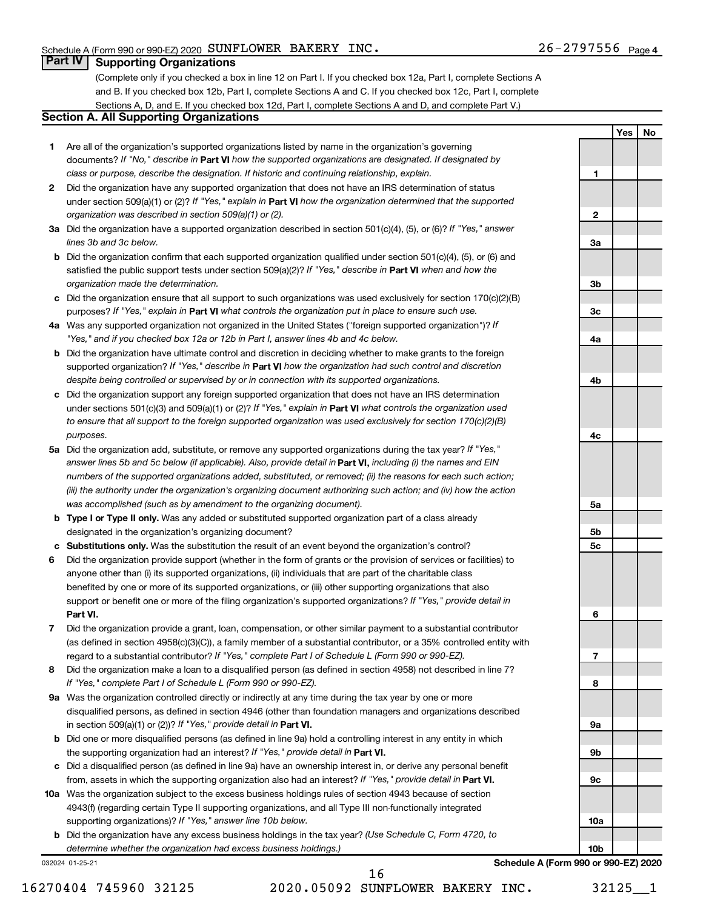Schedule A (Form 990 or 990-EZ) 2020 SUNFLOWER BAKERY INC. 26-2797556 Page 4

## Part IV Supporting Organizations

(Complete only if you checked a box in line 12 on Part I. If you checked box 12a, Part I, complete Sections A and B. If you checked box 12b, Part I, complete Sections A and C. If you checked box 12c, Part I, complete Sections A, D, and E. If you checked box 12d, Part I, complete Sections A and D, and complete Part V.)

### Section A. All Supporting Organizations

| | | | Yes | No |
|---|---|---|---|---|
| **1** | Are all of the organization's supported organizations listed by name in the organization's governing documents? *If "No," describe in* **Part VI** *how the supported organizations are designated. If designated by class or purpose, describe the designation. If historic and continuing relationship, explain.* | 1 | | |
| **2** | Did the organization have any supported organization that does not have an IRS determination of status under section 509(a)(1) or (2)? *If "Yes," explain in* **Part VI** *how the organization determined that the supported organization was described in section 509(a)(1) or (2).* | 2 | | |
| **3a** | Did the organization have a supported organization described in section 501(c)(4), (5), or (6)? *If "Yes," answer lines 3b and 3c below.* | 3a | | |
| **b** | Did the organization confirm that each supported organization qualified under section 501(c)(4), (5), or (6) and satisfied the public support tests under section 509(a)(2)? *If "Yes," describe in* **Part VI** *when and how the organization made the determination.* | 3b | | |
| **c** | Did the organization ensure that all support to such organizations was used exclusively for section 170(c)(2)(B) purposes? *If "Yes," explain in* **Part VI** *what controls the organization put in place to ensure such use.* | 3c | | |
| **4a** | Was any supported organization not organized in the United States ("foreign supported organization")? *If "Yes," and if you checked box 12a or 12b in Part I, answer lines 4b and 4c below.* | 4a | | |
| **b** | Did the organization have ultimate control and discretion in deciding whether to make grants to the foreign supported organization? *If "Yes," describe in* **Part VI** *how the organization had such control and discretion despite being controlled or supervised by or in connection with its supported organizations.* | 4b | | |
| **c** | Did the organization support any foreign supported organization that does not have an IRS determination under sections 501(c)(3) and 509(a)(1) or (2)? *If "Yes," explain in* **Part VI** *what controls the organization used to ensure that all support to the foreign supported organization was used exclusively for section 170(c)(2)(B) purposes.* | 4c | | |
| **5a** | Did the organization add, substitute, or remove any supported organizations during the tax year? *If "Yes," answer lines 5b and 5c below (if applicable). Also, provide detail in* **Part VI,** *including (i) the names and EIN numbers of the supported organizations added, substituted, or removed; (ii) the reasons for each such action; (iii) the authority under the organization's organizing document authorizing such action; and (iv) how the action was accomplished (such as by amendment to the organizing document).* | 5a | | |
| **b** | **Type I or Type II only.** Was any added or substituted supported organization part of a class already designated in the organization's organizing document? | 5b | | |
| **c** | **Substitutions only.** Was the substitution the result of an event beyond the organization's control? | 5c | | |
| **6** | Did the organization provide support (whether in the form of grants or the provision of services or facilities) to anyone other than (i) its supported organizations, (ii) individuals that are part of the charitable class benefited by one or more of its supported organizations, or (iii) other supporting organizations that also support or benefit one or more of the filing organization's supported organizations? *If "Yes," provide detail in* **Part VI.** | 6 | | |
| **7** | Did the organization provide a grant, loan, compensation, or other similar payment to a substantial contributor (as defined in section 4958(c)(3)(C)), a family member of a substantial contributor, or a 35% controlled entity with regard to a substantial contributor? *If "Yes," complete Part I of Schedule L (Form 990 or 990-EZ).* | 7 | | |
| **8** | Did the organization make a loan to a disqualified person (as defined in section 4958) not described in line 7? *If "Yes," complete Part I of Schedule L (Form 990 or 990-EZ).* | 8 | | |
| **9a** | Was the organization controlled directly or indirectly at any time during the tax year by one or more disqualified persons, as defined in section 4946 (other than foundation managers and organizations described in section 509(a)(1) or (2))? *If "Yes," provide detail in* **Part VI.** | 9a | | |
| **b** | Did one or more disqualified persons (as defined in line 9a) hold a controlling interest in any entity in which the supporting organization had an interest? *If "Yes," provide detail in* **Part VI.** | 9b | | |
| **c** | Did a disqualified person (as defined in line 9a) have an ownership interest in, or derive any personal benefit from, assets in which the supporting organization also had an interest? *If "Yes," provide detail in* **Part VI.** | 9c | | |
| **10a** | Was the organization subject to the excess business holdings rules of section 4943 because of section 4943(f) (regarding certain Type II supporting organizations, and all Type III non-functionally integrated supporting organizations)? *If "Yes," answer line 10b below.* | 10a | | |
| **b** | Did the organization have any excess business holdings in the tax year? *(Use Schedule C, Form 4720, to determine whether the organization had excess business holdings.)* | 10b | | |

032024 01-25-21 **Schedule A (Form 990 or 990-EZ) 2020**

16270404 745960 32125 2020.05092 SUNFLOWER BAKERY INC. 32125__1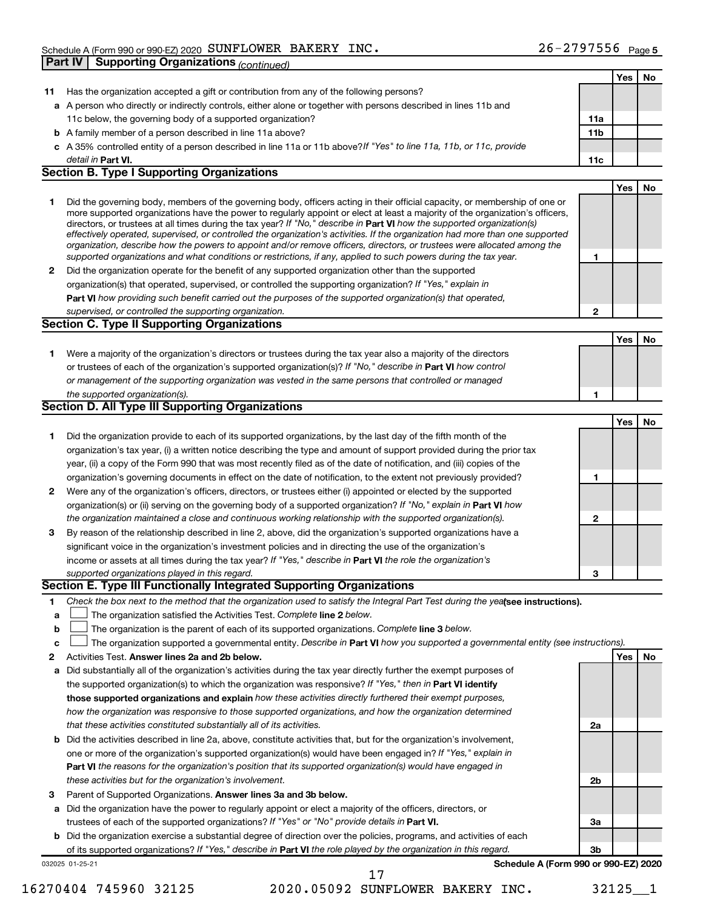Schedule A (Form 990 or 990-EZ) 2020 SUNFLOWER BAKERY INC. 26-2797556 Page 5

**Part IV | Supporting Organizations** *(continued)*

| | | | Yes | No |
|---|---|---|---|---|
| **11** | Has the organization accepted a gift or contribution from any of the following persons? | | | |
| **a** | A person who directly or indirectly controls, either alone or together with persons described in lines 11b and 11c below, the governing body of a supported organization? | **11a** | | |
| **b** | A family member of a person described in line 11a above? | **11b** | | |
| **c** | A 35% controlled entity of a person described in line 11a or 11b above? *If "Yes" to line 11a, 11b, or 11c, provide detail in* **Part VI.** | **11c** | | |

**Section B. Type I Supporting Organizations**

| | | | Yes | No |
|---|---|---|---|---|
| **1** | Did the governing body, members of the governing body, officers acting in their official capacity, or membership of one or more supported organizations have the power to regularly appoint or elect at least a majority of the organization's officers, directors, or trustees at all times during the tax year? *If "No," describe in* **Part VI** *how the supported organization(s) effectively operated, supervised, or controlled the organization's activities. If the organization had more than one supported organization, describe how the powers to appoint and/or remove officers, directors, or trustees were allocated among the supported organizations and what conditions or restrictions, if any, applied to such powers during the tax year.* | **1** | | |
| **2** | Did the organization operate for the benefit of any supported organization other than the supported organization(s) that operated, supervised, or controlled the supporting organization? *If "Yes," explain in* **Part VI** *how providing such benefit carried out the purposes of the supported organization(s) that operated, supervised, or controlled the supporting organization.* | **2** | | |

**Section C. Type II Supporting Organizations**

| | | | Yes | No |
|---|---|---|---|---|
| **1** | Were a majority of the organization's directors or trustees during the tax year also a majority of the directors or trustees of each of the organization's supported organization(s)? *If "No," describe in* **Part VI** *how control or management of the supporting organization was vested in the same persons that controlled or managed the supported organization(s).* | **1** | | |

**Section D. All Type III Supporting Organizations**

| | | | Yes | No |
|---|---|---|---|---|
| **1** | Did the organization provide to each of its supported organizations, by the last day of the fifth month of the organization's tax year, (i) a written notice describing the type and amount of support provided during the prior tax year, (ii) a copy of the Form 990 that was most recently filed as of the date of notification, and (iii) copies of the organization's governing documents in effect on the date of notification, to the extent not previously provided? | **1** | | |
| **2** | Were any of the organization's officers, directors, or trustees either (i) appointed or elected by the supported organization(s) or (ii) serving on the governing body of a supported organization? *If "No," explain in* **Part VI** *how the organization maintained a close and continuous working relationship with the supported organization(s).* | **2** | | |
| **3** | By reason of the relationship described in line 2, above, did the organization's supported organizations have a significant voice in the organization's investment policies and in directing the use of the organization's income or assets at all times during the tax year? *If "Yes," describe in* **Part VI** *the role the organization's supported organizations played in this regard.* | **3** | | |

**Section E. Type III Functionally Integrated Supporting Organizations**

**1** *Check the box next to the method that the organization used to satisfy the Integral Part Test during the year* **(see instructions).**

**a** ☐ The organization satisfied the Activities Test. *Complete* **line 2** *below.*

**b** ☐ The organization is the parent of each of its supported organizations. *Complete* **line 3** *below.*

**c** ☐ The organization supported a governmental entity. *Describe in* **Part VI** *how you supported a governmental entity (see instructions).*

| | | | Yes | No |
|---|---|---|---|---|
| **2** | Activities Test. **Answer lines 2a and 2b below.** | | | |
| **a** | Did substantially all of the organization's activities during the tax year directly further the exempt purposes of the supported organization(s) to which the organization was responsive? *If "Yes," then in* **Part VI identify those supported organizations and explain** *how these activities directly furthered their exempt purposes, how the organization was responsive to those supported organizations, and how the organization determined that these activities constituted substantially all of its activities.* | **2a** | | |
| **b** | Did the activities described in line 2a, above, constitute activities that, but for the organization's involvement, one or more of the organization's supported organization(s) would have been engaged in? *If "Yes," explain in* **Part VI** *the reasons for the organization's position that its supported organization(s) would have engaged in these activities but for the organization's involvement.* | **2b** | | |
| **3** | Parent of Supported Organizations. **Answer lines 3a and 3b below.** | | | |
| **a** | Did the organization have the power to regularly appoint or elect a majority of the officers, directors, or trustees of each of the supported organizations? *If "Yes" or "No" provide details in* **Part VI.** | **3a** | | |
| **b** | Did the organization exercise a substantial degree of direction over the policies, programs, and activities of each of its supported organizations? *If "Yes," describe in* **Part VI** *the role played by the organization in this regard.* | **3b** | | |

032025 01-25-21 **Schedule A (Form 990 or 990-EZ) 2020**

16270404 745960 32125 2020.05092 SUNFLOWER BAKERY INC. 32125__1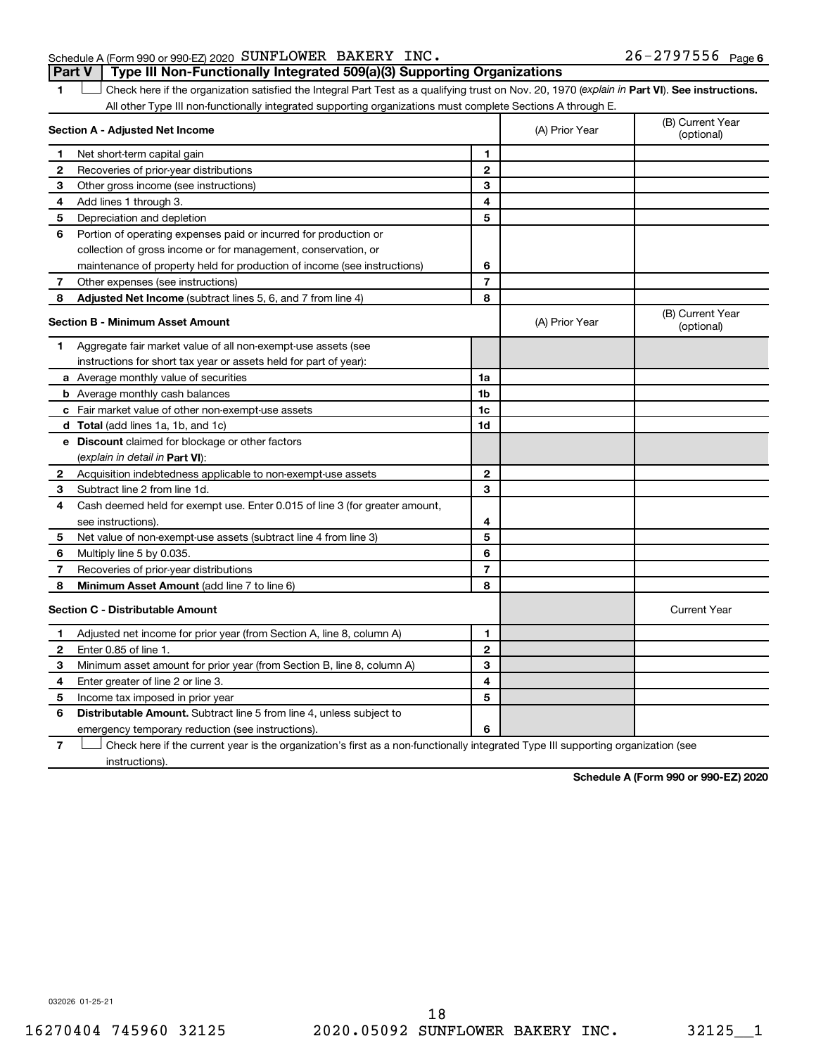Schedule A (Form 990 or 990-EZ) 2020 SUNFLOWER BAKERY INC. 26-2797556 Page 6

## Part V | Type III Non-Functionally Integrated 509(a)(3) Supporting Organizations

1 ☐ Check here if the organization satisfied the Integral Part Test as a qualifying trust on Nov. 20, 1970 (*explain in* **Part VI**). **See instructions.** All other Type III non-functionally integrated supporting organizations must complete Sections A through E.

| **Section A - Adjusted Net Income** | | (A) Prior Year | (B) Current Year (optional) |
|---|---|---|---|
| **1** Net short-term capital gain | 1 | | |
| **2** Recoveries of prior-year distributions | 2 | | |
| **3** Other gross income (see instructions) | 3 | | |
| **4** Add lines 1 through 3. | 4 | | |
| **5** Depreciation and depletion | 5 | | |
| **6** Portion of operating expenses paid or incurred for production or collection of gross income or for management, conservation, or maintenance of property held for production of income (see instructions) | 6 | | |
| **7** Other expenses (see instructions) | 7 | | |
| **8** **Adjusted Net Income** (subtract lines 5, 6, and 7 from line 4) | 8 | | |

| **Section B - Minimum Asset Amount** | | (A) Prior Year | (B) Current Year (optional) |
|---|---|---|---|
| **1** Aggregate fair market value of all non-exempt-use assets (see instructions for short tax year or assets held for part of year): | | | |
| **a** Average monthly value of securities | 1a | | |
| **b** Average monthly cash balances | 1b | | |
| **c** Fair market value of other non-exempt-use assets | 1c | | |
| **d** **Total** (add lines 1a, 1b, and 1c) | 1d | | |
| **e** **Discount** claimed for blockage or other factors (*explain in detail in* **Part VI**): | | | |
| **2** Acquisition indebtedness applicable to non-exempt-use assets | 2 | | |
| **3** Subtract line 2 from line 1d. | 3 | | |
| **4** Cash deemed held for exempt use. Enter 0.015 of line 3 (for greater amount, see instructions). | 4 | | |
| **5** Net value of non-exempt-use assets (subtract line 4 from line 3) | 5 | | |
| **6** Multiply line 5 by 0.035. | 6 | | |
| **7** Recoveries of prior-year distributions | 7 | | |
| **8** **Minimum Asset Amount** (add line 7 to line 6) | 8 | | |

| **Section C - Distributable Amount** | | | Current Year |
|---|---|---|---|
| **1** Adjusted net income for prior year (from Section A, line 8, column A) | 1 | | |
| **2** Enter 0.85 of line 1. | 2 | | |
| **3** Minimum asset amount for prior year (from Section B, line 8, column A) | 3 | | |
| **4** Enter greater of line 2 or line 3. | 4 | | |
| **5** Income tax imposed in prior year | 5 | | |
| **6** **Distributable Amount.** Subtract line 5 from line 4, unless subject to emergency temporary reduction (see instructions). | 6 | | |

7 ☐ Check here if the current year is the organization's first as a non-functionally integrated Type III supporting organization (see instructions).

**Schedule A (Form 990 or 990-EZ) 2020**

032026 01-25-21

16270404 745960 32125 2020.05092 SUNFLOWER BAKERY INC. 32125__1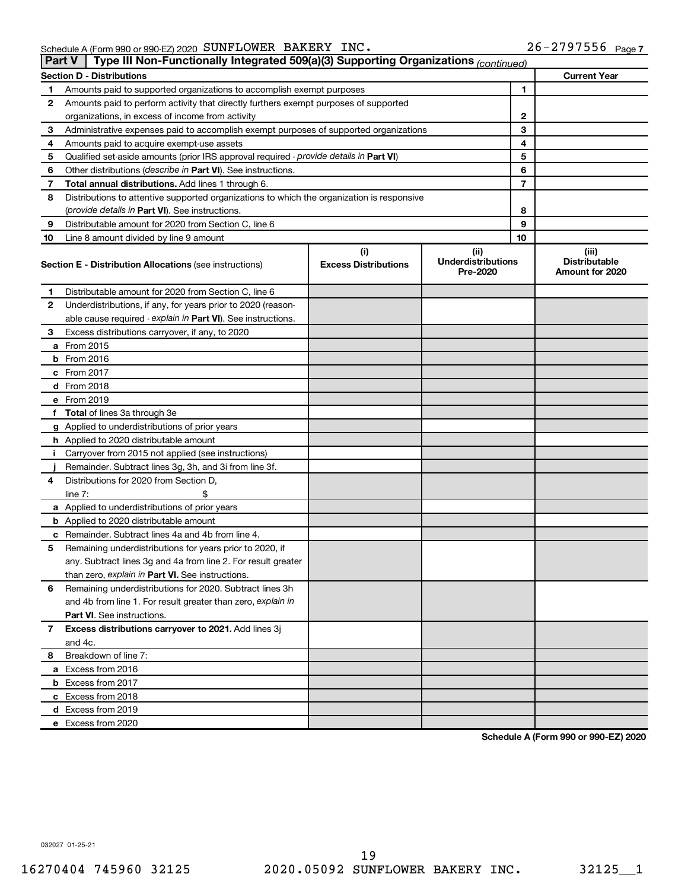Schedule A (Form 990 or 990-EZ) 2020 SUNFLOWER BAKERY INC. 26-2797556 Page 7

**Part V | Type III Non-Functionally Integrated 509(a)(3) Supporting Organizations** *(continued)*

| **Section D - Distributions** | | | **Current Year** |
|---|---|---|---|
| 1 | Amounts paid to supported organizations to accomplish exempt purposes | 1 | |
| 2 | Amounts paid to perform activity that directly furthers exempt purposes of supported organizations, in excess of income from activity | 2 | |
| 3 | Administrative expenses paid to accomplish exempt purposes of supported organizations | 3 | |
| 4 | Amounts paid to acquire exempt-use assets | 4 | |
| 5 | Qualified set-aside amounts (prior IRS approval required - *provide details in* **Part VI**) | 5 | |
| 6 | Other distributions (*describe in* **Part VI**). See instructions. | 6 | |
| 7 | **Total annual distributions.** Add lines 1 through 6. | 7 | |
| 8 | Distributions to attentive supported organizations to which the organization is responsive (*provide details in* **Part VI**). See instructions. | 8 | |
| 9 | Distributable amount for 2020 from Section C, line 6 | 9 | |
| 10 | Line 8 amount divided by line 9 amount | 10 | |

| **Section E - Distribution Allocations** (see instructions) | (i) **Excess Distributions** | (ii) **Underdistributions Pre-2020** | (iii) **Distributable Amount for 2020** |
|---|---|---|---|
| **1** Distributable amount for 2020 from Section C, line 6 | | | |
| **2** Underdistributions, if any, for years prior to 2020 (reasonable cause required - *explain in* **Part VI**). See instructions. | | | |
| **3** Excess distributions carryover, if any, to 2020 | | | |
| **a** From 2015 | | | |
| **b** From 2016 | | | |
| **c** From 2017 | | | |
| **d** From 2018 | | | |
| **e** From 2019 | | | |
| **f Total** of lines 3a through 3e | | | |
| **g** Applied to underdistributions of prior years | | | |
| **h** Applied to 2020 distributable amount | | | |
| **i** Carryover from 2015 not applied (see instructions) | | | |
| **j** Remainder. Subtract lines 3g, 3h, and 3i from line 3f. | | | |
| **4** Distributions for 2020 from Section D, line 7: $ | | | |
| **a** Applied to underdistributions of prior years | | | |
| **b** Applied to 2020 distributable amount | | | |
| **c** Remainder. Subtract lines 4a and 4b from line 4. | | | |
| **5** Remaining underdistributions for years prior to 2020, if any. Subtract lines 3g and 4a from line 2. For result greater than zero, *explain in* **Part VI.** See instructions. | | | |
| **6** Remaining underdistributions for 2020. Subtract lines 3h and 4b from line 1. For result greater than zero, *explain in* **Part VI**. See instructions. | | | |
| **7 Excess distributions carryover to 2021.** Add lines 3j and 4c. | | | |
| **8** Breakdown of line 7: | | | |
| **a** Excess from 2016 | | | |
| **b** Excess from 2017 | | | |
| **c** Excess from 2018 | | | |
| **d** Excess from 2019 | | | |
| **e** Excess from 2020 | | | |

**Schedule A (Form 990 or 990-EZ) 2020**

032027 01-25-21

16270404 745960 32125 2020.05092 SUNFLOWER BAKERY INC. 32125__1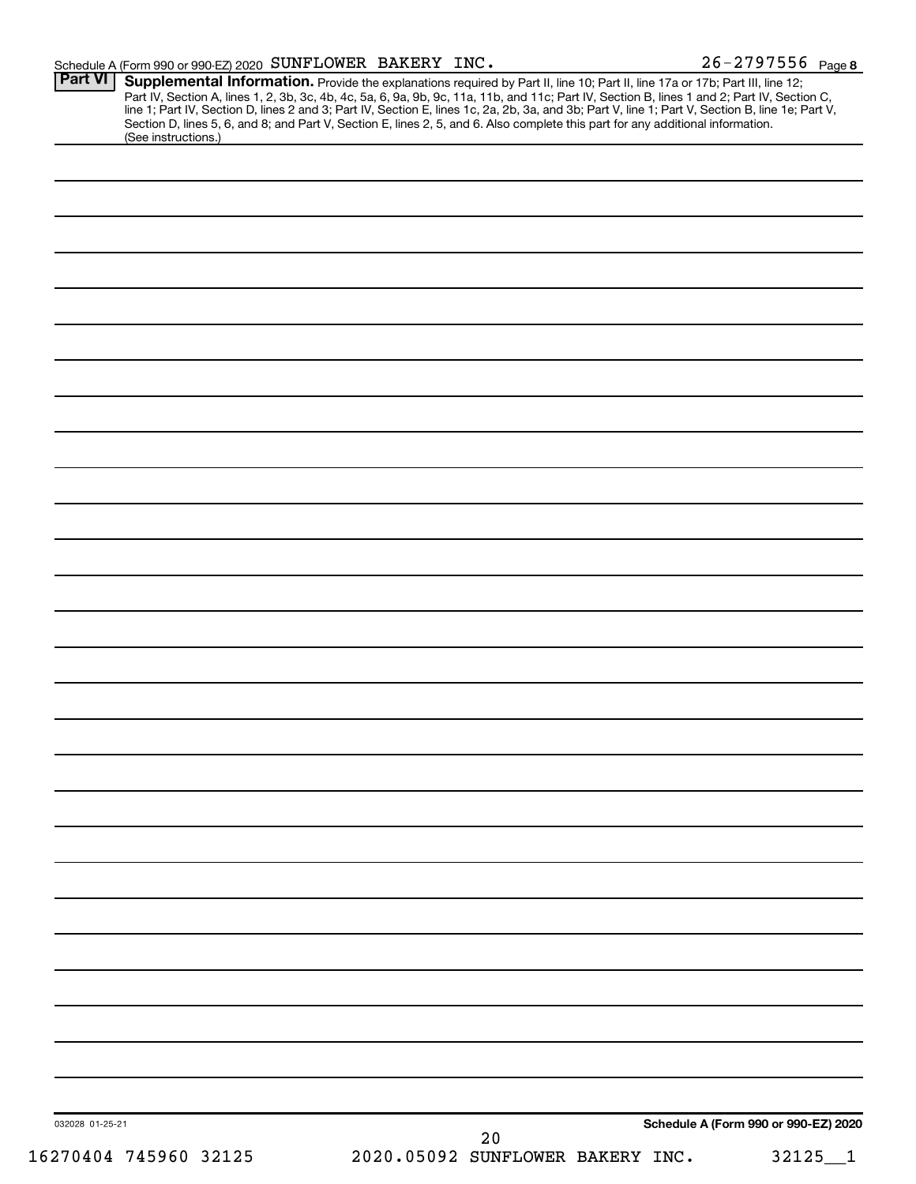Schedule A (Form 990 or 990-EZ) 2020 SUNFLOWER BAKERY INC. 26-2797556 Page 8

**Part VI** **Supplemental Information.** Provide the explanations required by Part II, line 10; Part II, line 17a or 17b; Part III, line 12; Part IV, Section A, lines 1, 2, 3b, 3c, 4b, 4c, 5a, 6, 9a, 9b, 9c, 11a, 11b, and 11c; Part IV, Section B, lines 1 and 2; Part IV, Section C, line 1; Part IV, Section D, lines 2 and 3; Part IV, Section E, lines 1c, 2a, 2b, 3a, and 3b; Part V, line 1; Part V, Section B, line 1e; Part V, Section D, lines 5, 6, and 8; and Part V, Section E, lines 2, 5, and 6. Also complete this part for any additional information. (See instructions.)

032028 01-25-21

**Schedule A (Form 990 or 990-EZ) 2020**

16270404 745960 32125 2020.05092 SUNFLOWER BAKERY INC. 32125__1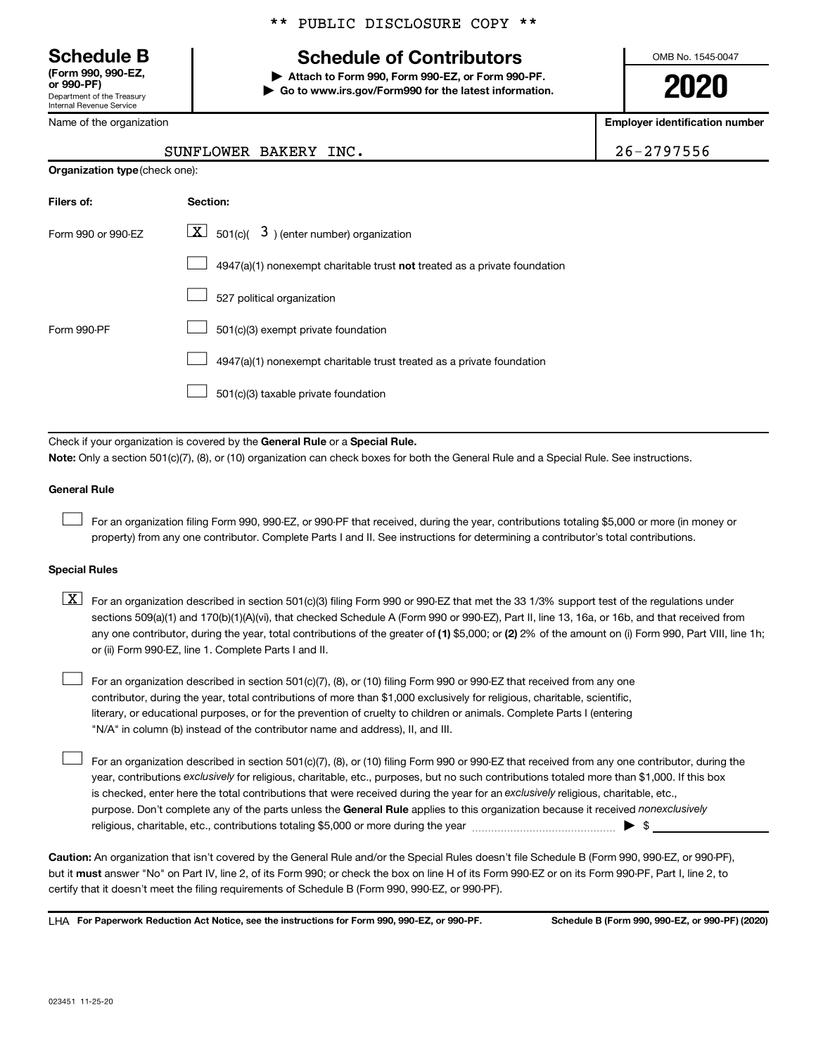\*\* PUBLIC DISCLOSURE COPY \*\*

**Schedule B**
**(Form 990, 990-EZ, or 990-PF)**
Department of the Treasury
Internal Revenue Service

# Schedule of Contributors

▶ **Attach to Form 990, Form 990-EZ, or Form 990-PF.**
▶ **Go to www.irs.gov/Form990 for the latest information.**

OMB No. 1545-0047

**2020**

| Name of the organization | Employer identification number |
|---|---|
| SUNFLOWER BAKERY INC. | 26-2797556 |

**Organization type** (check one):

| Filers of: | Section: |
|---|---|
| Form 990 or 990-EZ | [X] 501(c)( 3 ) (enter number) organization |
| | [ ] 4947(a)(1) nonexempt charitable trust **not** treated as a private foundation |
| | [ ] 527 political organization |
| Form 990-PF | [ ] 501(c)(3) exempt private foundation |
| | [ ] 4947(a)(1) nonexempt charitable trust treated as a private foundation |
| | [ ] 501(c)(3) taxable private foundation |

Check if your organization is covered by the **General Rule** or a **Special Rule.**

**Note:** Only a section 501(c)(7), (8), or (10) organization can check boxes for both the General Rule and a Special Rule. See instructions.

**General Rule**

[ ] For an organization filing Form 990, 990-EZ, or 990-PF that received, during the year, contributions totaling $5,000 or more (in money or property) from any one contributor. Complete Parts I and II. See instructions for determining a contributor's total contributions.

**Special Rules**

[X] For an organization described in section 501(c)(3) filing Form 990 or 990-EZ that met the 33 1/3% support test of the regulations under sections 509(a)(1) and 170(b)(1)(A)(vi), that checked Schedule A (Form 990 or 990-EZ), Part II, line 13, 16a, or 16b, and that received from any one contributor, during the year, total contributions of the greater of **(1)** $5,000; or **(2)** 2% of the amount on (i) Form 990, Part VIII, line 1h; or (ii) Form 990-EZ, line 1. Complete Parts I and II.

[ ] For an organization described in section 501(c)(7), (8), or (10) filing Form 990 or 990-EZ that received from any one contributor, during the year, total contributions of more than $1,000 exclusively for religious, charitable, scientific, literary, or educational purposes, or for the prevention of cruelty to children or animals. Complete Parts I (entering "N/A" in column (b) instead of the contributor name and address), II, and III.

[ ] For an organization described in section 501(c)(7), (8), or (10) filing Form 990 or 990-EZ that received from any one contributor, during the year, contributions *exclusively* for religious, charitable, etc., purposes, but no such contributions totaled more than $1,000. If this box is checked, enter here the total contributions that were received during the year for an *exclusively* religious, charitable, etc., purpose. Don't complete any of the parts unless the **General Rule** applies to this organization because it received *nonexclusively* religious, charitable, etc., contributions totaling $5,000 or more during the year ▶ $ ____________

**Caution:** An organization that isn't covered by the General Rule and/or the Special Rules doesn't file Schedule B (Form 990, 990-EZ, or 990-PF), but it **must** answer "No" on Part IV, line 2, of its Form 990; or check the box on line H of its Form 990-EZ or on its Form 990-PF, Part I, line 2, to certify that it doesn't meet the filing requirements of Schedule B (Form 990, 990-EZ, or 990-PF).

LHA **For Paperwork Reduction Act Notice, see the instructions for Form 990, 990-EZ, or 990-PF.** **Schedule B (Form 990, 990-EZ, or 990-PF) (2020)**

023451 11-25-20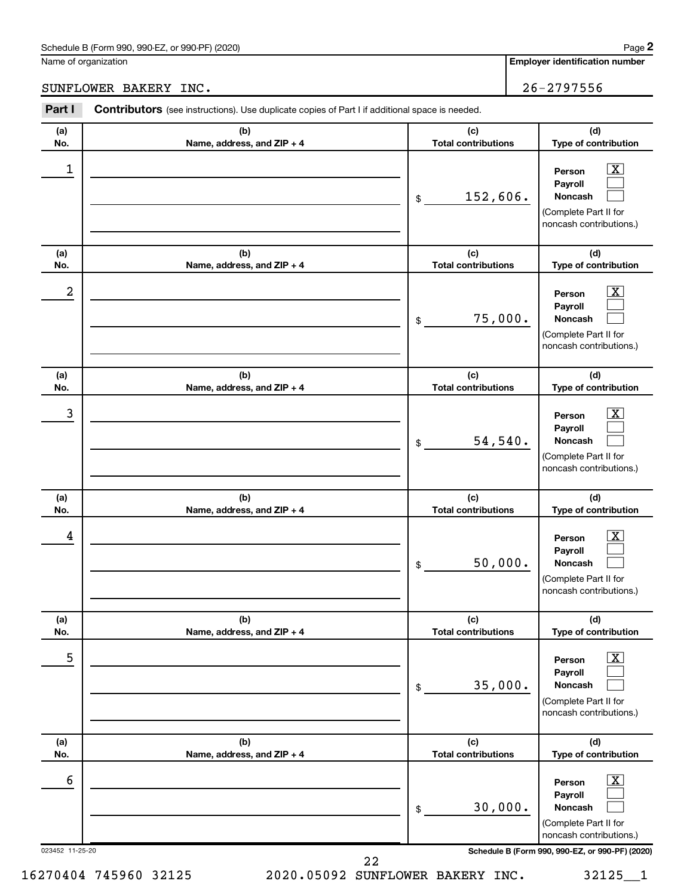Schedule B (Form 990, 990-EZ, or 990-PF) (2020)

Name of organization: SUNFLOWER BAKERY INC.

Employer identification number: 26-2797556

**Part I** **Contributors** (see instructions). Use duplicate copies of Part I if additional space is needed.

| (a) No. | (b) Name, address, and ZIP + 4 | (c) Total contributions | (d) Type of contribution |
|---|---|---|---|
| 1 | | $ 152,606. | Person [X] Payroll [ ] Noncash [ ] (Complete Part II for noncash contributions.) |
| 2 | | $ 75,000. | Person [X] Payroll [ ] Noncash [ ] (Complete Part II for noncash contributions.) |
| 3 | | $ 54,540. | Person [X] Payroll [ ] Noncash [ ] (Complete Part II for noncash contributions.) |
| 4 | | $ 50,000. | Person [X] Payroll [ ] Noncash [ ] (Complete Part II for noncash contributions.) |
| 5 | | $ 35,000. | Person [X] Payroll [ ] Noncash [ ] (Complete Part II for noncash contributions.) |
| 6 | | $ 30,000. | Person [X] Payroll [ ] Noncash [ ] (Complete Part II for noncash contributions.) |

023452 11-25-20

Schedule B (Form 990, 990-EZ, or 990-PF) (2020)

16270404 745960 32125 2020.05092 SUNFLOWER BAKERY INC. 32125__1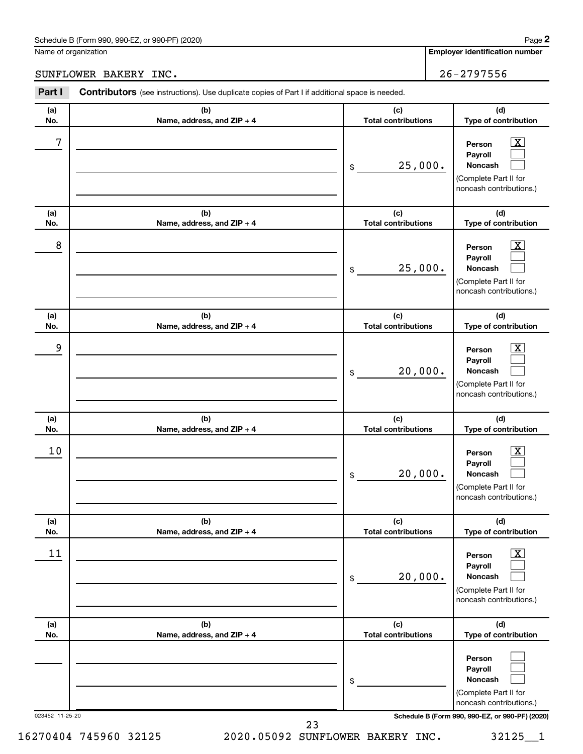Schedule B (Form 990, 990-EZ, or 990-PF) (2020) Page **2**

Name of organization | **Employer identification number**

SUNFLOWER BAKERY INC. | 26-2797556

**Part I** **Contributors** (see instructions). Use duplicate copies of Part I if additional space is needed.

| (a) No. | (b) Name, address, and ZIP + 4 | (c) Total contributions | (d) Type of contribution |
|---|---|---|---|
| 7 | | $ 25,000. | Person [X] Payroll [ ] Noncash [ ] (Complete Part II for noncash contributions.) |
| 8 | | $ 25,000. | Person [X] Payroll [ ] Noncash [ ] (Complete Part II for noncash contributions.) |
| 9 | | $ 20,000. | Person [X] Payroll [ ] Noncash [ ] (Complete Part II for noncash contributions.) |
| 10 | | $ 20,000. | Person [X] Payroll [ ] Noncash [ ] (Complete Part II for noncash contributions.) |
| 11 | | $ 20,000. | Person [X] Payroll [ ] Noncash [ ] (Complete Part II for noncash contributions.) |
| | | $ | Person [ ] Payroll [ ] Noncash [ ] (Complete Part II for noncash contributions.) |

023452 11-25-20 **Schedule B (Form 990, 990-EZ, or 990-PF) (2020)**

16270404 745960 32125 2020.05092 SUNFLOWER BAKERY INC. 32125__1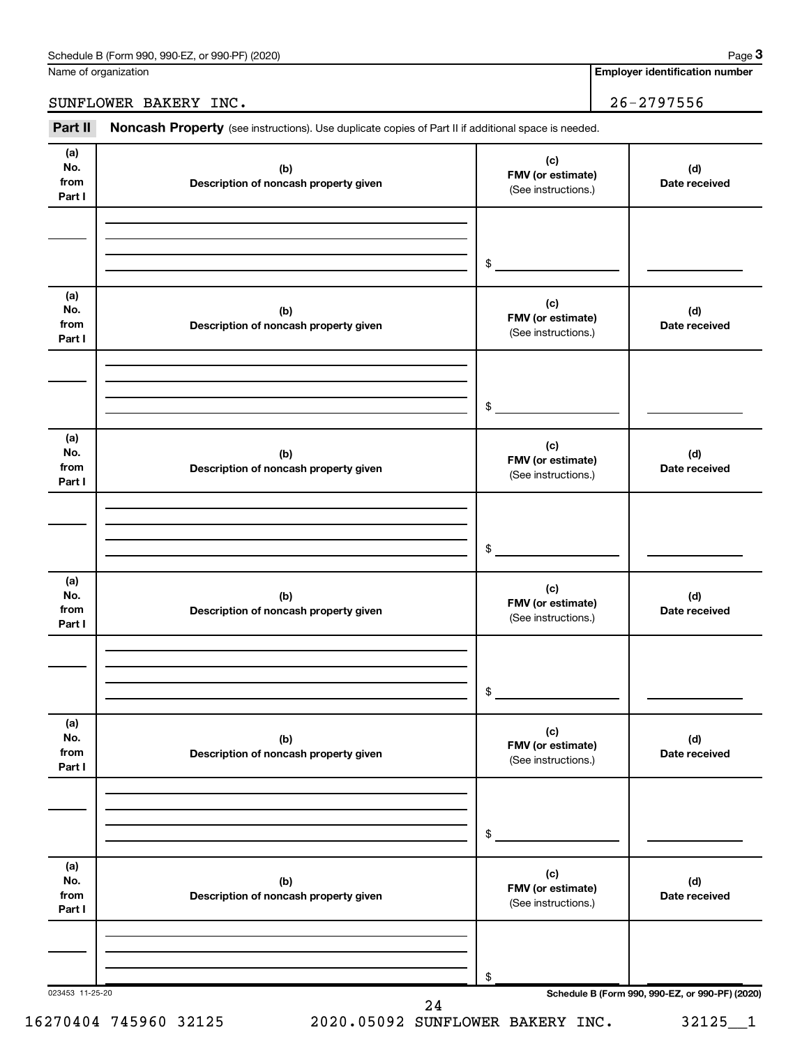Name of organization

SUNFLOWER BAKERY INC.

**Employer identification number**

26-2797556

## Part II Noncash Property (see instructions). Use duplicate copies of Part II if additional space is needed.

| (a) No. from Part I | (b) Description of noncash property given | (c) FMV (or estimate) (See instructions.) | (d) Date received |
|---|---|---|---|
| | | $ | |

| (a) No. from Part I | (b) Description of noncash property given | (c) FMV (or estimate) (See instructions.) | (d) Date received |
|---|---|---|---|
| | | $ | |

| (a) No. from Part I | (b) Description of noncash property given | (c) FMV (or estimate) (See instructions.) | (d) Date received |
|---|---|---|---|
| | | $ | |

| (a) No. from Part I | (b) Description of noncash property given | (c) FMV (or estimate) (See instructions.) | (d) Date received |
|---|---|---|---|
| | | $ | |

| (a) No. from Part I | (b) Description of noncash property given | (c) FMV (or estimate) (See instructions.) | (d) Date received |
|---|---|---|---|
| | | $ | |

| (a) No. from Part I | (b) Description of noncash property given | (c) FMV (or estimate) (See instructions.) | (d) Date received |
|---|---|---|---|
| | | $ | |

023453 11-25-20

**Schedule B (Form 990, 990-EZ, or 990-PF) (2020)**

16270404 745960 32125 2020.05092 SUNFLOWER BAKERY INC. 32125__1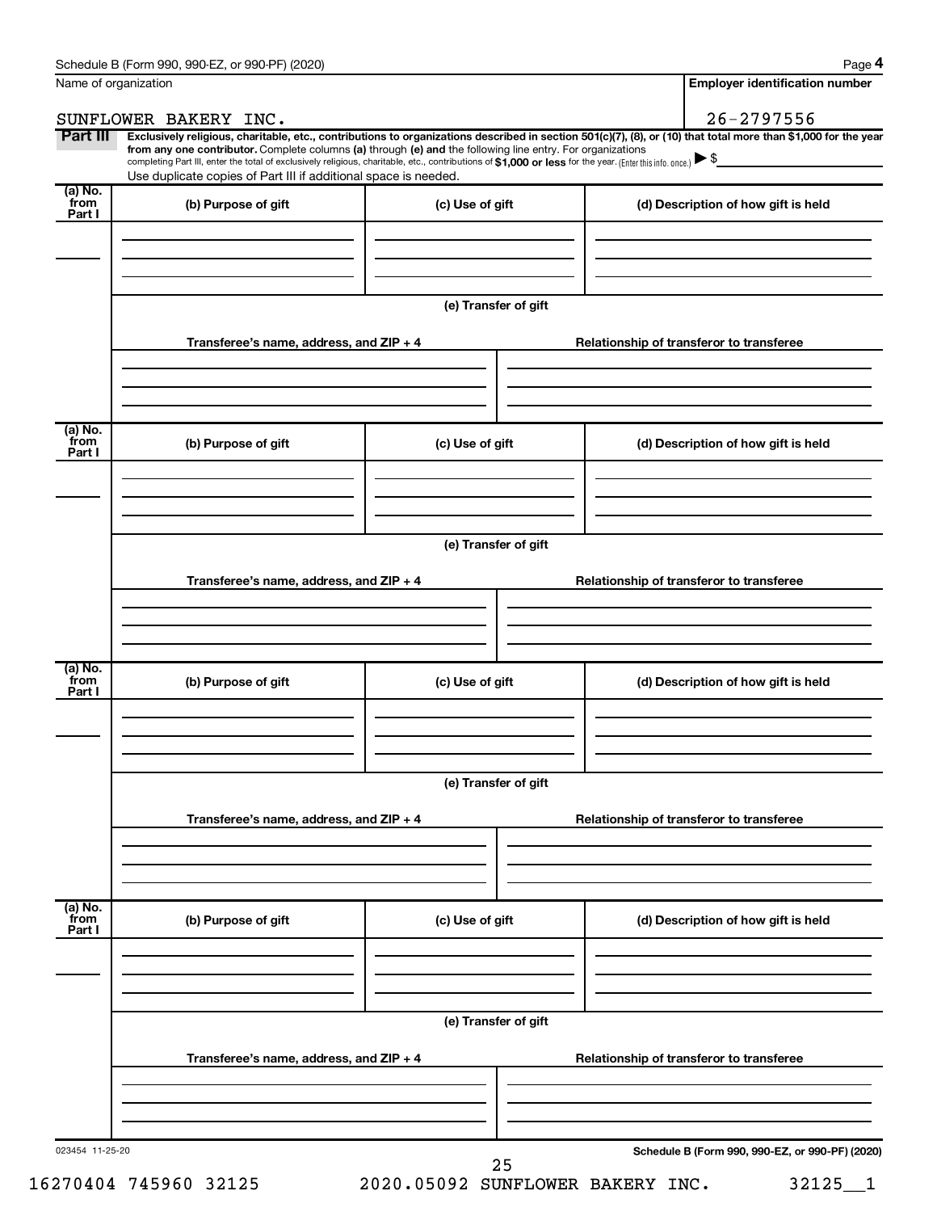Schedule B (Form 990, 990-EZ, or 990-PF) (2020)

| Name of organization | Employer identification number |
|---|---|
| SUNFLOWER BAKERY INC. | 26-2797556 |

**Part III** **Exclusively religious, charitable, etc., contributions to organizations described in section 501(c)(7), (8), or (10) that total more than $1,000 for the year from any one contributor.** Complete columns **(a)** through **(e) and** the following line entry. For organizations completing Part III, enter the total of exclusively religious, charitable, etc., contributions of **$1,000 or less** for the year. (Enter this info. once.) ▶ $

Use duplicate copies of Part III if additional space is needed.

| (a) No. from Part I | (b) Purpose of gift | (c) Use of gift | (d) Description of how gift is held |
|---|---|---|---|
| | | | |

**(e) Transfer of gift**

| Transferee's name, address, and ZIP + 4 | Relationship of transferor to transferee |
|---|---|
| | |

| (a) No. from Part I | (b) Purpose of gift | (c) Use of gift | (d) Description of how gift is held |
|---|---|---|---|
| | | | |

**(e) Transfer of gift**

| Transferee's name, address, and ZIP + 4 | Relationship of transferor to transferee |
|---|---|
| | |

| (a) No. from Part I | (b) Purpose of gift | (c) Use of gift | (d) Description of how gift is held |
|---|---|---|---|
| | | | |

**(e) Transfer of gift**

| Transferee's name, address, and ZIP + 4 | Relationship of transferor to transferee |
|---|---|
| | |

| (a) No. from Part I | (b) Purpose of gift | (c) Use of gift | (d) Description of how gift is held |
|---|---|---|---|
| | | | |

**(e) Transfer of gift**

| Transferee's name, address, and ZIP + 4 | Relationship of transferor to transferee |
|---|---|
| | |

023454 11-25-20

**Schedule B (Form 990, 990-EZ, or 990-PF) (2020)**

16270404 745960 32125 2020.05092 SUNFLOWER BAKERY INC. 32125__1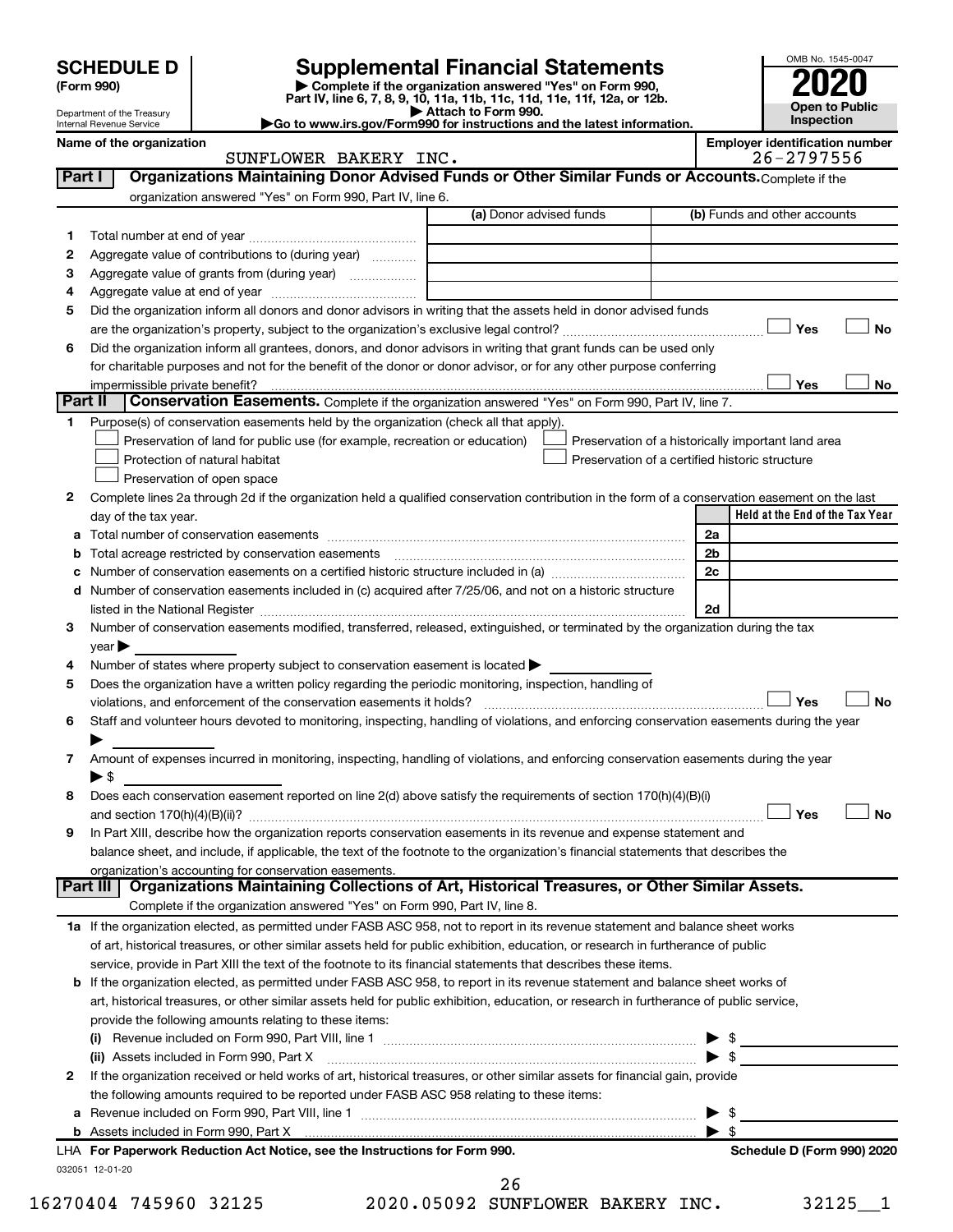# SCHEDULE D (Form 990)

Department of the Treasury
Internal Revenue Service

## Supplemental Financial Statements

▶ Complete if the organization answered "Yes" on Form 990, Part IV, line 6, 7, 8, 9, 10, 11a, 11b, 11c, 11d, 11e, 11f, 12a, or 12b.
▶ Attach to Form 990.
▶Go to www.irs.gov/Form990 for instructions and the latest information.

OMB No. 1545-0047

**2020**

**Open to Public Inspection**

Name of the organization: SUNFLOWER BAKERY INC.

Employer identification number: 26-2797556

**Part I** **Organizations Maintaining Donor Advised Funds or Other Similar Funds or Accounts.** Complete if the organization answered "Yes" on Form 990, Part IV, line 6.

| | | (a) Donor advised funds | (b) Funds and other accounts |
|---|---|---|---|
| 1 | Total number at end of year | | |
| 2 | Aggregate value of contributions to (during year) | | |
| 3 | Aggregate value of grants from (during year) | | |
| 4 | Aggregate value at end of year | | |

5 Did the organization inform all donors and donor advisors in writing that the assets held in donor advised funds are the organization's property, subject to the organization's exclusive legal control? ☐ Yes ☐ No

6 Did the organization inform all grantees, donors, and donor advisors in writing that grant funds can be used only for charitable purposes and not for the benefit of the donor or donor advisor, or for any other purpose conferring impermissible private benefit? ☐ Yes ☐ No

**Part II** **Conservation Easements.** Complete if the organization answered "Yes" on Form 990, Part IV, line 7.

1 Purpose(s) of conservation easements held by the organization (check all that apply).
- ☐ Preservation of land for public use (for example, recreation or education)
- ☐ Protection of natural habitat
- ☐ Preservation of open space
- ☐ Preservation of a historically important land area
- ☐ Preservation of a certified historic structure

2 Complete lines 2a through 2d if the organization held a qualified conservation contribution in the form of a conservation easement on the last day of the tax year.

| | | | Held at the End of the Tax Year |
|---|---|---|---|
| a | Total number of conservation easements | 2a | |
| b | Total acreage restricted by conservation easements | 2b | |
| c | Number of conservation easements on a certified historic structure included in (a) | 2c | |
| d | Number of conservation easements included in (c) acquired after 7/25/06, and not on a historic structure listed in the National Register | 2d | |

3 Number of conservation easements modified, transferred, released, extinguished, or terminated by the organization during the tax year ▶

4 Number of states where property subject to conservation easement is located ▶

5 Does the organization have a written policy regarding the periodic monitoring, inspection, handling of violations, and enforcement of the conservation easements it holds? ☐ Yes ☐ No

6 Staff and volunteer hours devoted to monitoring, inspecting, handling of violations, and enforcing conservation easements during the year ▶

7 Amount of expenses incurred in monitoring, inspecting, handling of violations, and enforcing conservation easements during the year ▶ $

8 Does each conservation easement reported on line 2(d) above satisfy the requirements of section 170(h)(4)(B)(i) and section 170(h)(4)(B)(ii)? ☐ Yes ☐ No

9 In Part XIII, describe how the organization reports conservation easements in its revenue and expense statement and balance sheet, and include, if applicable, the text of the footnote to the organization's financial statements that describes the organization's accounting for conservation easements.

**Part III** **Organizations Maintaining Collections of Art, Historical Treasures, or Other Similar Assets.** Complete if the organization answered "Yes" on Form 990, Part IV, line 8.

1a If the organization elected, as permitted under FASB ASC 958, not to report in its revenue statement and balance sheet works of art, historical treasures, or other similar assets held for public exhibition, education, or research in furtherance of public service, provide in Part XIII the text of the footnote to its financial statements that describes these items.

b If the organization elected, as permitted under FASB ASC 958, to report in its revenue statement and balance sheet works of art, historical treasures, or other similar assets held for public exhibition, education, or research in furtherance of public service, provide the following amounts relating to these items:

(i) Revenue included on Form 990, Part VIII, line 1 ▶ $

(ii) Assets included in Form 990, Part X ▶ $

2 If the organization received or held works of art, historical treasures, or other similar assets for financial gain, provide the following amounts required to be reported under FASB ASC 958 relating to these items:

a Revenue included on Form 990, Part VIII, line 1 ▶ $

b Assets included in Form 990, Part X ▶ $

LHA **For Paperwork Reduction Act Notice, see the Instructions for Form 990.** **Schedule D (Form 990) 2020**

032051 12-01-20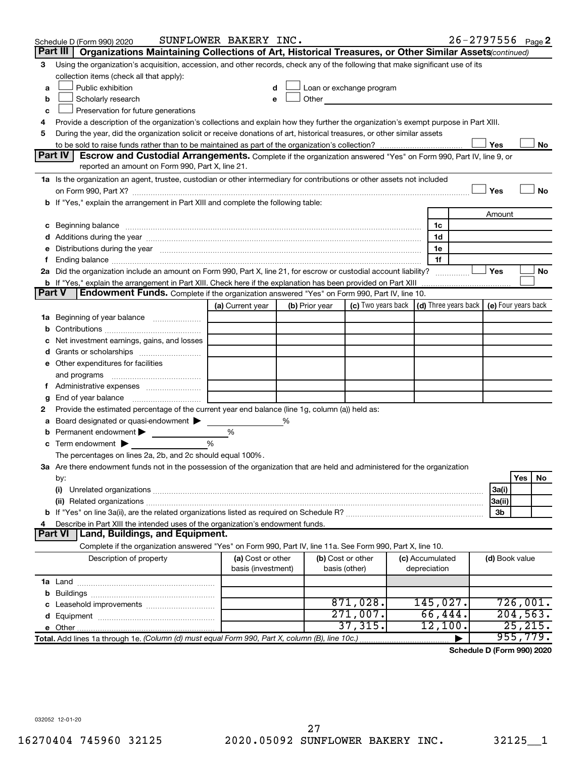Schedule D (Form 990) 2020 SUNFLOWER BAKERY INC. 26-2797556 Page 2

## Part III Organizations Maintaining Collections of Art, Historical Treasures, or Other Similar Assets (continued)

3 Using the organization's acquisition, accession, and other records, check any of the following that make significant use of its collection items (check all that apply):

- a ☐ Public exhibition
- b ☐ Scholarly research
- c ☐ Preservation for future generations
- d ☐ Loan or exchange program
- e ☐ Other

4 Provide a description of the organization's collections and explain how they further the organization's exempt purpose in Part XIII.

5 During the year, did the organization solicit or receive donations of art, historical treasures, or other similar assets to be sold to raise funds rather than to be maintained as part of the organization's collection? ☐ Yes ☐ No

## Part IV Escrow and Custodial Arrangements.

Complete if the organization answered "Yes" on Form 990, Part IV, line 9, or reported an amount on Form 990, Part X, line 21.

1a Is the organization an agent, trustee, custodian or other intermediary for contributions or other assets not included on Form 990, Part X? ☐ Yes ☐ No

b If "Yes," explain the arrangement in Part XIII and complete the following table:

| | | Amount |
|---|---|---|
| c Beginning balance | 1c | |
| d Additions during the year | 1d | |
| e Distributions during the year | 1e | |
| f Ending balance | 1f | |

2a Did the organization include an amount on Form 990, Part X, line 21, for escrow or custodial account liability? ☐ Yes ☐ No

b If "Yes," explain the arrangement in Part XIII. Check here if the explanation has been provided on Part XIII ☐

## Part V Endowment Funds.

Complete if the organization answered "Yes" on Form 990, Part IV, line 10.

| | (a) Current year | (b) Prior year | (c) Two years back | (d) Three years back | (e) Four years back |
|---|---|---|---|---|---|
| 1a Beginning of year balance | | | | | |
| b Contributions | | | | | |
| c Net investment earnings, gains, and losses | | | | | |
| d Grants or scholarships | | | | | |
| e Other expenditures for facilities and programs | | | | | |
| f Administrative expenses | | | | | |
| g End of year balance | | | | | |

2 Provide the estimated percentage of the current year end balance (line 1g, column (a)) held as:

- a Board designated or quasi-endowment ▶ %
- b Permanent endowment ▶ %
- c Term endowment ▶ %

The percentages on lines 2a, 2b, and 2c should equal 100%.

3a Are there endowment funds not in the possession of the organization that are held and administered for the organization by:

| | | Yes | No |
|---|---|---|---|
| (i) Unrelated organizations | 3a(i) | | |
| (ii) Related organizations | 3a(ii) | | |
| b If "Yes" on line 3a(ii), are the related organizations listed as required on Schedule R? | 3b | | |

4 Describe in Part XIII the intended uses of the organization's endowment funds.

## Part VI Land, Buildings, and Equipment.

Complete if the organization answered "Yes" on Form 990, Part IV, line 11a. See Form 990, Part X, line 10.

| Description of property | (a) Cost or other basis (investment) | (b) Cost or other basis (other) | (c) Accumulated depreciation | (d) Book value |
|---|---|---|---|---|
| 1a Land | | | | |
| b Buildings | | | | |
| c Leasehold improvements | | 871,028. | 145,027. | 726,001. |
| d Equipment | | 271,007. | 66,444. | 204,563. |
| e Other | | 37,315. | 12,100. | 25,215. |
| Total. Add lines 1a through 1e. (Column (d) must equal Form 990, Part X, column (B), line 10c.) | | | ▶ | 955,779. |

Schedule D (Form 990) 2020

032052 12-01-20

16270404 745960 32125 2020.05092 SUNFLOWER BAKERY INC. 32125__1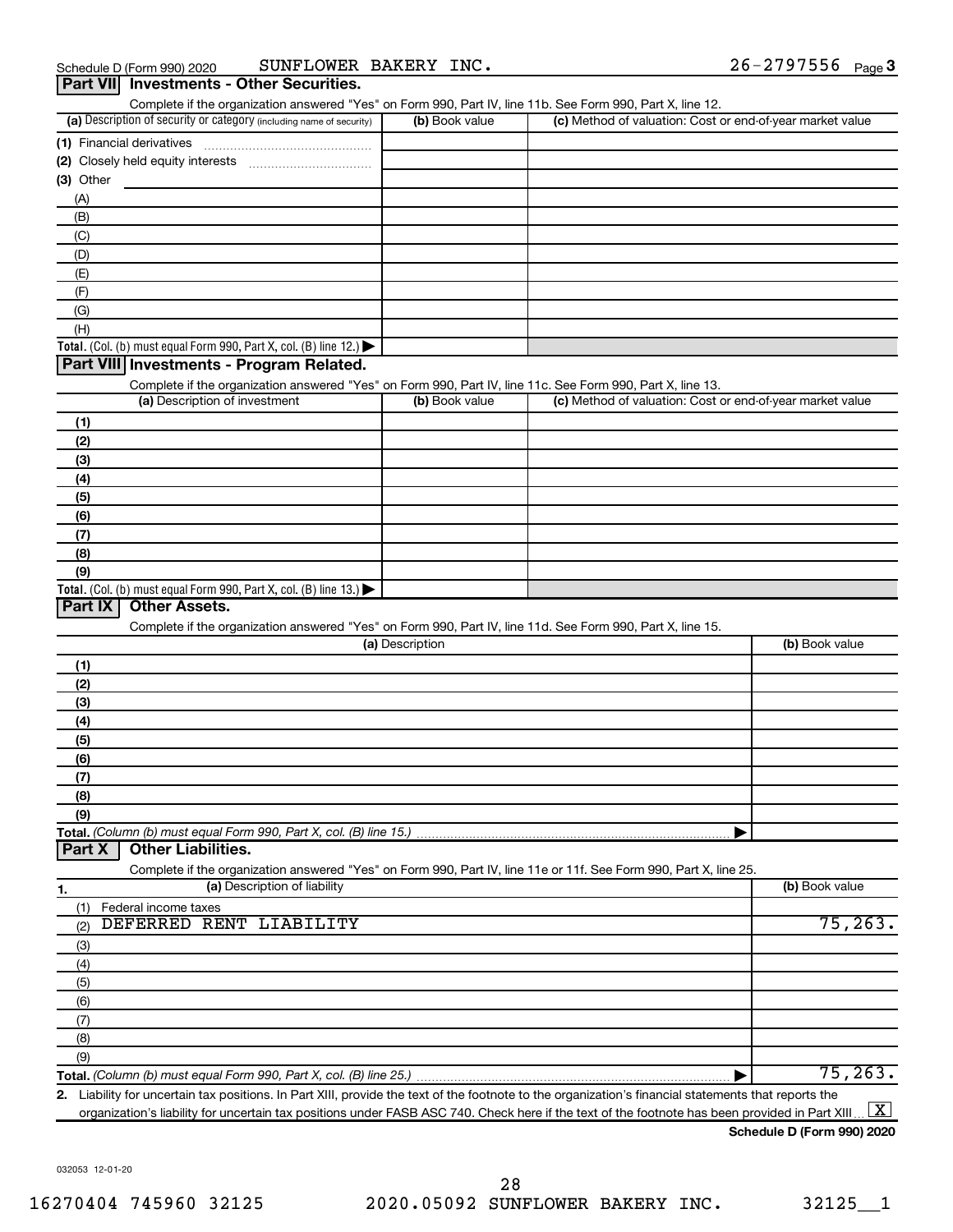Schedule D (Form 990) 2020 SUNFLOWER BAKERY INC. 26-2797556 Page 3

## Part VII Investments - Other Securities.

Complete if the organization answered "Yes" on Form 990, Part IV, line 11b. See Form 990, Part X, line 12.

| (a) Description of security or category (including name of security) | (b) Book value | (c) Method of valuation: Cost or end-of-year market value |
|---|---|---|
| (1) Financial derivatives | | |
| (2) Closely held equity interests | | |
| (3) Other | | |
| (A) | | |
| (B) | | |
| (C) | | |
| (D) | | |
| (E) | | |
| (F) | | |
| (G) | | |
| (H) | | |
| **Total.** (Col. (b) must equal Form 990, Part X, col. (B) line 12.) ▶ | | |

## Part VIII Investments - Program Related.

Complete if the organization answered "Yes" on Form 990, Part IV, line 11c. See Form 990, Part X, line 13.

| (a) Description of investment | (b) Book value | (c) Method of valuation: Cost or end-of-year market value |
|---|---|---|
| (1) | | |
| (2) | | |
| (3) | | |
| (4) | | |
| (5) | | |
| (6) | | |
| (7) | | |
| (8) | | |
| (9) | | |
| **Total.** (Col. (b) must equal Form 990, Part X, col. (B) line 13.) ▶ | | |

## Part IX Other Assets.

Complete if the organization answered "Yes" on Form 990, Part IV, line 11d. See Form 990, Part X, line 15.

| (a) Description | (b) Book value |
|---|---|
| (1) | |
| (2) | |
| (3) | |
| (4) | |
| (5) | |
| (6) | |
| (7) | |
| (8) | |
| (9) | |
| **Total.** *(Column (b) must equal Form 990, Part X, col. (B) line 15.)* ▶ | |

## Part X Other Liabilities.

Complete if the organization answered "Yes" on Form 990, Part IV, line 11e or 11f. See Form 990, Part X, line 25.

| 1. (a) Description of liability | (b) Book value |
|---|---|
| (1) Federal income taxes | |
| (2) DEFERRED RENT LIABILITY | 75,263. |
| (3) | |
| (4) | |
| (5) | |
| (6) | |
| (7) | |
| (8) | |
| (9) | |
| **Total.** *(Column (b) must equal Form 990, Part X, col. (B) line 25.)* ▶ | 75,263. |

**2.** Liability for uncertain tax positions. In Part XIII, provide the text of the footnote to the organization's financial statements that reports the organization's liability for uncertain tax positions under FASB ASC 740. Check here if the text of the footnote has been provided in Part XIII ... [X]

**Schedule D (Form 990) 2020**

032053 12-01-20

16270404 745960 32125 2020.05092 SUNFLOWER BAKERY INC. 32125__1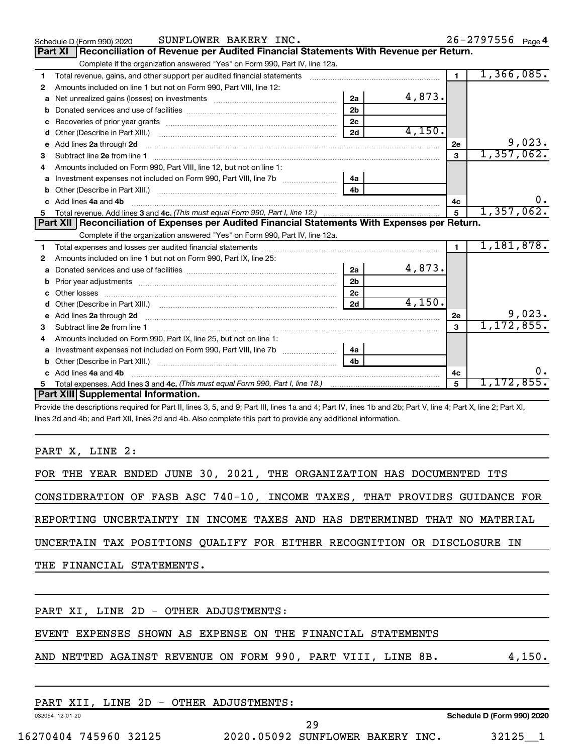Schedule D (Form 990) 2020 SUNFLOWER BAKERY INC. 26-2797556 Page 4

## Part XI Reconciliation of Revenue per Audited Financial Statements With Revenue per Return.

Complete if the organization answered "Yes" on Form 990, Part IV, line 12a.

| | | | | | |
|---|---|---|---|---|---|
| 1 | Total revenue, gains, and other support per audited financial statements | | | 1 | 1,366,085. |
| 2 | Amounts included on line 1 but not on Form 990, Part VIII, line 12: | | | | |
| a | Net unrealized gains (losses) on investments | 2a | 4,873. | | |
| b | Donated services and use of facilities | 2b | | | |
| c | Recoveries of prior year grants | 2c | | | |
| d | Other (Describe in Part XIII.) | 2d | 4,150. | | |
| e | Add lines 2a through 2d | | | 2e | 9,023. |
| 3 | Subtract line 2e from line 1 | | | 3 | 1,357,062. |
| 4 | Amounts included on Form 990, Part VIII, line 12, but not on line 1: | | | | |
| a | Investment expenses not included on Form 990, Part VIII, line 7b | 4a | | | |
| b | Other (Describe in Part XIII.) | 4b | | | |
| c | Add lines 4a and 4b | | | 4c | 0. |
| 5 | Total revenue. Add lines 3 and 4c. *(This must equal Form 990, Part I, line 12.)* | | | 5 | 1,357,062. |

## Part XII Reconciliation of Expenses per Audited Financial Statements With Expenses per Return.

Complete if the organization answered "Yes" on Form 990, Part IV, line 12a.

| | | | | | |
|---|---|---|---|---|---|
| 1 | Total expenses and losses per audited financial statements | | | 1 | 1,181,878. |
| 2 | Amounts included on line 1 but not on Form 990, Part IX, line 25: | | | | |
| a | Donated services and use of facilities | 2a | 4,873. | | |
| b | Prior year adjustments | 2b | | | |
| c | Other losses | 2c | | | |
| d | Other (Describe in Part XIII.) | 2d | 4,150. | | |
| e | Add lines 2a through 2d | | | 2e | 9,023. |
| 3 | Subtract line 2e from line 1 | | | 3 | 1,172,855. |
| 4 | Amounts included on Form 990, Part IX, line 25, but not on line 1: | | | | |
| a | Investment expenses not included on Form 990, Part VIII, line 7b | 4a | | | |
| b | Other (Describe in Part XIII.) | 4b | | | |
| c | Add lines 4a and 4b | | | 4c | 0. |
| 5 | Total expenses. Add lines 3 and 4c. *(This must equal Form 990, Part I, line 18.)* | | | 5 | 1,172,855. |

## Part XIII Supplemental Information.

Provide the descriptions required for Part II, lines 3, 5, and 9; Part III, lines 1a and 4; Part IV, lines 1b and 2b; Part V, line 4; Part X, line 2; Part XI, lines 2d and 4b; and Part XII, lines 2d and 4b. Also complete this part to provide any additional information.

PART X, LINE 2:

FOR THE YEAR ENDED JUNE 30, 2021, THE ORGANIZATION HAS DOCUMENTED ITS CONSIDERATION OF FASB ASC 740-10, INCOME TAXES, THAT PROVIDES GUIDANCE FOR REPORTING UNCERTAINTY IN INCOME TAXES AND HAS DETERMINED THAT NO MATERIAL UNCERTAIN TAX POSITIONS QUALIFY FOR EITHER RECOGNITION OR DISCLOSURE IN THE FINANCIAL STATEMENTS.

PART XI, LINE 2D - OTHER ADJUSTMENTS:

EVENT EXPENSES SHOWN AS EXPENSE ON THE FINANCIAL STATEMENTS AND NETTED AGAINST REVENUE ON FORM 990, PART VIII, LINE 8B. 4,150.

PART XII, LINE 2D - OTHER ADJUSTMENTS: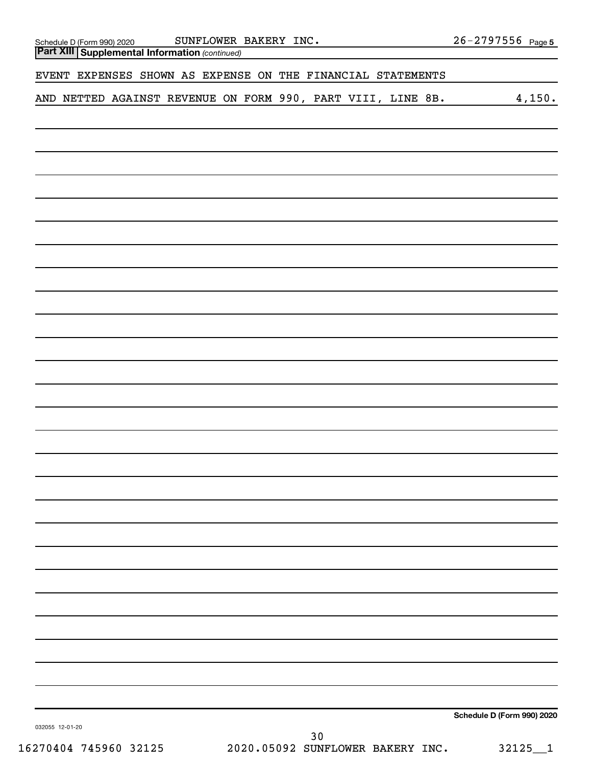Schedule D (Form 990) 2020 SUNFLOWER BAKERY INC. 26-2797556 Page 5

**Part XIII** **Supplemental Information** *(continued)*

EVENT EXPENSES SHOWN AS EXPENSE ON THE FINANCIAL STATEMENTS

AND NETTED AGAINST REVENUE ON FORM 990, PART VIII, LINE 8B. 4,150.

**Schedule D (Form 990) 2020**

032055 12-01-20

30

16270404 745960 32125 2020.05092 SUNFLOWER BAKERY INC. 32125__1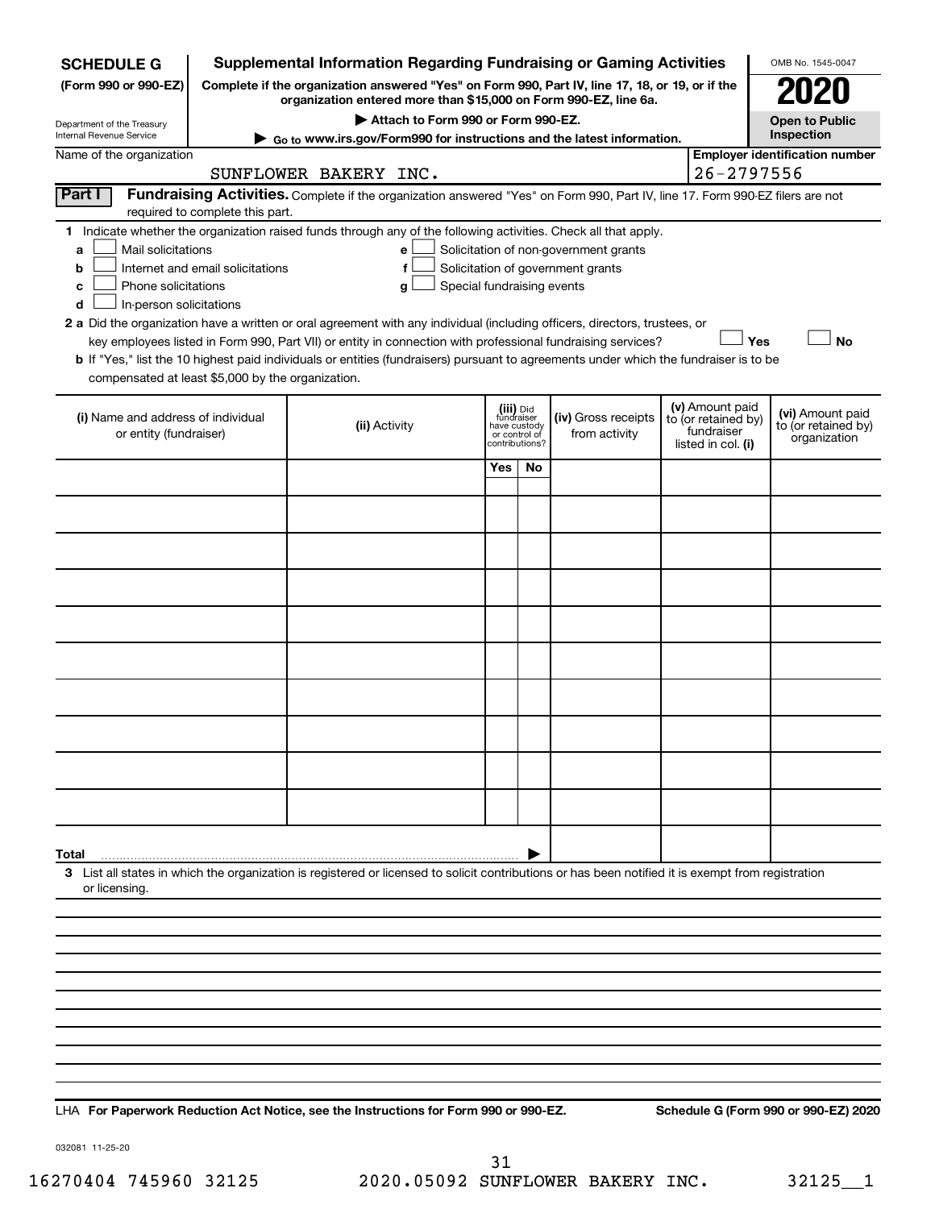**SCHEDULE G**
**(Form 990 or 990-EZ)**

Department of the Treasury
Internal Revenue Service

# Supplemental Information Regarding Fundraising or Gaming Activities

**Complete if the organization answered "Yes" on Form 990, Part IV, line 17, 18, or 19, or if the organization entered more than $15,000 on Form 990-EZ, line 6a.**

▶ **Attach to Form 990 or Form 990-EZ.**

▶ **Go to www.irs.gov/Form990 for instructions and the latest information.**

OMB No. 1545-0047

**2020**

**Open to Public Inspection**

Name of the organization: SUNFLOWER BAKERY INC.

**Employer identification number:** 26-2797556

**Part I** **Fundraising Activities.** Complete if the organization answered "Yes" on Form 990, Part IV, line 17. Form 990-EZ filers are not required to complete this part.

**1** Indicate whether the organization raised funds through any of the following activities. Check all that apply.

- **a** ☐ Mail solicitations
- **b** ☐ Internet and email solicitations
- **c** ☐ Phone solicitations
- **d** ☐ In-person solicitations
- **e** ☐ Solicitation of non-government grants
- **f** ☐ Solicitation of government grants
- **g** ☐ Special fundraising events

**2 a** Did the organization have a written or oral agreement with any individual (including officers, directors, trustees, or key employees listed in Form 990, Part VII) or entity in connection with professional fundraising services? ☐ **Yes** ☐ **No**

**b** If "Yes," list the 10 highest paid individuals or entities (fundraisers) pursuant to agreements under which the fundraiser is to be compensated at least $5,000 by the organization.

| (i) Name and address of individual or entity (fundraiser) | (ii) Activity | (iii) Did fundraiser have custody or control of contributions? | | (iv) Gross receipts from activity | (v) Amount paid to (or retained by) fundraiser listed in col. (i) | (vi) Amount paid to (or retained by) organization |
|---|---|---|---|---|---|---|
| | | Yes | No | | | |
| | | | | | | |
| | | | | | | |
| | | | | | | |
| | | | | | | |
| | | | | | | |
| | | | | | | |
| | | | | | | |
| | | | | | | |
| | | | | | | |
| | | | | | | |
| **Total** | | | | | | |

**3** List all states in which the organization is registered or licensed to solicit contributions or has been notified it is exempt from registration or licensing.

LHA **For Paperwork Reduction Act Notice, see the Instructions for Form 990 or 990-EZ.** **Schedule G (Form 990 or 990-EZ) 2020**

032081 11-25-20

16270404 745960 32125 2020.05092 SUNFLOWER BAKERY INC. 32125__1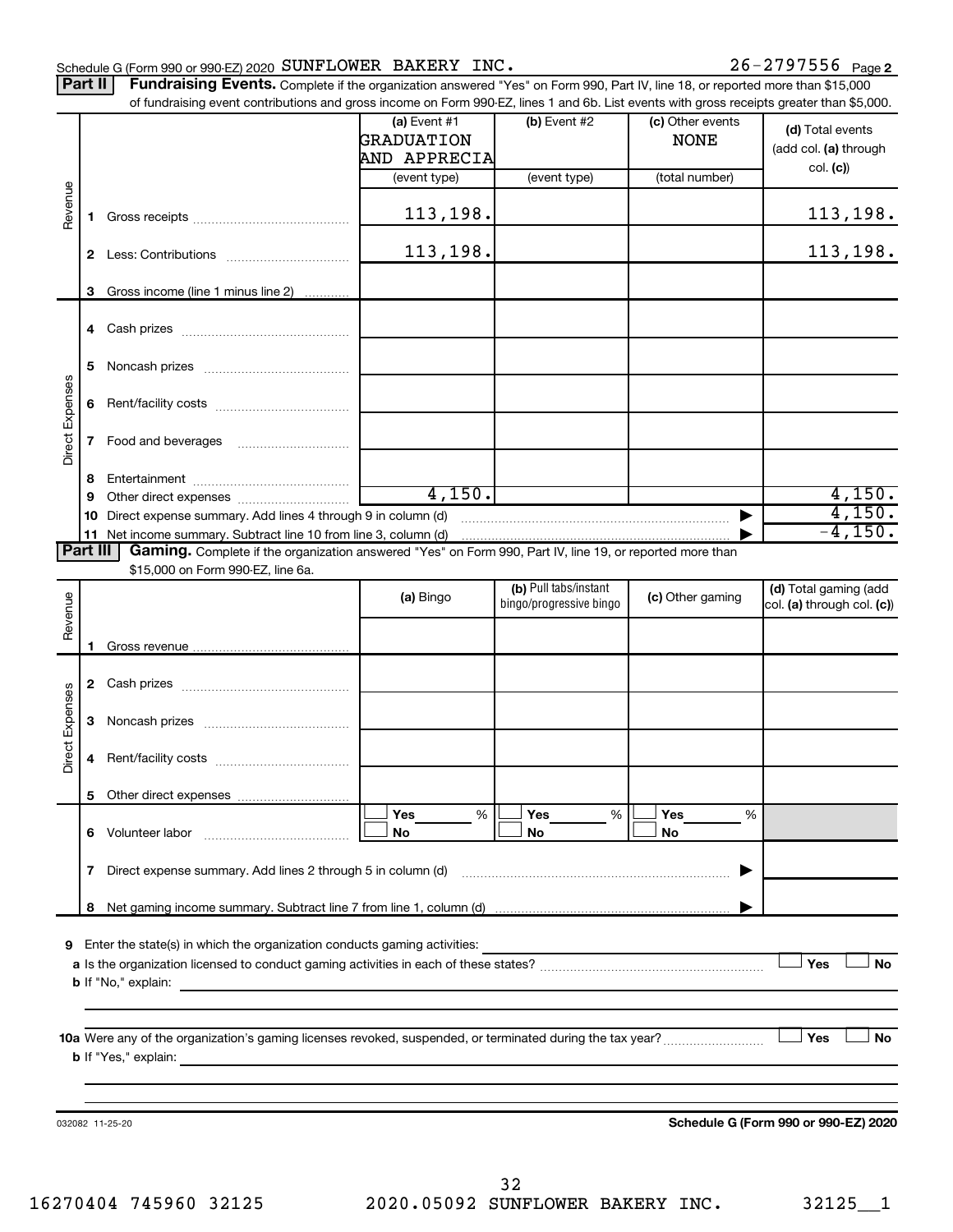Schedule G (Form 990 or 990-EZ) 2020 SUNFLOWER BAKERY INC. 26-2797556 Page 2

**Part II** **Fundraising Events.** Complete if the organization answered "Yes" on Form 990, Part IV, line 18, or reported more than $15,000 of fundraising event contributions and gross income on Form 990-EZ, lines 1 and 6b. List events with gross receipts greater than $5,000.

| | | (a) Event #1 GRADUATION AND APPRECIA (event type) | (b) Event #2 (event type) | (c) Other events NONE (total number) | (d) Total events (add col. (a) through col. (c)) |
|---|---|---|---|---|---|
| Revenue | 1 Gross receipts | 113,198. | | | 113,198. |
| | 2 Less: Contributions | 113,198. | | | 113,198. |
| | 3 Gross income (line 1 minus line 2) | | | | |
| Direct Expenses | 4 Cash prizes | | | | |
| | 5 Noncash prizes | | | | |
| | 6 Rent/facility costs | | | | |
| | 7 Food and beverages | | | | |
| | 8 Entertainment | | | | |
| | 9 Other direct expenses | 4,150. | | | 4,150. |
| | 10 Direct expense summary. Add lines 4 through 9 in column (d) | | | | 4,150. |
| | 11 Net income summary. Subtract line 10 from line 3, column (d) | | | | -4,150. |

**Part III** **Gaming.** Complete if the organization answered "Yes" on Form 990, Part IV, line 19, or reported more than $15,000 on Form 990-EZ, line 6a.

| | | (a) Bingo | (b) Pull tabs/instant bingo/progressive bingo | (c) Other gaming | (d) Total gaming (add col. (a) through col. (c)) |
|---|---|---|---|---|---|
| Revenue | 1 Gross revenue | | | | |
| Direct Expenses | 2 Cash prizes | | | | |
| | 3 Noncash prizes | | | | |
| | 4 Rent/facility costs | | | | |
| | 5 Other direct expenses | | | | |
| | 6 Volunteer labor | ☐ Yes ____ % ☐ No | ☐ Yes ____ % ☐ No | ☐ Yes ____ % ☐ No | |
| | 7 Direct expense summary. Add lines 2 through 5 in column (d) | | | | |
| | 8 Net gaming income summary. Subtract line 7 from line 1, column (d) | | | | |

9 Enter the state(s) in which the organization conducts gaming activities:

a Is the organization licensed to conduct gaming activities in each of these states? ☐ Yes ☐ No

b If "No," explain:

10a Were any of the organization's gaming licenses revoked, suspended, or terminated during the tax year? ☐ Yes ☐ No

b If "Yes," explain:

032082 11-25-20 **Schedule G (Form 990 or 990-EZ) 2020**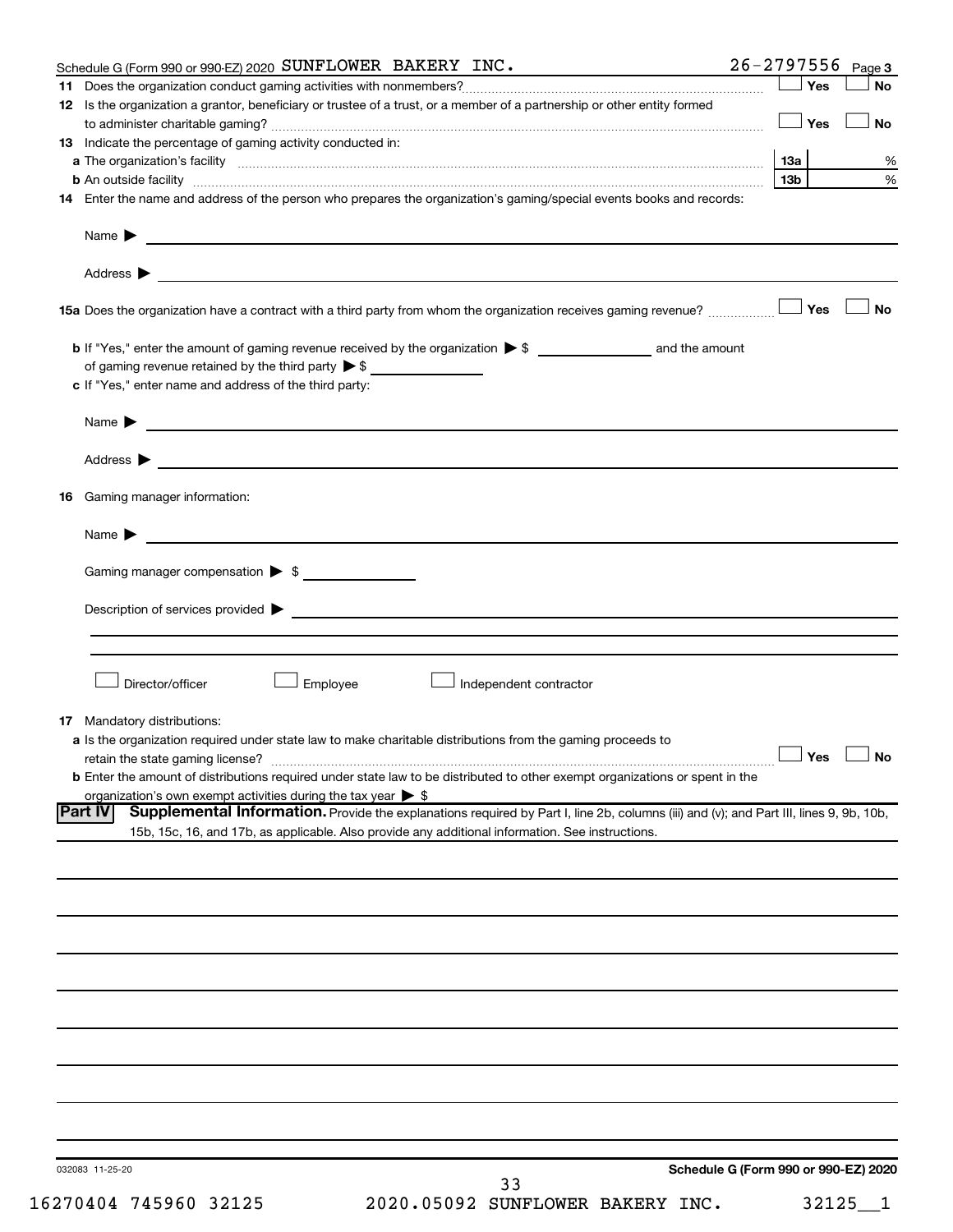Schedule G (Form 990 or 990-EZ) 2020 SUNFLOWER BAKERY INC. 26-2797556 Page 3

**11** Does the organization conduct gaming activities with nonmembers? ☐ Yes ☐ No

**12** Is the organization a grantor, beneficiary or trustee of a trust, or a member of a partnership or other entity formed to administer charitable gaming? ☐ Yes ☐ No

**13** Indicate the percentage of gaming activity conducted in:

**a** The organization's facility — 13a ____ %

**b** An outside facility — 13b ____ %

**14** Enter the name and address of the person who prepares the organization's gaming/special events books and records:

Name ▶

Address ▶

**15a** Does the organization have a contract with a third party from whom the organization receives gaming revenue? ☐ Yes ☐ No

**b** If "Yes," enter the amount of gaming revenue received by the organization ▶ $ ________ and the amount of gaming revenue retained by the third party ▶ $ ________

**c** If "Yes," enter name and address of the third party:

Name ▶

Address ▶

**16** Gaming manager information:

Name ▶

Gaming manager compensation ▶ $ ________

Description of services provided ▶

☐ Director/officer ☐ Employee ☐ Independent contractor

**17** Mandatory distributions:

**a** Is the organization required under state law to make charitable distributions from the gaming proceeds to retain the state gaming license? ☐ Yes ☐ No

**b** Enter the amount of distributions required under state law to be distributed to other exempt organizations or spent in the organization's own exempt activities during the tax year ▶ $

**Part IV** **Supplemental Information.** Provide the explanations required by Part I, line 2b, columns (iii) and (v); and Part III, lines 9, 9b, 10b, 15b, 15c, 16, and 17b, as applicable. Also provide any additional information. See instructions.

032083 11-25-20

Schedule G (Form 990 or 990-EZ) 2020

16270404 745960 32125 2020.05092 SUNFLOWER BAKERY INC. 32125__1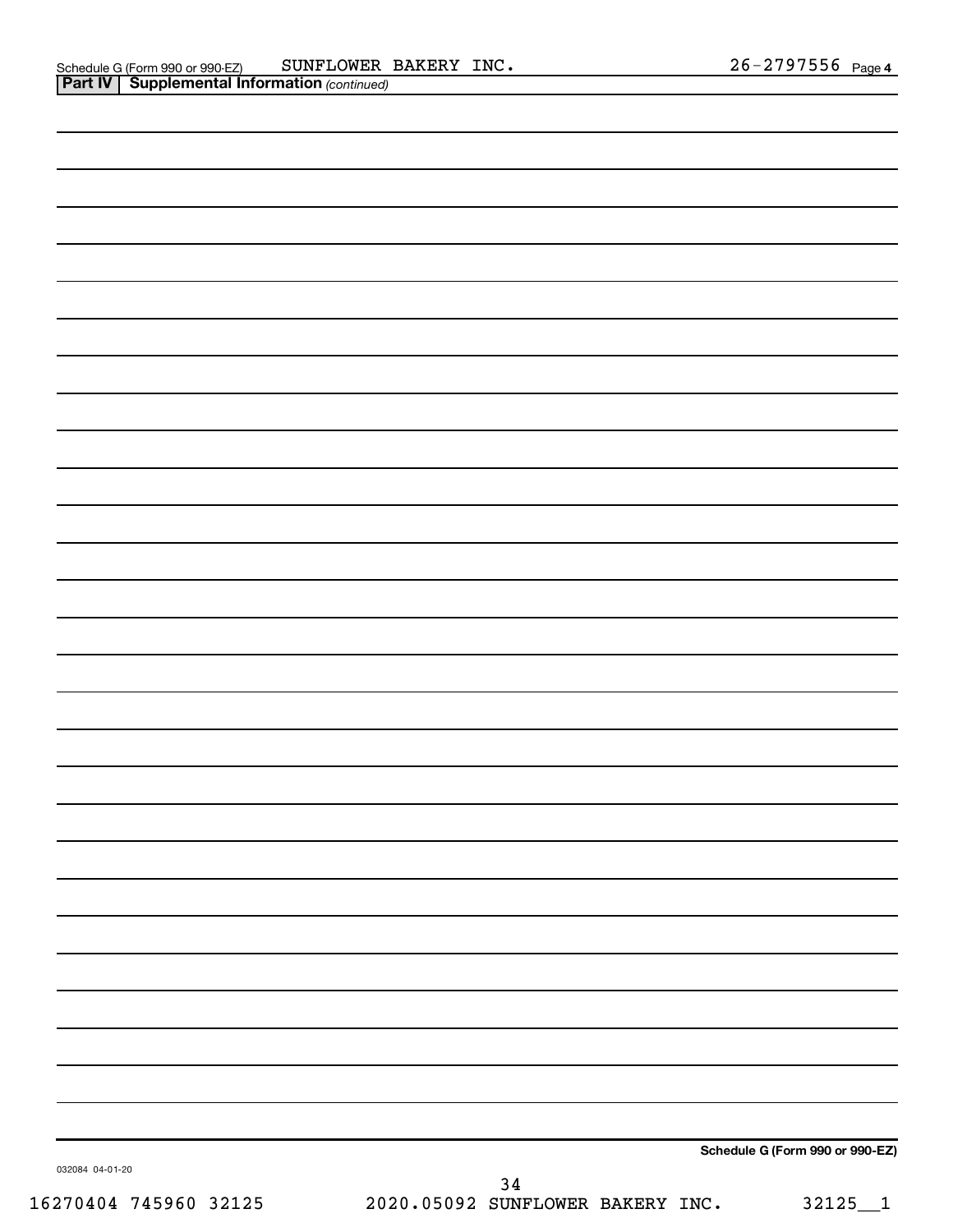Schedule G (Form 990 or 990-EZ) SUNFLOWER BAKERY INC. 26-2797556 Page 4

**Part IV | Supplemental Information** *(continued)*

**Schedule G (Form 990 or 990-EZ)**

032084 04-01-20

16270404 745960 32125 2020.05092 SUNFLOWER BAKERY INC. 32125__1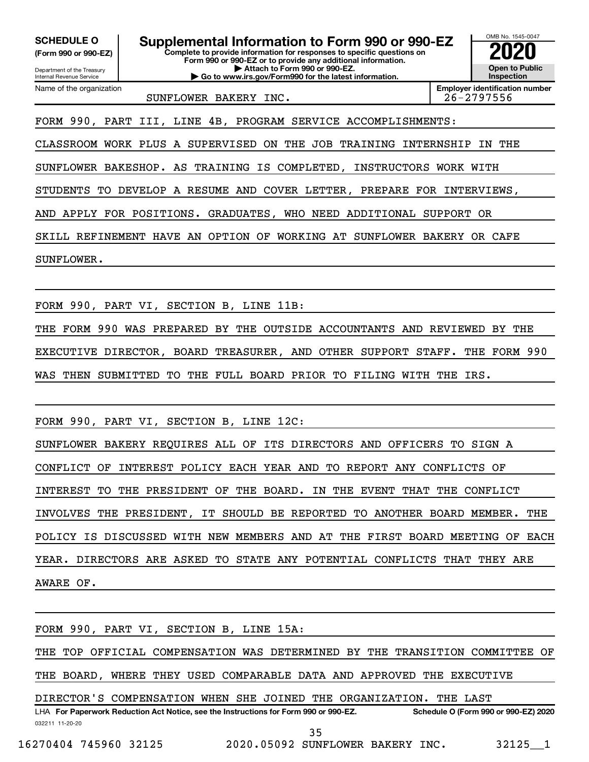**SCHEDULE O**
**(Form 990 or 990-EZ)**

Department of the Treasury
Internal Revenue Service

# Supplemental Information to Form 990 or 990-EZ

**Complete to provide information for responses to specific questions on Form 990 or 990-EZ or to provide any additional information.**
**▶ Attach to Form 990 or 990-EZ.**
**▶ Go to www.irs.gov/Form990 for the latest information.**

OMB No. 1545-0047
**2020**
**Open to Public Inspection**

| Name of the organization | Employer identification number |
|---|---|
| SUNFLOWER BAKERY INC. | 26-2797556 |

FORM 990, PART III, LINE 4B, PROGRAM SERVICE ACCOMPLISHMENTS:

CLASSROOM WORK PLUS A SUPERVISED ON THE JOB TRAINING INTERNSHIP IN THE SUNFLOWER BAKESHOP. AS TRAINING IS COMPLETED, INSTRUCTORS WORK WITH STUDENTS TO DEVELOP A RESUME AND COVER LETTER, PREPARE FOR INTERVIEWS, AND APPLY FOR POSITIONS. GRADUATES, WHO NEED ADDITIONAL SUPPORT OR SKILL REFINEMENT HAVE AN OPTION OF WORKING AT SUNFLOWER BAKERY OR CAFE SUNFLOWER.

FORM 990, PART VI, SECTION B, LINE 11B:

THE FORM 990 WAS PREPARED BY THE OUTSIDE ACCOUNTANTS AND REVIEWED BY THE EXECUTIVE DIRECTOR, BOARD TREASURER, AND OTHER SUPPORT STAFF. THE FORM 990 WAS THEN SUBMITTED TO THE FULL BOARD PRIOR TO FILING WITH THE IRS.

FORM 990, PART VI, SECTION B, LINE 12C:

SUNFLOWER BAKERY REQUIRES ALL OF ITS DIRECTORS AND OFFICERS TO SIGN A CONFLICT OF INTEREST POLICY EACH YEAR AND TO REPORT ANY CONFLICTS OF INTEREST TO THE PRESIDENT OF THE BOARD. IN THE EVENT THAT THE CONFLICT INVOLVES THE PRESIDENT, IT SHOULD BE REPORTED TO ANOTHER BOARD MEMBER. THE POLICY IS DISCUSSED WITH NEW MEMBERS AND AT THE FIRST BOARD MEETING OF EACH YEAR. DIRECTORS ARE ASKED TO STATE ANY POTENTIAL CONFLICTS THAT THEY ARE AWARE OF.

FORM 990, PART VI, SECTION B, LINE 15A:

THE TOP OFFICIAL COMPENSATION WAS DETERMINED BY THE TRANSITION COMMITTEE OF THE BOARD, WHERE THEY USED COMPARABLE DATA AND APPROVED THE EXECUTIVE DIRECTOR'S COMPENSATION WHEN SHE JOINED THE ORGANIZATION. THE LAST

LHA **For Paperwork Reduction Act Notice, see the Instructions for Form 990 or 990-EZ.** **Schedule O (Form 990 or 990-EZ) 2020**

032211 11-20-20

16270404 745960 32125 2020.05092 SUNFLOWER BAKERY INC. 32125__1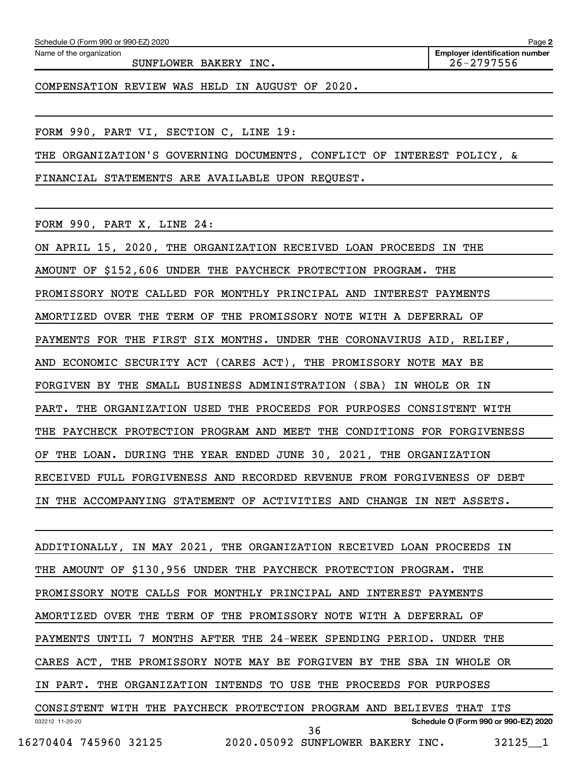Schedule O (Form 990 or 990-EZ) 2020

Name of the organization: SUNFLOWER BAKERY INC.

**Employer identification number** 26-2797556

COMPENSATION REVIEW WAS HELD IN AUGUST OF 2020.

FORM 990, PART VI, SECTION C, LINE 19:

THE ORGANIZATION'S GOVERNING DOCUMENTS, CONFLICT OF INTEREST POLICY, & FINANCIAL STATEMENTS ARE AVAILABLE UPON REQUEST.

FORM 990, PART X, LINE 24:

ON APRIL 15, 2020, THE ORGANIZATION RECEIVED LOAN PROCEEDS IN THE AMOUNT OF $152,606 UNDER THE PAYCHECK PROTECTION PROGRAM. THE PROMISSORY NOTE CALLED FOR MONTHLY PRINCIPAL AND INTEREST PAYMENTS AMORTIZED OVER THE TERM OF THE PROMISSORY NOTE WITH A DEFERRAL OF PAYMENTS FOR THE FIRST SIX MONTHS. UNDER THE CORONAVIRUS AID, RELIEF, AND ECONOMIC SECURITY ACT (CARES ACT), THE PROMISSORY NOTE MAY BE FORGIVEN BY THE SMALL BUSINESS ADMINISTRATION (SBA) IN WHOLE OR IN PART. THE ORGANIZATION USED THE PROCEEDS FOR PURPOSES CONSISTENT WITH THE PAYCHECK PROTECTION PROGRAM AND MEET THE CONDITIONS FOR FORGIVENESS OF THE LOAN. DURING THE YEAR ENDED JUNE 30, 2021, THE ORGANIZATION RECEIVED FULL FORGIVENESS AND RECORDED REVENUE FROM FORGIVENESS OF DEBT IN THE ACCOMPANYING STATEMENT OF ACTIVITIES AND CHANGE IN NET ASSETS.

ADDITIONALLY, IN MAY 2021, THE ORGANIZATION RECEIVED LOAN PROCEEDS IN THE AMOUNT OF $130,956 UNDER THE PAYCHECK PROTECTION PROGRAM. THE PROMISSORY NOTE CALLS FOR MONTHLY PRINCIPAL AND INTEREST PAYMENTS AMORTIZED OVER THE TERM OF THE PROMISSORY NOTE WITH A DEFERRAL OF PAYMENTS UNTIL 7 MONTHS AFTER THE 24-WEEK SPENDING PERIOD. UNDER THE CARES ACT, THE PROMISSORY NOTE MAY BE FORGIVEN BY THE SBA IN WHOLE OR IN PART. THE ORGANIZATION INTENDS TO USE THE PROCEEDS FOR PURPOSES CONSISTENT WITH THE PAYCHECK PROTECTION PROGRAM AND BELIEVES THAT ITS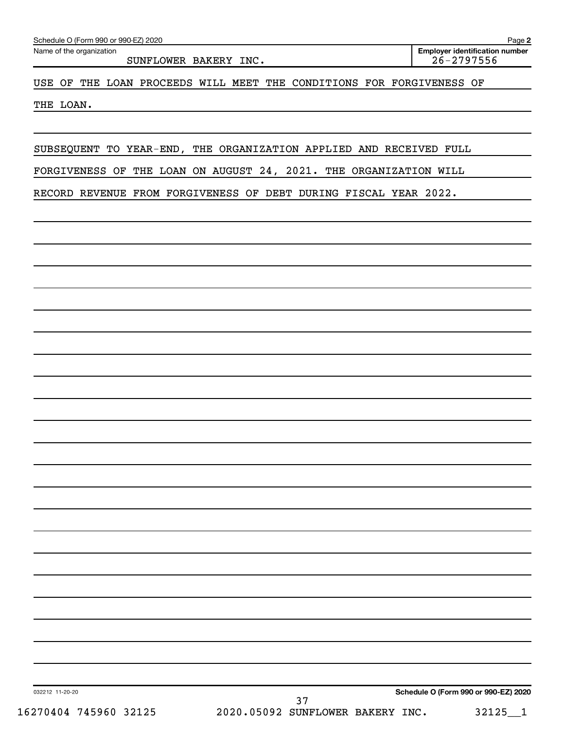Schedule O (Form 990 or 990-EZ) 2020 Page **2**

Name of the organization: SUNFLOWER BAKERY INC.

**Employer identification number** 26-2797556

USE OF THE LOAN PROCEEDS WILL MEET THE CONDITIONS FOR FORGIVENESS OF THE LOAN.

SUBSEQUENT TO YEAR-END, THE ORGANIZATION APPLIED AND RECEIVED FULL FORGIVENESS OF THE LOAN ON AUGUST 24, 2021. THE ORGANIZATION WILL RECORD REVENUE FROM FORGIVENESS OF DEBT DURING FISCAL YEAR 2022.

032212 11-20-20 **Schedule O (Form 990 or 990-EZ) 2020**

16270404 745960 32125 2020.05092 SUNFLOWER BAKERY INC. 32125__1